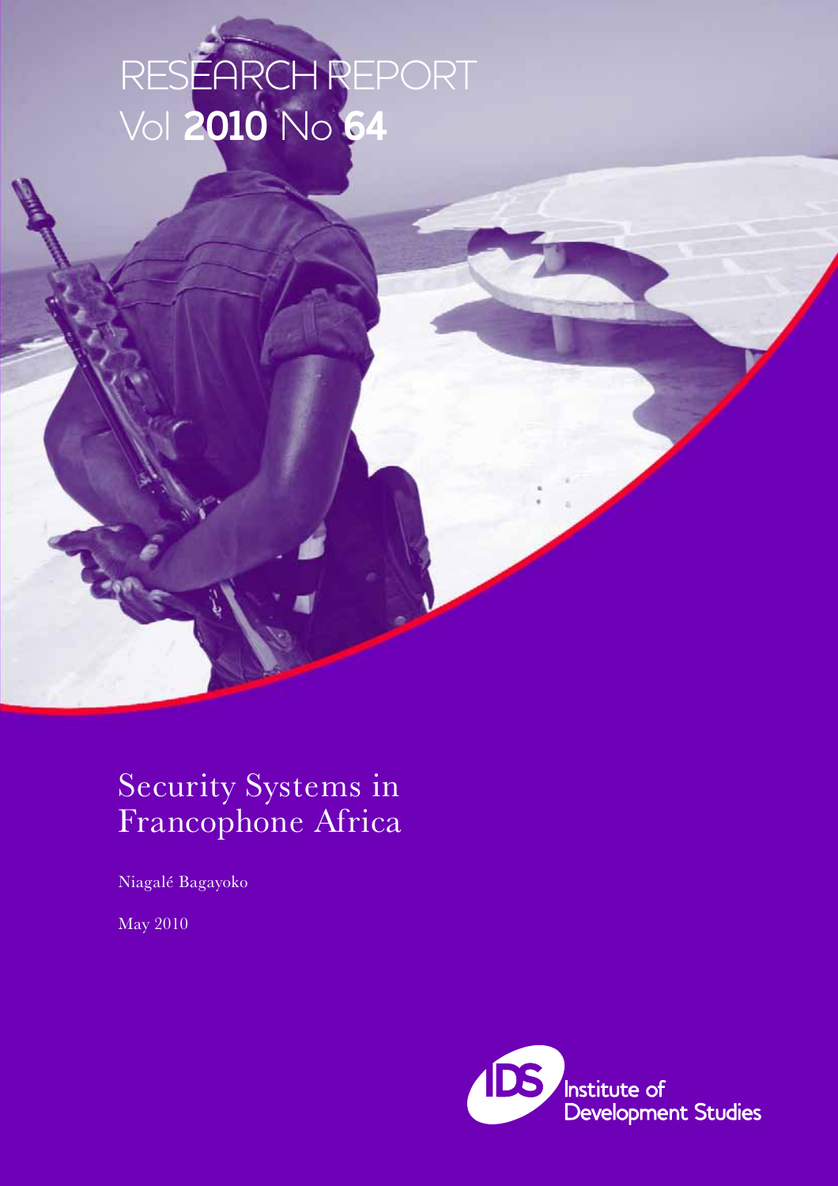RESEARCH REPORT
Vol **2010** No **64**

# Security Systems in Francophone Africa

Niagalé Bagayoko

May 2010

Institute of Development Studies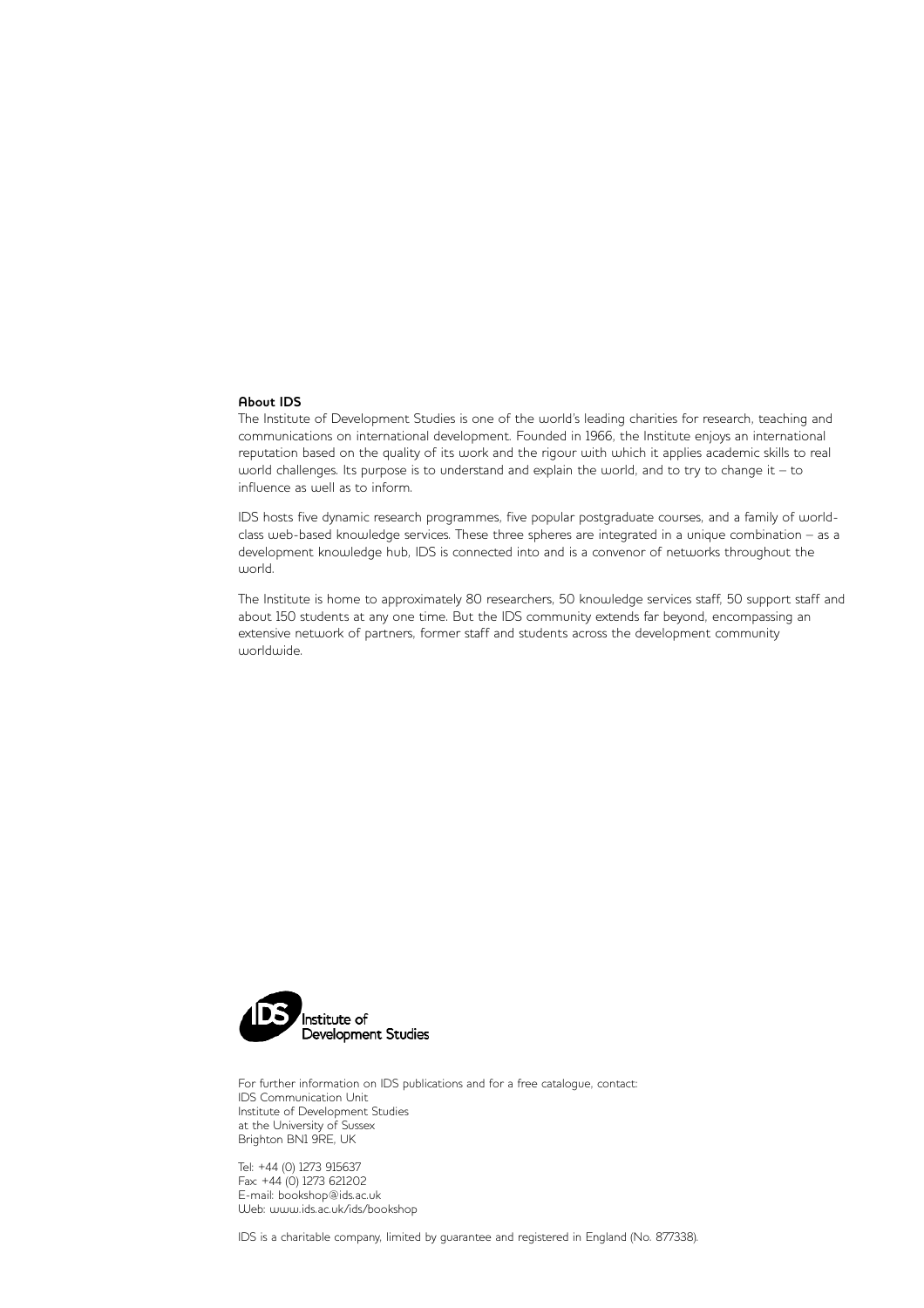**About IDS**

The Institute of Development Studies is one of the world's leading charities for research, teaching and communications on international development. Founded in 1966, the Institute enjoys an international reputation based on the quality of its work and the rigour with which it applies academic skills to real world challenges. Its purpose is to understand and explain the world, and to try to change it – to influence as well as to inform.

IDS hosts five dynamic research programmes, five popular postgraduate courses, and a family of world-class web-based knowledge services. These three spheres are integrated in a unique combination – as a development knowledge hub, IDS is connected into and is a convenor of networks throughout the world.

The Institute is home to approximately 80 researchers, 50 knowledge services staff, 50 support staff and about 150 students at any one time. But the IDS community extends far beyond, encompassing an extensive network of partners, former staff and students across the development community worldwide.

IDS Institute of Development Studies

For further information on IDS publications and for a free catalogue, contact:
IDS Communication Unit
Institute of Development Studies
at the University of Sussex
Brighton BN1 9RE, UK

Tel: +44 (0) 1273 915637
Fax: +44 (0) 1273 621202
E-mail: bookshop@ids.ac.uk
Web: www.ids.ac.uk/ids/bookshop

IDS is a charitable company, limited by guarantee and registered in England (No. 877338).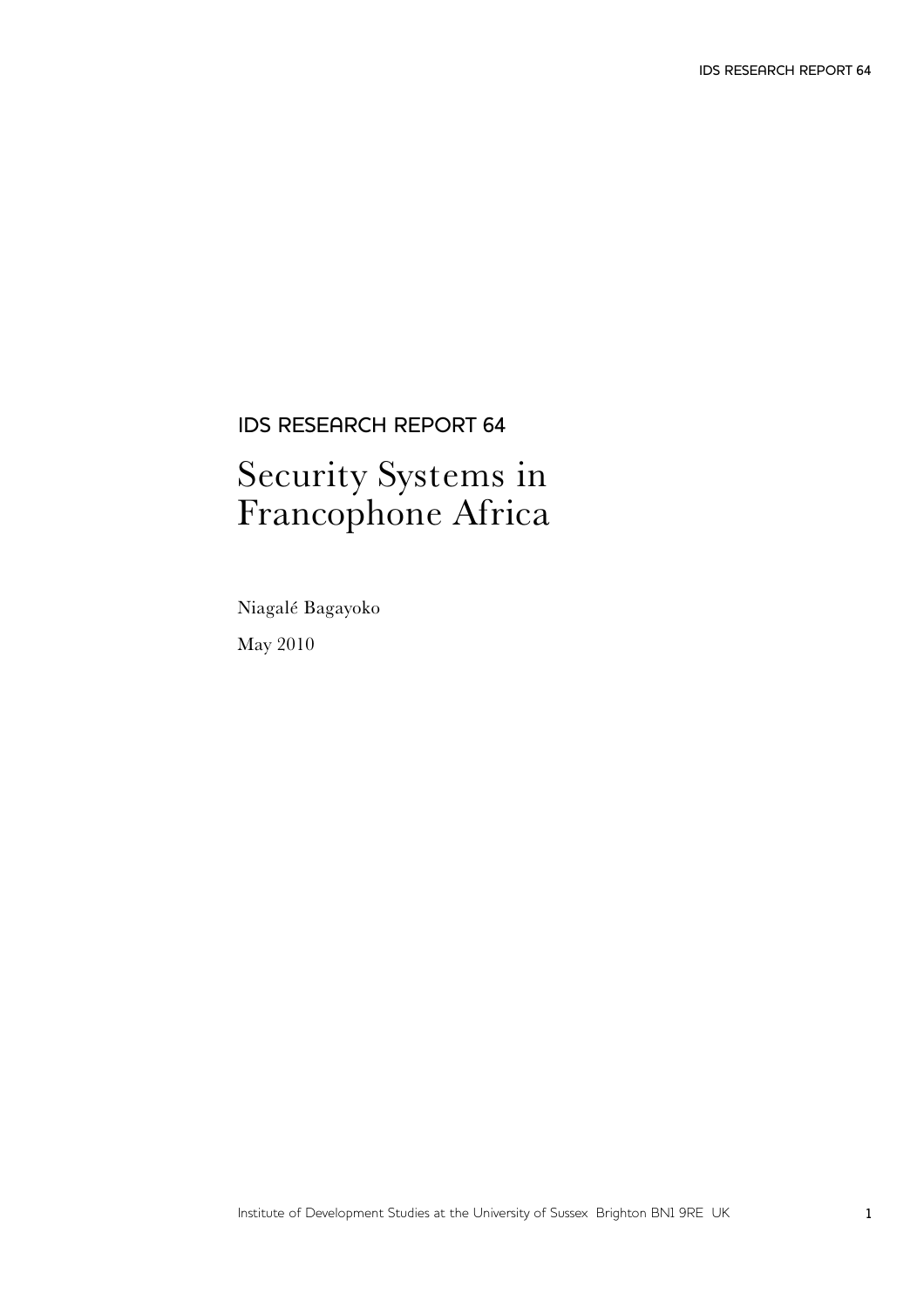IDS RESEARCH REPORT 64

# Security Systems in Francophone Africa

Niagalé Bagayoko

May 2010

Institute of Development Studies at the University of Sussex Brighton BN1 9RE UK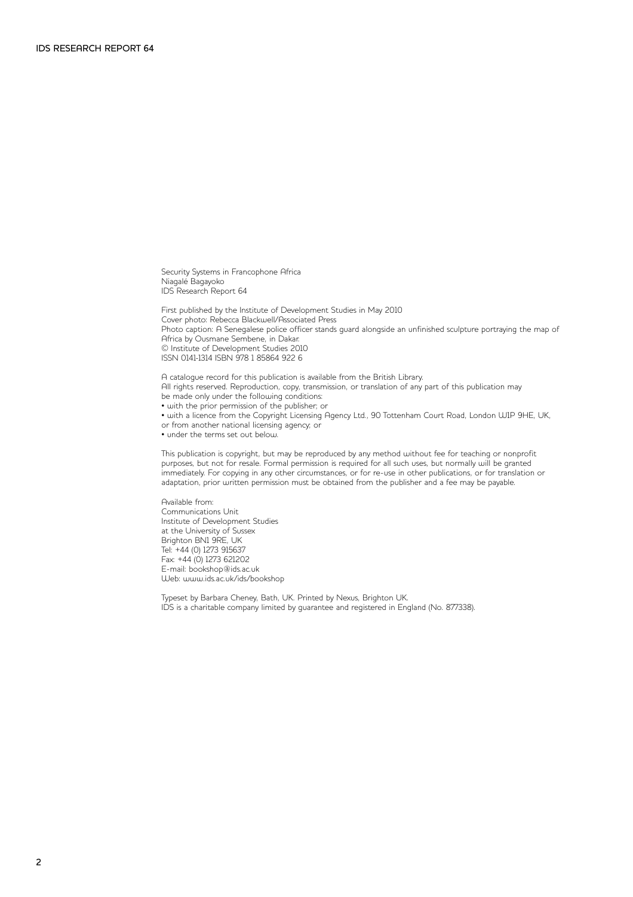Security Systems in Francophone Africa
Niagalé Bagayoko
IDS Research Report 64

First published by the Institute of Development Studies in May 2010
Cover photo: Rebecca Blackwell/Associated Press
Photo caption: A Senegalese police officer stands guard alongside an unfinished sculpture portraying the map of Africa by Ousmane Sembene, in Dakar.
© Institute of Development Studies 2010
ISSN 0141-1314 ISBN 978 1 85864 922 6

A catalogue record for this publication is available from the British Library.
All rights reserved. Reproduction, copy, transmission, or translation of any part of this publication may be made only under the following conditions:

- with the prior permission of the publisher; or
- with a licence from the Copyright Licensing Agency Ltd., 90 Tottenham Court Road, London W1P 9HE, UK, or from another national licensing agency; or
- under the terms set out below.

This publication is copyright, but may be reproduced by any method without fee for teaching or nonprofit purposes, but not for resale. Formal permission is required for all such uses, but normally will be granted immediately. For copying in any other circumstances, or for re-use in other publications, or for translation or adaptation, prior written permission must be obtained from the publisher and a fee may be payable.

Available from:
Communications Unit
Institute of Development Studies
at the University of Sussex
Brighton BN1 9RE, UK
Tel: +44 (0) 1273 915637
Fax: +44 (0) 1273 621202
E-mail: bookshop@ids.ac.uk
Web: www.ids.ac.uk/ids/bookshop

Typeset by Barbara Cheney, Bath, UK. Printed by Nexus, Brighton UK.
IDS is a charitable company limited by guarantee and registered in England (No. 877338).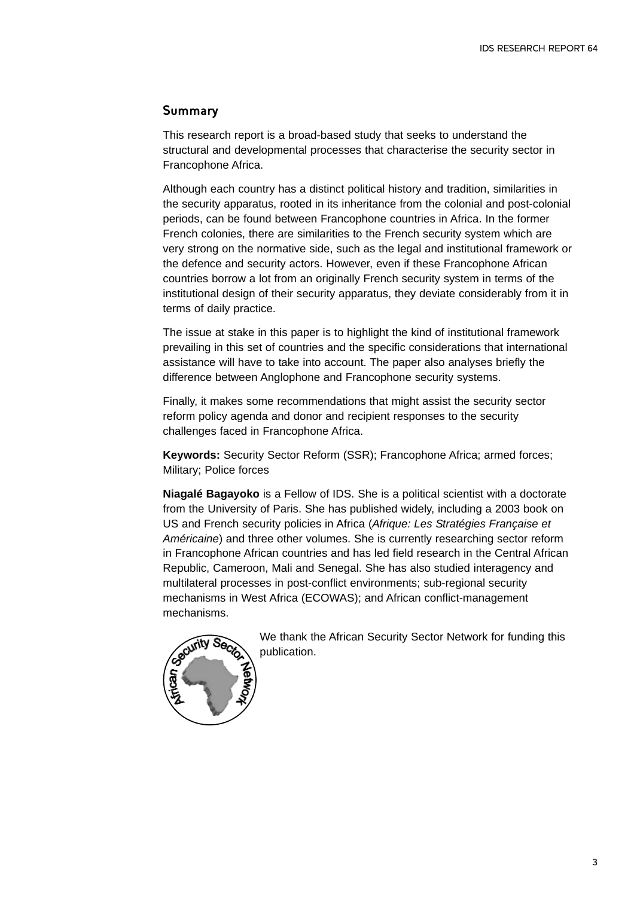## Summary

This research report is a broad-based study that seeks to understand the structural and developmental processes that characterise the security sector in Francophone Africa.

Although each country has a distinct political history and tradition, similarities in the security apparatus, rooted in its inheritance from the colonial and post-colonial periods, can be found between Francophone countries in Africa. In the former French colonies, there are similarities to the French security system which are very strong on the normative side, such as the legal and institutional framework or the defence and security actors. However, even if these Francophone African countries borrow a lot from an originally French security system in terms of the institutional design of their security apparatus, they deviate considerably from it in terms of daily practice.

The issue at stake in this paper is to highlight the kind of institutional framework prevailing in this set of countries and the specific considerations that international assistance will have to take into account. The paper also analyses briefly the difference between Anglophone and Francophone security systems.

Finally, it makes some recommendations that might assist the security sector reform policy agenda and donor and recipient responses to the security challenges faced in Francophone Africa.

**Keywords:** Security Sector Reform (SSR); Francophone Africa; armed forces; Military; Police forces

**Niagalé Bagayoko** is a Fellow of IDS. She is a political scientist with a doctorate from the University of Paris. She has published widely, including a 2003 book on US and French security policies in Africa (*Afrique: Les Stratégies Française et Américaine*) and three other volumes. She is currently researching security sector reform in Francophone African countries and has led field research in the Central African Republic, Cameroon, Mali and Senegal. She has also studied interagency and multilateral processes in post-conflict environments; sub-regional security mechanisms in West Africa (ECOWAS); and African conflict-management mechanisms.

We thank the African Security Sector Network for funding this publication.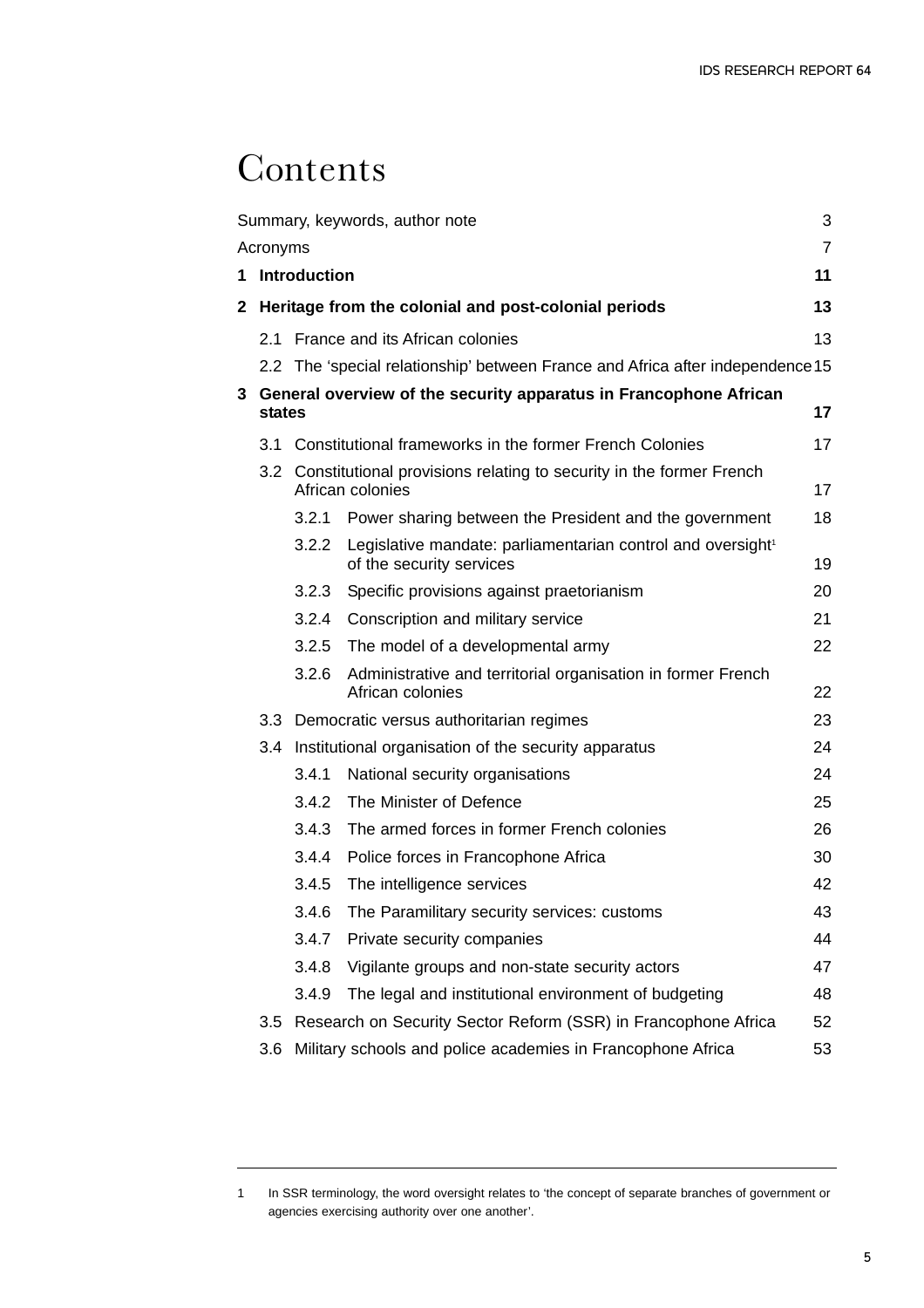# Contents

| | |
|---|---|
| Summary, keywords, author note | 3 |
| Acronyms | 7 |
| **1 Introduction** | **11** |
| **2 Heritage from the colonial and post-colonial periods** | **13** |
| 2.1 France and its African colonies | 13 |
| 2.2 The 'special relationship' between France and Africa after independence | 15 |
| **3 General overview of the security apparatus in Francophone African states** | **17** |
| 3.1 Constitutional frameworks in the former French Colonies | 17 |
| 3.2 Constitutional provisions relating to security in the former French African colonies | 17 |
| 3.2.1 Power sharing between the President and the government | 18 |
| 3.2.2 Legislative mandate: parliamentarian control and oversight[1] of the security services | 19 |
| 3.2.3 Specific provisions against praetorianism | 20 |
| 3.2.4 Conscription and military service | 21 |
| 3.2.5 The model of a developmental army | 22 |
| 3.2.6 Administrative and territorial organisation in former French African colonies | 22 |
| 3.3 Democratic versus authoritarian regimes | 23 |
| 3.4 Institutional organisation of the security apparatus | 24 |
| 3.4.1 National security organisations | 24 |
| 3.4.2 The Minister of Defence | 25 |
| 3.4.3 The armed forces in former French colonies | 26 |
| 3.4.4 Police forces in Francophone Africa | 30 |
| 3.4.5 The intelligence services | 42 |
| 3.4.6 The Paramilitary security services: customs | 43 |
| 3.4.7 Private security companies | 44 |
| 3.4.8 Vigilante groups and non-state security actors | 47 |
| 3.4.9 The legal and institutional environment of budgeting | 48 |
| 3.5 Research on Security Sector Reform (SSR) in Francophone Africa | 52 |
| 3.6 Military schools and police academies in Francophone Africa | 53 |

---

1 In SSR terminology, the word oversight relates to 'the concept of separate branches of government or agencies exercising authority over one another'.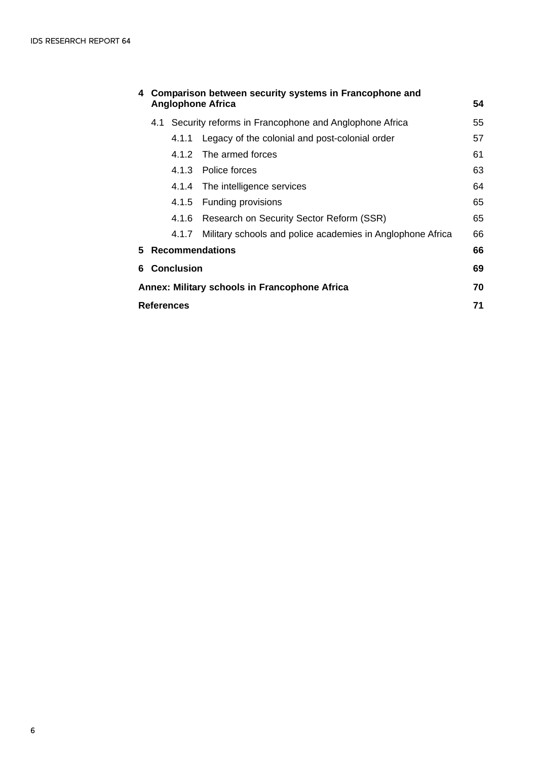**4 Comparison between security systems in Francophone and Anglophone Africa** **54**

4.1 Security reforms in Francophone and Anglophone Africa 55

4.1.1 Legacy of the colonial and post-colonial order 57

4.1.2 The armed forces 61

4.1.3 Police forces 63

4.1.4 The intelligence services 64

4.1.5 Funding provisions 65

4.1.6 Research on Security Sector Reform (SSR) 65

4.1.7 Military schools and police academies in Anglophone Africa 66

**5 Recommendations** **66**

**6 Conclusion** **69**

**Annex: Military schools in Francophone Africa** **70**

**References** **71**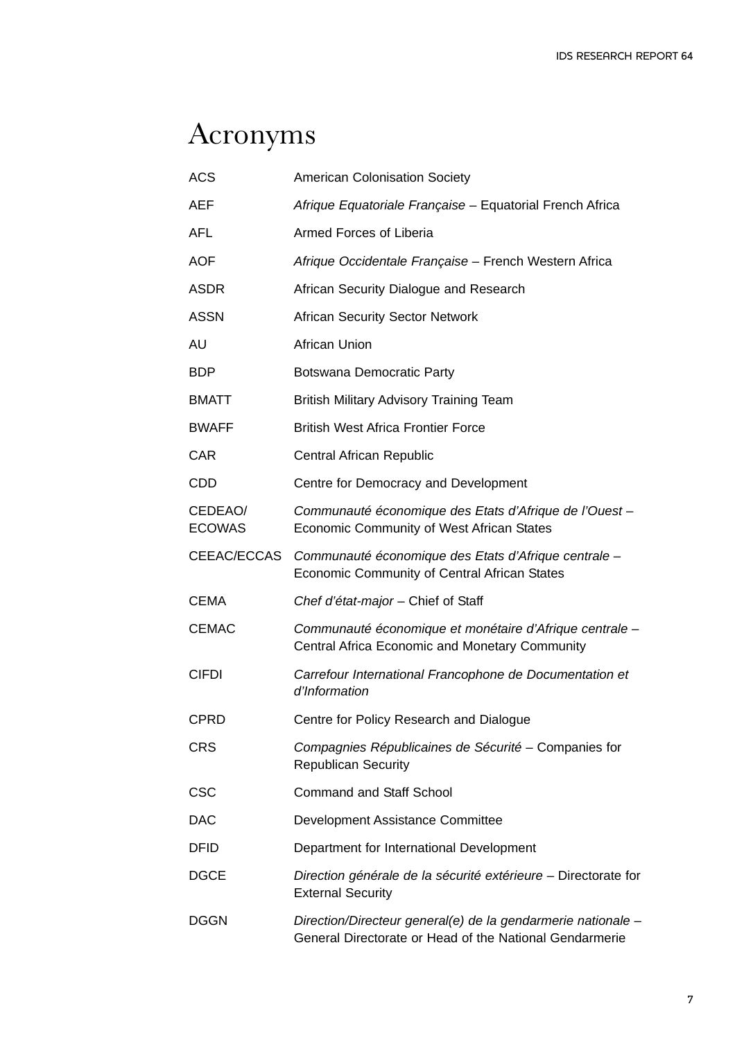# Acronyms

| | |
|---|---|
| ACS | American Colonisation Society |
| AEF | *Afrique Equatoriale Française* – Equatorial French Africa |
| AFL | Armed Forces of Liberia |
| AOF | *Afrique Occidentale Française* – French Western Africa |
| ASDR | African Security Dialogue and Research |
| ASSN | African Security Sector Network |
| AU | African Union |
| BDP | Botswana Democratic Party |
| BMATT | British Military Advisory Training Team |
| BWAFF | British West Africa Frontier Force |
| CAR | Central African Republic |
| CDD | Centre for Democracy and Development |
| CEDEAO/ ECOWAS | *Communauté économique des Etats d'Afrique de l'Ouest* – Economic Community of West African States |
| CEEAC/ECCAS | *Communauté économique des Etats d'Afrique centrale* – Economic Community of Central African States |
| CEMA | *Chef d'état-major* – Chief of Staff |
| CEMAC | *Communauté économique et monétaire d'Afrique centrale* – Central Africa Economic and Monetary Community |
| CIFDI | *Carrefour International Francophone de Documentation et d'Information* |
| CPRD | Centre for Policy Research and Dialogue |
| CRS | *Compagnies Républicaines de Sécurité* – Companies for Republican Security |
| CSC | Command and Staff School |
| DAC | Development Assistance Committee |
| DFID | Department for International Development |
| DGCE | *Direction générale de la sécurité extérieure* – Directorate for External Security |
| DGGN | *Direction/Directeur general(e) de la gendarmerie nationale* – General Directorate or Head of the National Gendarmerie |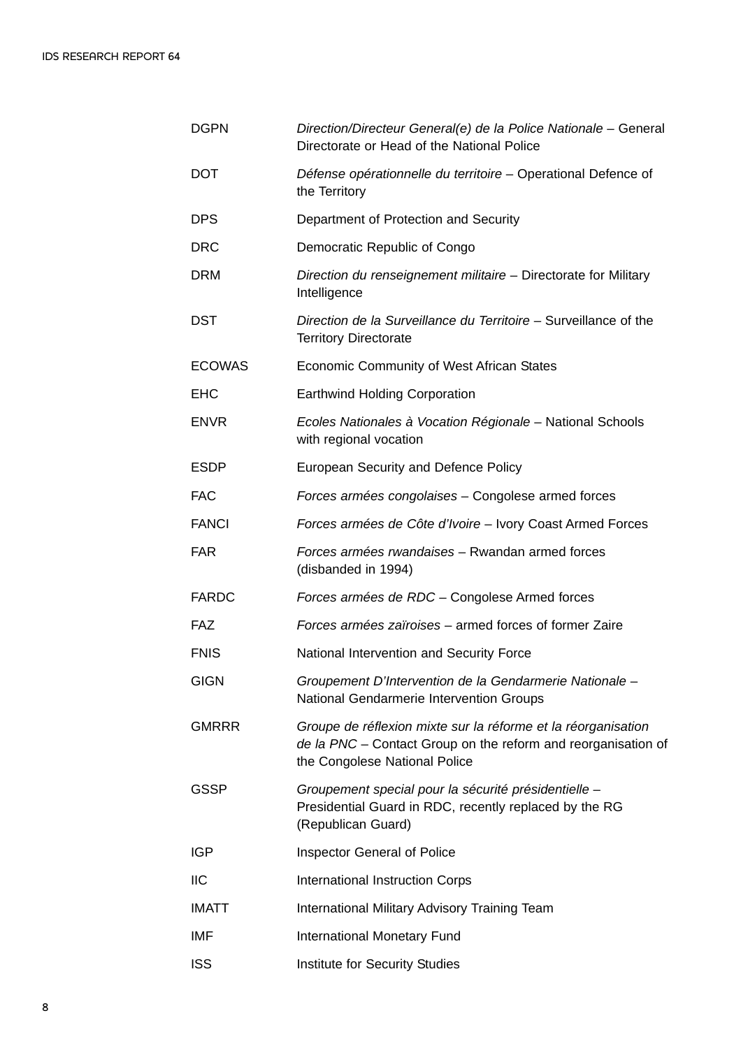| | |
|---|---|
| DGPN | *Direction/Directeur General(e) de la Police Nationale* – General Directorate or Head of the National Police |
| DOT | *Défense opérationnelle du territoire* – Operational Defence of the Territory |
| DPS | Department of Protection and Security |
| DRC | Democratic Republic of Congo |
| DRM | *Direction du renseignement militaire* – Directorate for Military Intelligence |
| DST | *Direction de la Surveillance du Territoire* – Surveillance of the Territory Directorate |
| ECOWAS | Economic Community of West African States |
| EHC | Earthwind Holding Corporation |
| ENVR | *Ecoles Nationales à Vocation Régionale* – National Schools with regional vocation |
| ESDP | European Security and Defence Policy |
| FAC | *Forces armées congolaises* – Congolese armed forces |
| FANCI | *Forces armées de Côte d'Ivoire* – Ivory Coast Armed Forces |
| FAR | *Forces armées rwandaises* – Rwandan armed forces (disbanded in 1994) |
| FARDC | *Forces armées de RDC* – Congolese Armed forces |
| FAZ | *Forces armées zaïroises* – armed forces of former Zaire |
| FNIS | National Intervention and Security Force |
| GIGN | *Groupement D'Intervention de la Gendarmerie Nationale* – National Gendarmerie Intervention Groups |
| GMRRR | *Groupe de réflexion mixte sur la réforme et la réorganisation de la PNC* – Contact Group on the reform and reorganisation of the Congolese National Police |
| GSSP | *Groupement special pour la sécurité présidentielle* – Presidential Guard in RDC, recently replaced by the RG (Republican Guard) |
| IGP | Inspector General of Police |
| IIC | International Instruction Corps |
| IMATT | International Military Advisory Training Team |
| IMF | International Monetary Fund |
| ISS | Institute for Security Studies |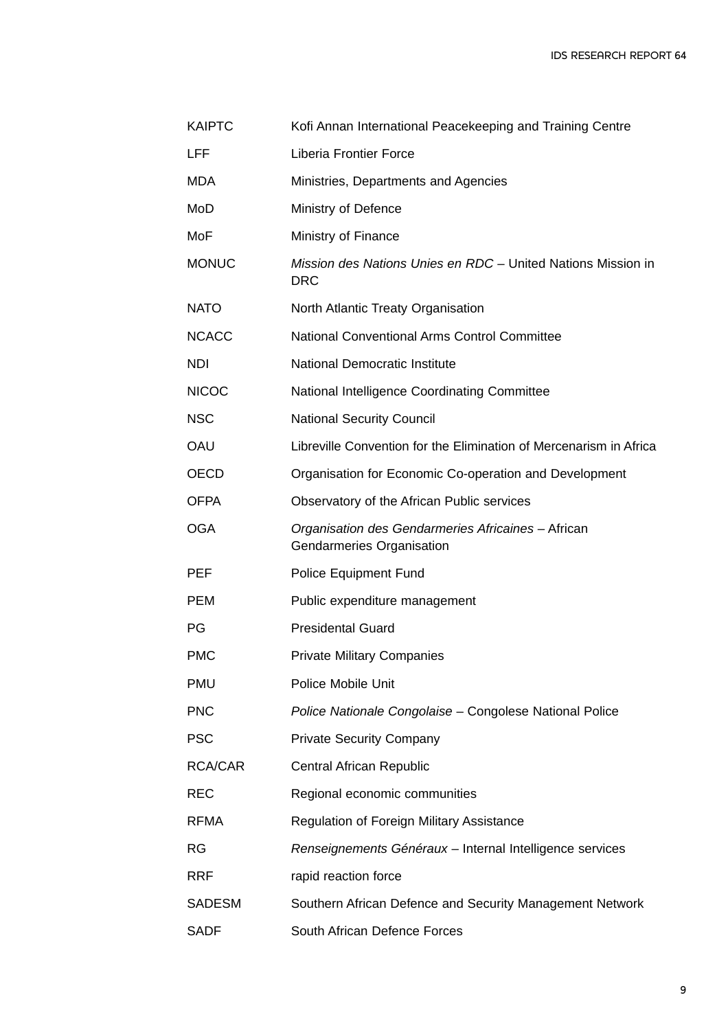| | |
|---|---|
| KAIPTC | Kofi Annan International Peacekeeping and Training Centre |
| LFF | Liberia Frontier Force |
| MDA | Ministries, Departments and Agencies |
| MoD | Ministry of Defence |
| MoF | Ministry of Finance |
| MONUC | *Mission des Nations Unies en RDC* – United Nations Mission in DRC |
| NATO | North Atlantic Treaty Organisation |
| NCACC | National Conventional Arms Control Committee |
| NDI | National Democratic Institute |
| NICOC | National Intelligence Coordinating Committee |
| NSC | National Security Council |
| OAU | Libreville Convention for the Elimination of Mercenarism in Africa |
| OECD | Organisation for Economic Co-operation and Development |
| OFPA | Observatory of the African Public services |
| OGA | *Organisation des Gendarmeries Africaines* – African Gendarmeries Organisation |
| PEF | Police Equipment Fund |
| PEM | Public expenditure management |
| PG | Presidental Guard |
| PMC | Private Military Companies |
| PMU | Police Mobile Unit |
| PNC | *Police Nationale Congolaise* – Congolese National Police |
| PSC | Private Security Company |
| RCA/CAR | Central African Republic |
| REC | Regional economic communities |
| RFMA | Regulation of Foreign Military Assistance |
| RG | *Renseignements Généraux* – Internal Intelligence services |
| RRF | rapid reaction force |
| SADESM | Southern African Defence and Security Management Network |
| SADF | South African Defence Forces |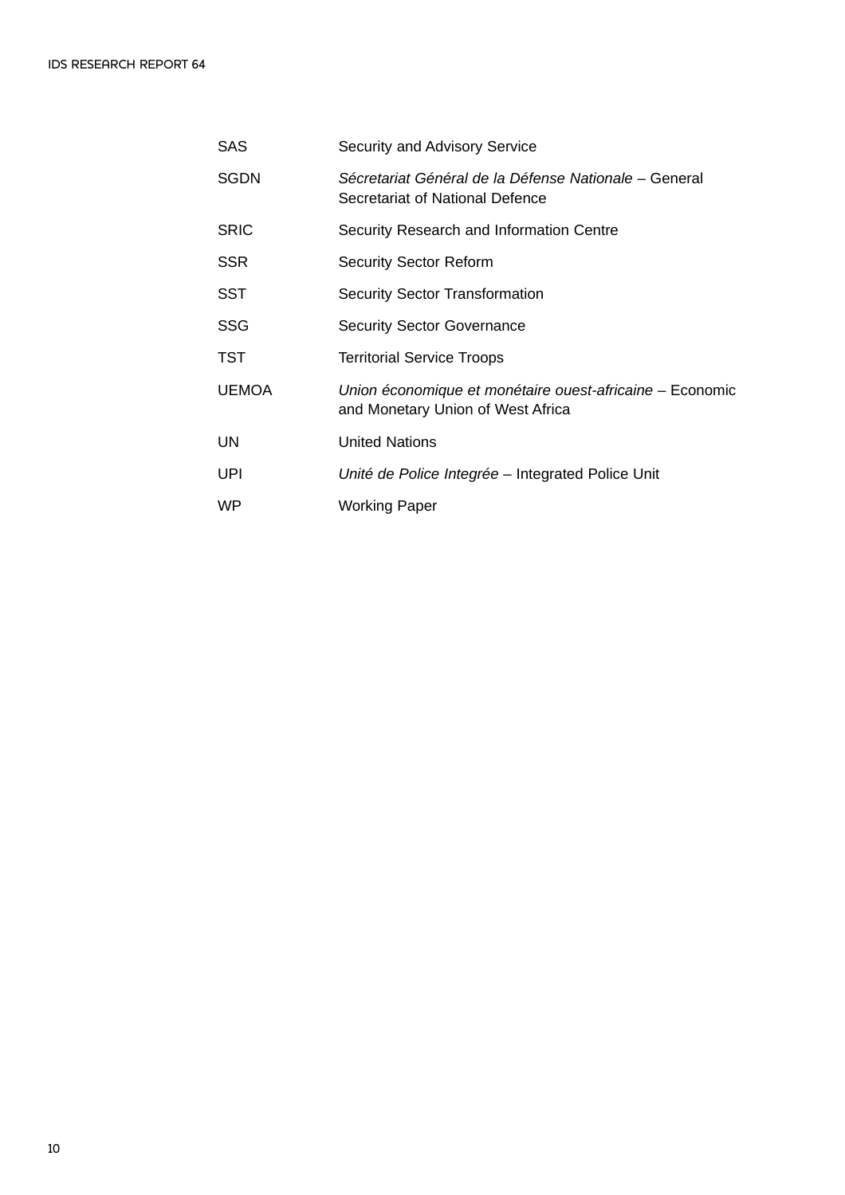| | |
|---|---|
| SAS | Security and Advisory Service |
| SGDN | *Sécretariat Général de la Défense Nationale* – General Secretariat of National Defence |
| SRIC | Security Research and Information Centre |
| SSR | Security Sector Reform |
| SST | Security Sector Transformation |
| SSG | Security Sector Governance |
| TST | Territorial Service Troops |
| UEMOA | *Union économique et monétaire ouest-africaine* – Economic and Monetary Union of West Africa |
| UN | United Nations |
| UPI | *Unité de Police Integrée* – Integrated Police Unit |
| WP | Working Paper |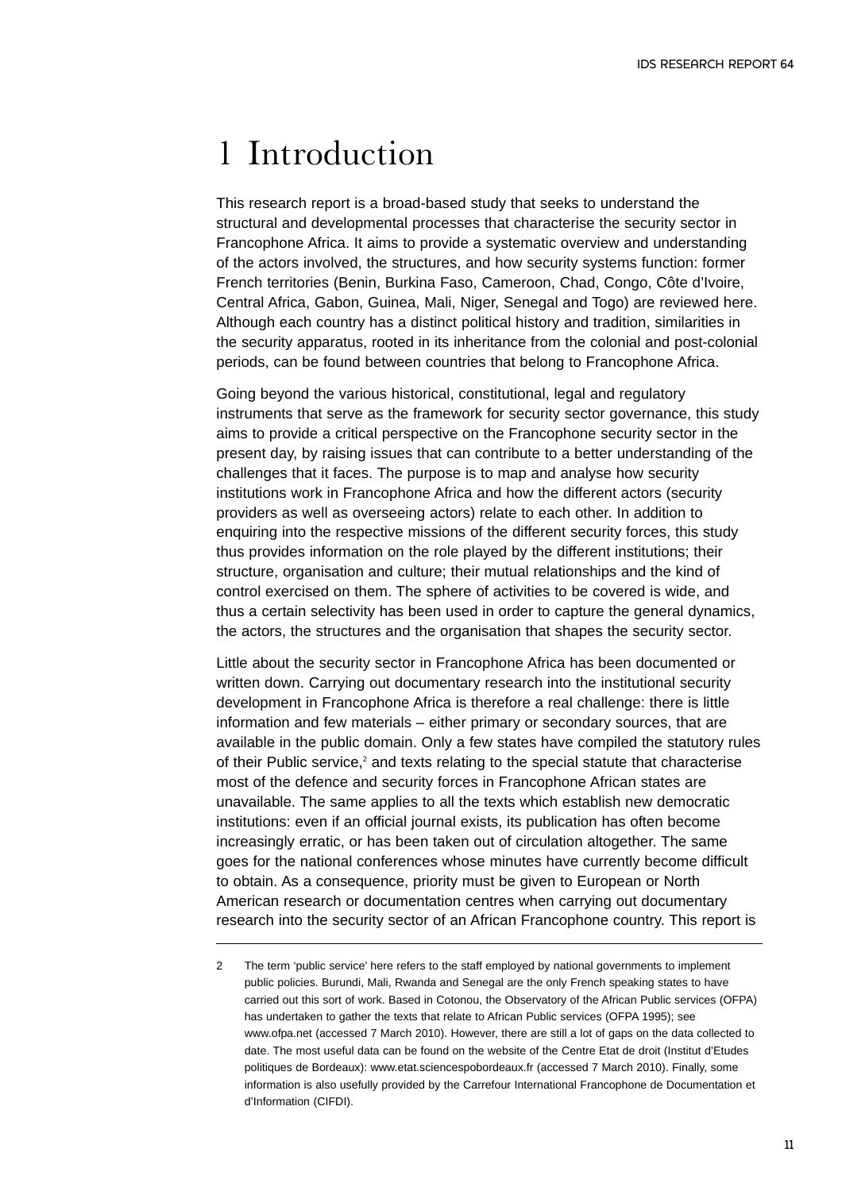# 1 Introduction

This research report is a broad-based study that seeks to understand the structural and developmental processes that characterise the security sector in Francophone Africa. It aims to provide a systematic overview and understanding of the actors involved, the structures, and how security systems function: former French territories (Benin, Burkina Faso, Cameroon, Chad, Congo, Côte d'Ivoire, Central Africa, Gabon, Guinea, Mali, Niger, Senegal and Togo) are reviewed here. Although each country has a distinct political history and tradition, similarities in the security apparatus, rooted in its inheritance from the colonial and post-colonial periods, can be found between countries that belong to Francophone Africa.

Going beyond the various historical, constitutional, legal and regulatory instruments that serve as the framework for security sector governance, this study aims to provide a critical perspective on the Francophone security sector in the present day, by raising issues that can contribute to a better understanding of the challenges that it faces. The purpose is to map and analyse how security institutions work in Francophone Africa and how the different actors (security providers as well as overseeing actors) relate to each other. In addition to enquiring into the respective missions of the different security forces, this study thus provides information on the role played by the different institutions; their structure, organisation and culture; their mutual relationships and the kind of control exercised on them. The sphere of activities to be covered is wide, and thus a certain selectivity has been used in order to capture the general dynamics, the actors, the structures and the organisation that shapes the security sector.

Little about the security sector in Francophone Africa has been documented or written down. Carrying out documentary research into the institutional security development in Francophone Africa is therefore a real challenge: there is little information and few materials – either primary or secondary sources, that are available in the public domain. Only a few states have compiled the statutory rules of their Public service,[2] and texts relating to the special statute that characterise most of the defence and security forces in Francophone African states are unavailable. The same applies to all the texts which establish new democratic institutions: even if an official journal exists, its publication has often become increasingly erratic, or has been taken out of circulation altogether. The same goes for the national conferences whose minutes have currently become difficult to obtain. As a consequence, priority must be given to European or North American research or documentation centres when carrying out documentary research into the security sector of an African Francophone country. This report is

---

2 The term 'public service' here refers to the staff employed by national governments to implement public policies. Burundi, Mali, Rwanda and Senegal are the only French speaking states to have carried out this sort of work. Based in Cotonou, the Observatory of the African Public services (OFPA) has undertaken to gather the texts that relate to African Public services (OFPA 1995); see www.ofpa.net (accessed 7 March 2010). However, there are still a lot of gaps on the data collected to date. The most useful data can be found on the website of the Centre Etat de droit (Institut d'Etudes politiques de Bordeaux): www.etat.sciencespobordeaux.fr (accessed 7 March 2010). Finally, some information is also usefully provided by the Carrefour International Francophone de Documentation et d'Information (CIFDI).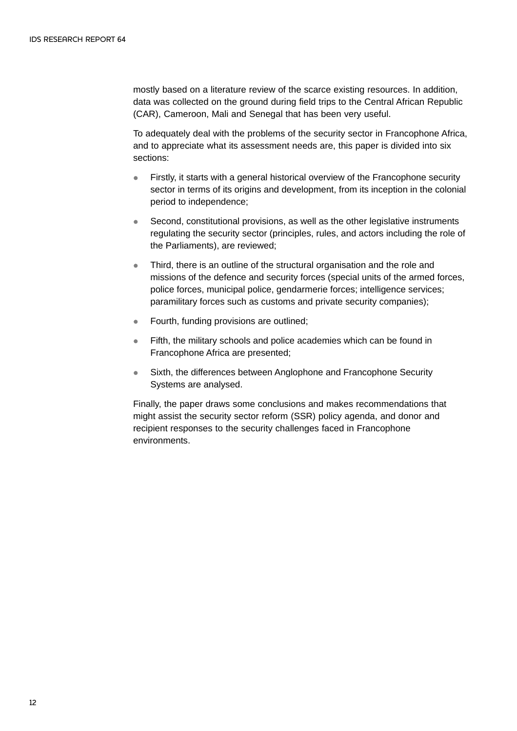mostly based on a literature review of the scarce existing resources. In addition, data was collected on the ground during field trips to the Central African Republic (CAR), Cameroon, Mali and Senegal that has been very useful.

To adequately deal with the problems of the security sector in Francophone Africa, and to appreciate what its assessment needs are, this paper is divided into six sections:

- Firstly, it starts with a general historical overview of the Francophone security sector in terms of its origins and development, from its inception in the colonial period to independence;
- Second, constitutional provisions, as well as the other legislative instruments regulating the security sector (principles, rules, and actors including the role of the Parliaments), are reviewed;
- Third, there is an outline of the structural organisation and the role and missions of the defence and security forces (special units of the armed forces, police forces, municipal police, gendarmerie forces; intelligence services; paramilitary forces such as customs and private security companies);
- Fourth, funding provisions are outlined;
- Fifth, the military schools and police academies which can be found in Francophone Africa are presented;
- Sixth, the differences between Anglophone and Francophone Security Systems are analysed.

Finally, the paper draws some conclusions and makes recommendations that might assist the security sector reform (SSR) policy agenda, and donor and recipient responses to the security challenges faced in Francophone environments.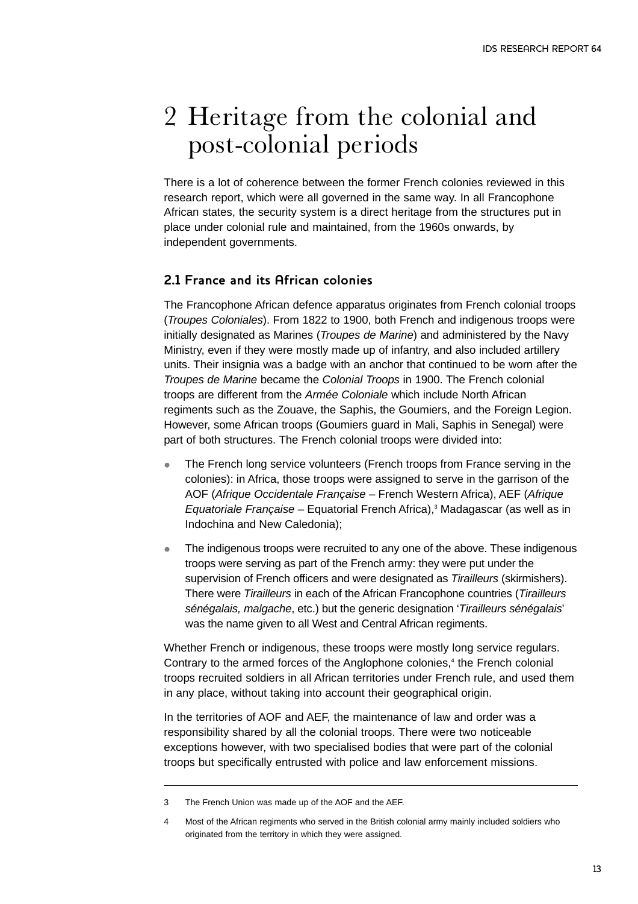# 2 Heritage from the colonial and post-colonial periods

There is a lot of coherence between the former French colonies reviewed in this research report, which were all governed in the same way. In all Francophone African states, the security system is a direct heritage from the structures put in place under colonial rule and maintained, from the 1960s onwards, by independent governments.

## 2.1 France and its African colonies

The Francophone African defence apparatus originates from French colonial troops (*Troupes Coloniales*). From 1822 to 1900, both French and indigenous troops were initially designated as Marines (*Troupes de Marine*) and administered by the Navy Ministry, even if they were mostly made up of infantry, and also included artillery units. Their insignia was a badge with an anchor that continued to be worn after the *Troupes de Marine* became the *Colonial Troops* in 1900. The French colonial troops are different from the *Armée Coloniale* which include North African regiments such as the Zouave, the Saphis, the Goumiers, and the Foreign Legion. However, some African troops (Goumiers guard in Mali, Saphis in Senegal) were part of both structures. The French colonial troops were divided into:

- The French long service volunteers (French troops from France serving in the colonies): in Africa, those troops were assigned to serve in the garrison of the AOF (*Afrique Occidentale Française* – French Western Africa), AEF (*Afrique Equatoriale Française* – Equatorial French Africa),[3] Madagascar (as well as in Indochina and New Caledonia);
- The indigenous troops were recruited to any one of the above. These indigenous troops were serving as part of the French army: they were put under the supervision of French officers and were designated as *Tirailleurs* (skirmishers). There were *Tirailleurs* in each of the African Francophone countries (*Tirailleurs sénégalais, malgache*, etc.) but the generic designation '*Tirailleurs sénégalais*' was the name given to all West and Central African regiments.

Whether French or indigenous, these troops were mostly long service regulars. Contrary to the armed forces of the Anglophone colonies,[4] the French colonial troops recruited soldiers in all African territories under French rule, and used them in any place, without taking into account their geographical origin.

In the territories of AOF and AEF, the maintenance of law and order was a responsibility shared by all the colonial troops. There were two noticeable exceptions however, with two specialised bodies that were part of the colonial troops but specifically entrusted with police and law enforcement missions.

---

3 The French Union was made up of the AOF and the AEF.

4 Most of the African regiments who served in the British colonial army mainly included soldiers who originated from the territory in which they were assigned.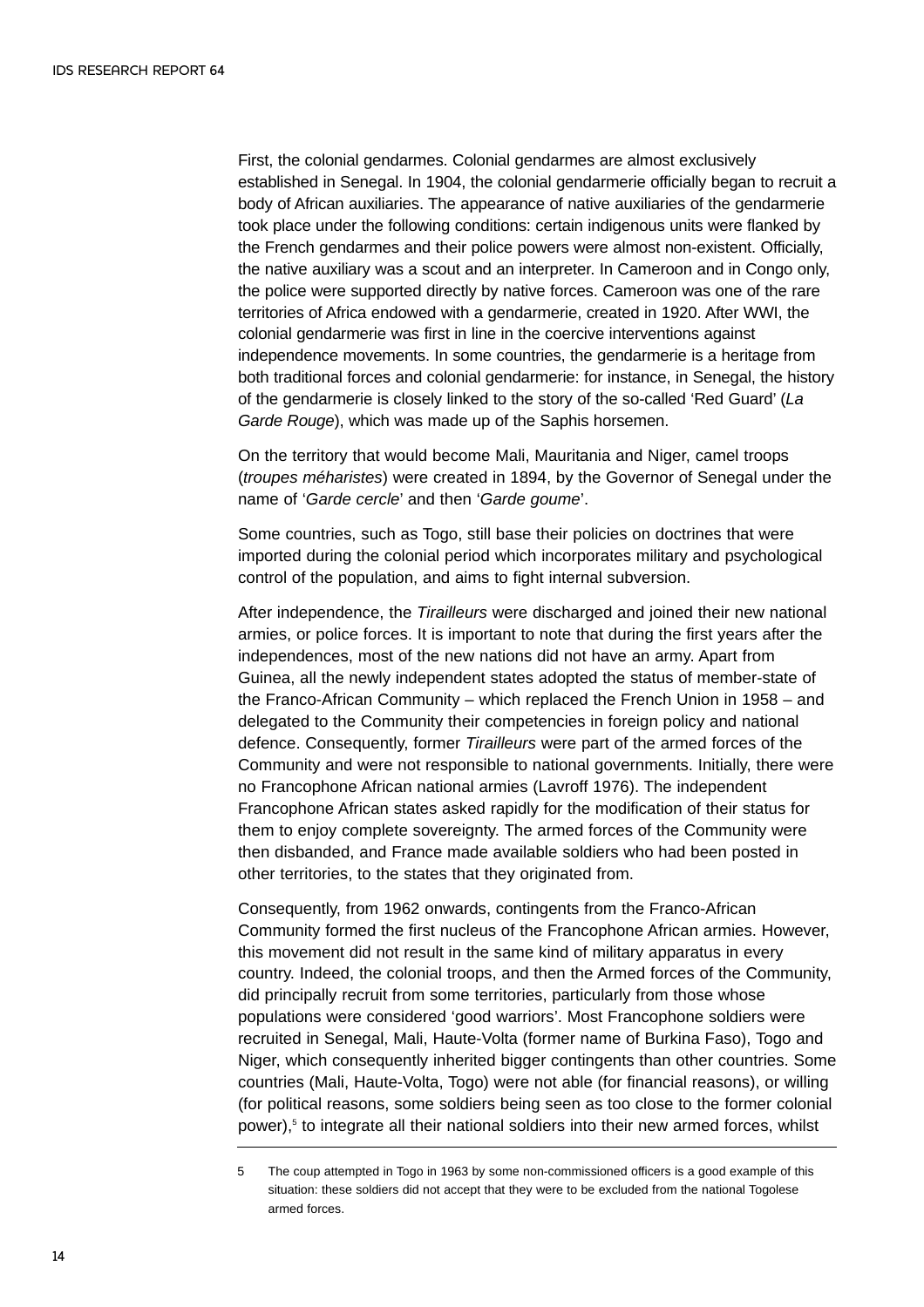First, the colonial gendarmes. Colonial gendarmes are almost exclusively established in Senegal. In 1904, the colonial gendarmerie officially began to recruit a body of African auxiliaries. The appearance of native auxiliaries of the gendarmerie took place under the following conditions: certain indigenous units were flanked by the French gendarmes and their police powers were almost non-existent. Officially, the native auxiliary was a scout and an interpreter. In Cameroon and in Congo only, the police were supported directly by native forces. Cameroon was one of the rare territories of Africa endowed with a gendarmerie, created in 1920. After WWI, the colonial gendarmerie was first in line in the coercive interventions against independence movements. In some countries, the gendarmerie is a heritage from both traditional forces and colonial gendarmerie: for instance, in Senegal, the history of the gendarmerie is closely linked to the story of the so-called 'Red Guard' (*La Garde Rouge*), which was made up of the Saphis horsemen.

On the territory that would become Mali, Mauritania and Niger, camel troops (*troupes méharistes*) were created in 1894, by the Governor of Senegal under the name of '*Garde cercle*' and then '*Garde goume*'.

Some countries, such as Togo, still base their policies on doctrines that were imported during the colonial period which incorporates military and psychological control of the population, and aims to fight internal subversion.

After independence, the *Tirailleurs* were discharged and joined their new national armies, or police forces. It is important to note that during the first years after the independences, most of the new nations did not have an army. Apart from Guinea, all the newly independent states adopted the status of member-state of the Franco-African Community – which replaced the French Union in 1958 – and delegated to the Community their competencies in foreign policy and national defence. Consequently, former *Tirailleurs* were part of the armed forces of the Community and were not responsible to national governments. Initially, there were no Francophone African national armies (Lavroff 1976). The independent Francophone African states asked rapidly for the modification of their status for them to enjoy complete sovereignty. The armed forces of the Community were then disbanded, and France made available soldiers who had been posted in other territories, to the states that they originated from.

Consequently, from 1962 onwards, contingents from the Franco-African Community formed the first nucleus of the Francophone African armies. However, this movement did not result in the same kind of military apparatus in every country. Indeed, the colonial troops, and then the Armed forces of the Community, did principally recruit from some territories, particularly from those whose populations were considered 'good warriors'. Most Francophone soldiers were recruited in Senegal, Mali, Haute-Volta (former name of Burkina Faso), Togo and Niger, which consequently inherited bigger contingents than other countries. Some countries (Mali, Haute-Volta, Togo) were not able (for financial reasons), or willing (for political reasons, some soldiers being seen as too close to the former colonial power),[5] to integrate all their national soldiers into their new armed forces, whilst

5 The coup attempted in Togo in 1963 by some non-commissioned officers is a good example of this situation: these soldiers did not accept that they were to be excluded from the national Togolese armed forces.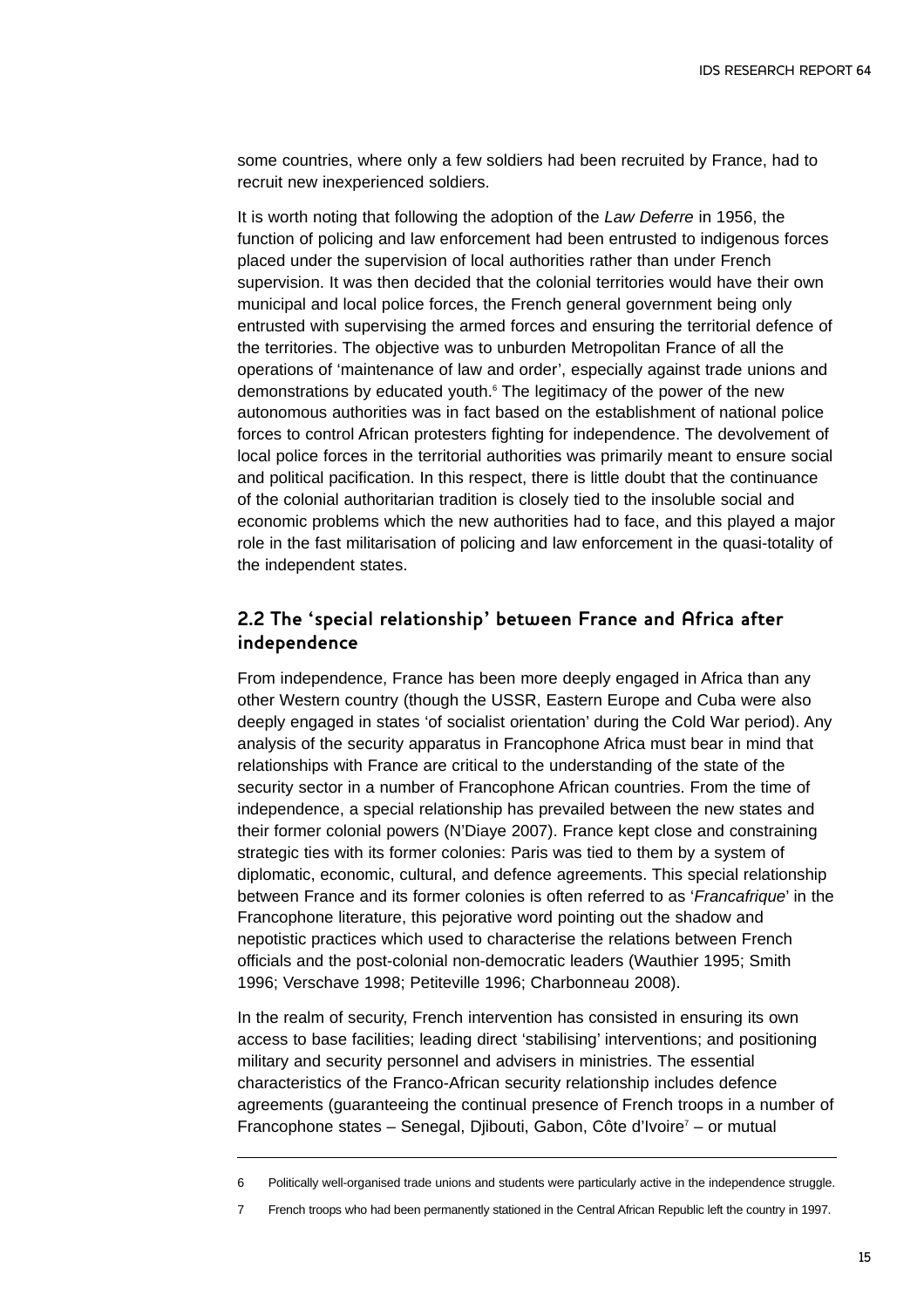some countries, where only a few soldiers had been recruited by France, had to recruit new inexperienced soldiers.

It is worth noting that following the adoption of the *Law Deferre* in 1956, the function of policing and law enforcement had been entrusted to indigenous forces placed under the supervision of local authorities rather than under French supervision. It was then decided that the colonial territories would have their own municipal and local police forces, the French general government being only entrusted with supervising the armed forces and ensuring the territorial defence of the territories. The objective was to unburden Metropolitan France of all the operations of 'maintenance of law and order', especially against trade unions and demonstrations by educated youth.[6] The legitimacy of the power of the new autonomous authorities was in fact based on the establishment of national police forces to control African protesters fighting for independence. The devolvement of local police forces in the territorial authorities was primarily meant to ensure social and political pacification. In this respect, there is little doubt that the continuance of the colonial authoritarian tradition is closely tied to the insoluble social and economic problems which the new authorities had to face, and this played a major role in the fast militarisation of policing and law enforcement in the quasi-totality of the independent states.

## 2.2 The 'special relationship' between France and Africa after independence

From independence, France has been more deeply engaged in Africa than any other Western country (though the USSR, Eastern Europe and Cuba were also deeply engaged in states 'of socialist orientation' during the Cold War period). Any analysis of the security apparatus in Francophone Africa must bear in mind that relationships with France are critical to the understanding of the state of the security sector in a number of Francophone African countries. From the time of independence, a special relationship has prevailed between the new states and their former colonial powers (N'Diaye 2007). France kept close and constraining strategic ties with its former colonies: Paris was tied to them by a system of diplomatic, economic, cultural, and defence agreements. This special relationship between France and its former colonies is often referred to as '*Francafrique*' in the Francophone literature, this pejorative word pointing out the shadow and nepotistic practices which used to characterise the relations between French officials and the post-colonial non-democratic leaders (Wauthier 1995; Smith 1996; Verschave 1998; Petiteville 1996; Charbonneau 2008).

In the realm of security, French intervention has consisted in ensuring its own access to base facilities; leading direct 'stabilising' interventions; and positioning military and security personnel and advisers in ministries. The essential characteristics of the Franco-African security relationship includes defence agreements (guaranteeing the continual presence of French troops in a number of Francophone states – Senegal, Djibouti, Gabon, Côte d'Ivoire[7] – or mutual

---

6 Politically well-organised trade unions and students were particularly active in the independence struggle.

7 French troops who had been permanently stationed in the Central African Republic left the country in 1997.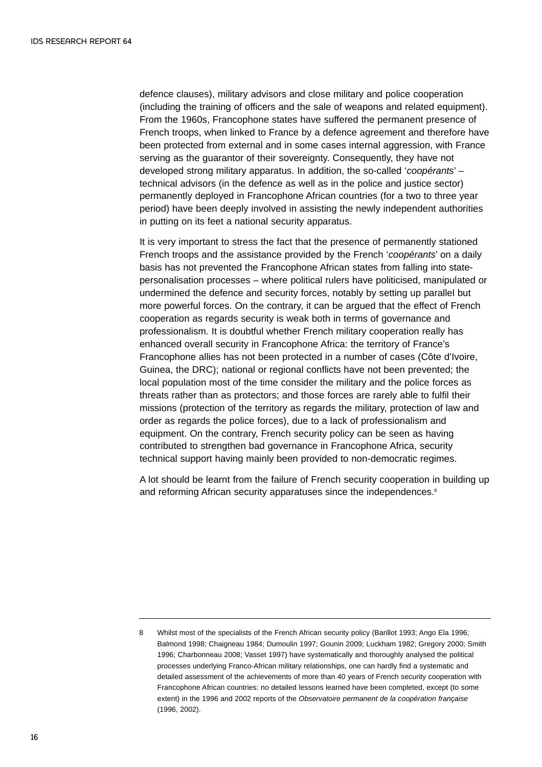defence clauses), military advisors and close military and police cooperation (including the training of officers and the sale of weapons and related equipment). From the 1960s, Francophone states have suffered the permanent presence of French troops, when linked to France by a defence agreement and therefore have been protected from external and in some cases internal aggression, with France serving as the guarantor of their sovereignty. Consequently, they have not developed strong military apparatus. In addition, the so-called '*coopérants*' – technical advisors (in the defence as well as in the police and justice sector) permanently deployed in Francophone African countries (for a two to three year period) have been deeply involved in assisting the newly independent authorities in putting on its feet a national security apparatus.

It is very important to stress the fact that the presence of permanently stationed French troops and the assistance provided by the French '*coopérants*' on a daily basis has not prevented the Francophone African states from falling into state-personalisation processes – where political rulers have politicised, manipulated or undermined the defence and security forces, notably by setting up parallel but more powerful forces. On the contrary, it can be argued that the effect of French cooperation as regards security is weak both in terms of governance and professionalism. It is doubtful whether French military cooperation really has enhanced overall security in Francophone Africa: the territory of France's Francophone allies has not been protected in a number of cases (Côte d'Ivoire, Guinea, the DRC); national or regional conflicts have not been prevented; the local population most of the time consider the military and the police forces as threats rather than as protectors; and those forces are rarely able to fulfil their missions (protection of the territory as regards the military, protection of law and order as regards the police forces), due to a lack of professionalism and equipment. On the contrary, French security policy can be seen as having contributed to strengthen bad governance in Francophone Africa, security technical support having mainly been provided to non-democratic regimes.

A lot should be learnt from the failure of French security cooperation in building up and reforming African security apparatuses since the independences.[8]

---

8 Whilst most of the specialists of the French African security policy (Barillot 1993; Ango Ela 1996; Balmond 1998; Chaigneau 1984; Dumoulin 1997; Gounin 2009; Luckham 1982; Gregory 2000; Smith 1996; Charbonneau 2008; Vasset 1997) have systematically and thoroughly analysed the political processes underlying Franco-African military relationships, one can hardly find a systematic and detailed assessment of the achievements of more than 40 years of French security cooperation with Francophone African countries: no detailed lessons learned have been completed, except (to some extent) in the 1996 and 2002 reports of the *Observatoire permanent de la coopération française* (1996, 2002).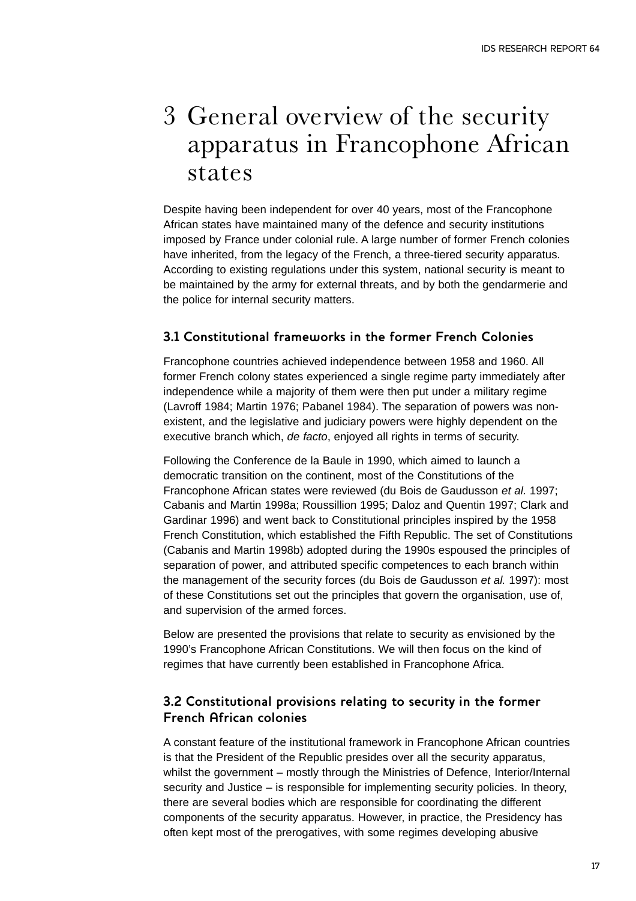# 3 General overview of the security apparatus in Francophone African states

Despite having been independent for over 40 years, most of the Francophone African states have maintained many of the defence and security institutions imposed by France under colonial rule. A large number of former French colonies have inherited, from the legacy of the French, a three-tiered security apparatus. According to existing regulations under this system, national security is meant to be maintained by the army for external threats, and by both the gendarmerie and the police for internal security matters.

## 3.1 Constitutional frameworks in the former French Colonies

Francophone countries achieved independence between 1958 and 1960. All former French colony states experienced a single regime party immediately after independence while a majority of them were then put under a military regime (Lavroff 1984; Martin 1976; Pabanel 1984). The separation of powers was non-existent, and the legislative and judiciary powers were highly dependent on the executive branch which, *de facto*, enjoyed all rights in terms of security.

Following the Conference de la Baule in 1990, which aimed to launch a democratic transition on the continent, most of the Constitutions of the Francophone African states were reviewed (du Bois de Gaudusson *et al.* 1997; Cabanis and Martin 1998a; Roussillion 1995; Daloz and Quentin 1997; Clark and Gardinar 1996) and went back to Constitutional principles inspired by the 1958 French Constitution, which established the Fifth Republic. The set of Constitutions (Cabanis and Martin 1998b) adopted during the 1990s espoused the principles of separation of power, and attributed specific competences to each branch within the management of the security forces (du Bois de Gaudusson *et al.* 1997): most of these Constitutions set out the principles that govern the organisation, use of, and supervision of the armed forces.

Below are presented the provisions that relate to security as envisioned by the 1990's Francophone African Constitutions. We will then focus on the kind of regimes that have currently been established in Francophone Africa.

## 3.2 Constitutional provisions relating to security in the former French African colonies

A constant feature of the institutional framework in Francophone African countries is that the President of the Republic presides over all the security apparatus, whilst the government – mostly through the Ministries of Defence, Interior/Internal security and Justice – is responsible for implementing security policies. In theory, there are several bodies which are responsible for coordinating the different components of the security apparatus. However, in practice, the Presidency has often kept most of the prerogatives, with some regimes developing abusive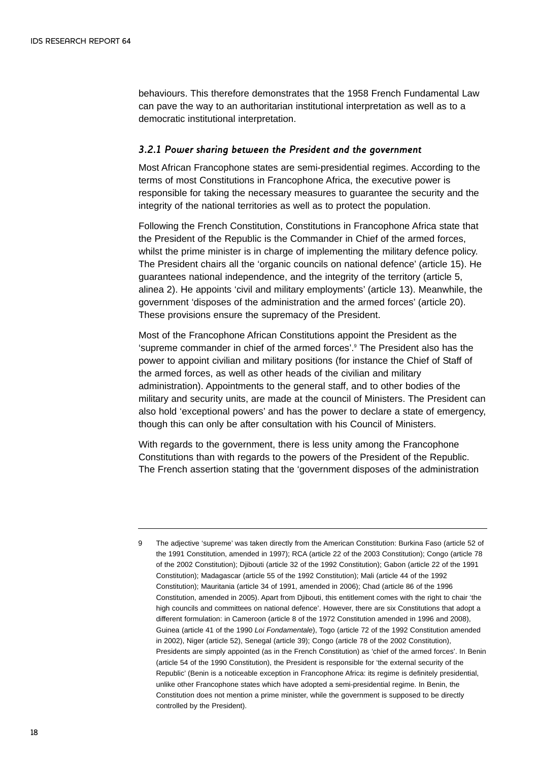behaviours. This therefore demonstrates that the 1958 French Fundamental Law can pave the way to an authoritarian institutional interpretation as well as to a democratic institutional interpretation.

### *3.2.1 Power sharing between the President and the government*

Most African Francophone states are semi-presidential regimes. According to the terms of most Constitutions in Francophone Africa, the executive power is responsible for taking the necessary measures to guarantee the security and the integrity of the national territories as well as to protect the population.

Following the French Constitution, Constitutions in Francophone Africa state that the President of the Republic is the Commander in Chief of the armed forces, whilst the prime minister is in charge of implementing the military defence policy. The President chairs all the 'organic councils on national defence' (article 15). He guarantees national independence, and the integrity of the territory (article 5, alinea 2). He appoints 'civil and military employments' (article 13). Meanwhile, the government 'disposes of the administration and the armed forces' (article 20). These provisions ensure the supremacy of the President.

Most of the Francophone African Constitutions appoint the President as the 'supreme commander in chief of the armed forces'.[9] The President also has the power to appoint civilian and military positions (for instance the Chief of Staff of the armed forces, as well as other heads of the civilian and military administration). Appointments to the general staff, and to other bodies of the military and security units, are made at the council of Ministers. The President can also hold 'exceptional powers' and has the power to declare a state of emergency, though this can only be after consultation with his Council of Ministers.

With regards to the government, there is less unity among the Francophone Constitutions than with regards to the powers of the President of the Republic. The French assertion stating that the 'government disposes of the administration

---

9 The adjective 'supreme' was taken directly from the American Constitution: Burkina Faso (article 52 of the 1991 Constitution, amended in 1997); RCA (article 22 of the 2003 Constitution); Congo (article 78 of the 2002 Constitution); Djibouti (article 32 of the 1992 Constitution); Gabon (article 22 of the 1991 Constitution); Madagascar (article 55 of the 1992 Constitution); Mali (article 44 of the 1992 Constitution); Mauritania (article 34 of 1991, amended in 2006); Chad (article 86 of the 1996 Constitution, amended in 2005). Apart from Djibouti, this entitlement comes with the right to chair 'the high councils and committees on national defence'. However, there are six Constitutions that adopt a different formulation: in Cameroon (article 8 of the 1972 Constitution amended in 1996 and 2008), Guinea (article 41 of the 1990 *Loi Fondamentale*), Togo (article 72 of the 1992 Constitution amended in 2002), Niger (article 52), Senegal (article 39); Congo (article 78 of the 2002 Constitution), Presidents are simply appointed (as in the French Constitution) as 'chief of the armed forces'. In Benin (article 54 of the 1990 Constitution), the President is responsible for 'the external security of the Republic' (Benin is a noticeable exception in Francophone Africa: its regime is definitely presidential, unlike other Francophone states which have adopted a semi-presidential regime. In Benin, the Constitution does not mention a prime minister, while the government is supposed to be directly controlled by the President).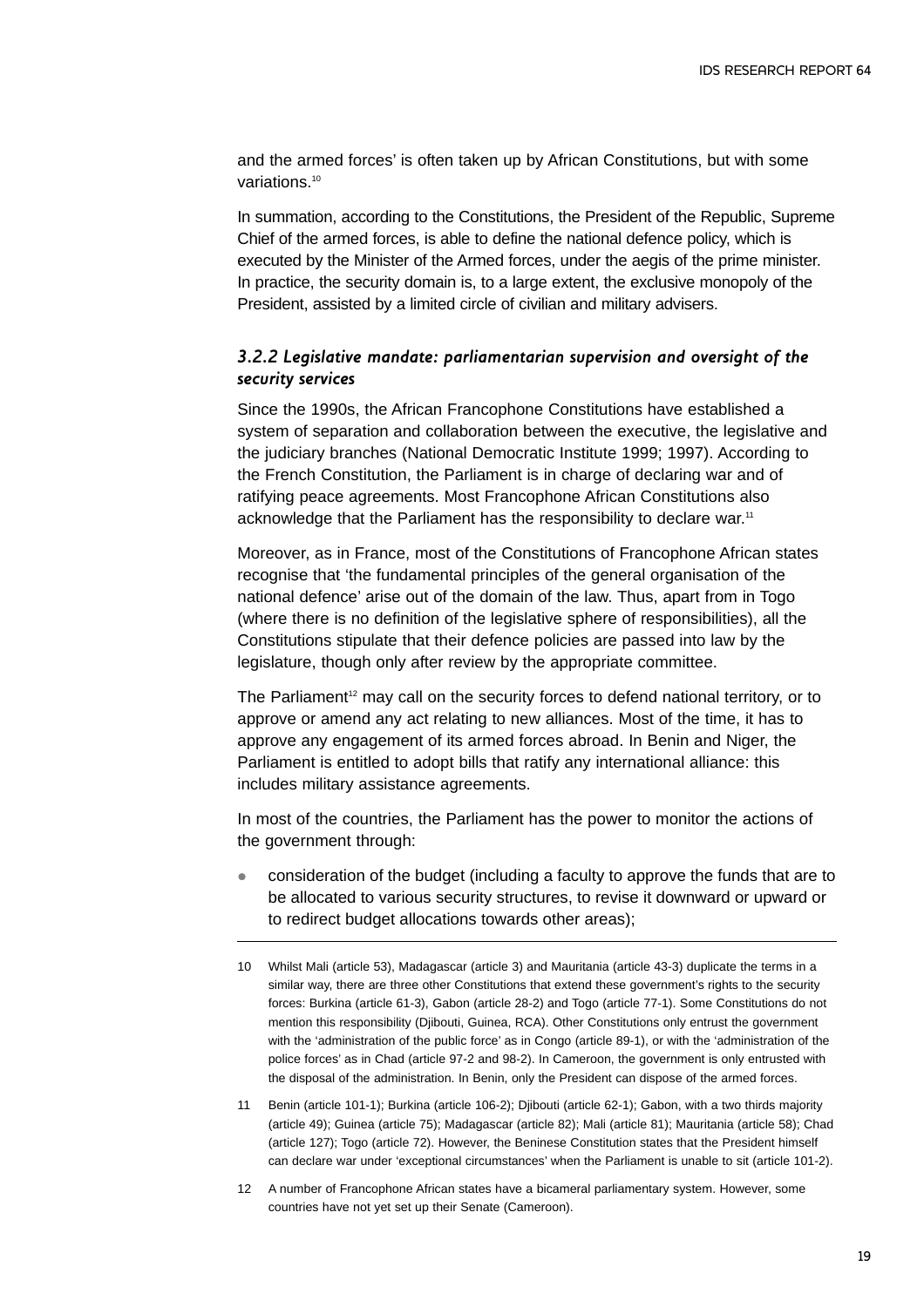and the armed forces' is often taken up by African Constitutions, but with some variations.[10]

In summation, according to the Constitutions, the President of the Republic, Supreme Chief of the armed forces, is able to define the national defence policy, which is executed by the Minister of the Armed forces, under the aegis of the prime minister. In practice, the security domain is, to a large extent, the exclusive monopoly of the President, assisted by a limited circle of civilian and military advisers.

### *3.2.2 Legislative mandate: parliamentarian supervision and oversight of the security services*

Since the 1990s, the African Francophone Constitutions have established a system of separation and collaboration between the executive, the legislative and the judiciary branches (National Democratic Institute 1999; 1997). According to the French Constitution, the Parliament is in charge of declaring war and of ratifying peace agreements. Most Francophone African Constitutions also acknowledge that the Parliament has the responsibility to declare war.[11]

Moreover, as in France, most of the Constitutions of Francophone African states recognise that 'the fundamental principles of the general organisation of the national defence' arise out of the domain of the law. Thus, apart from in Togo (where there is no definition of the legislative sphere of responsibilities), all the Constitutions stipulate that their defence policies are passed into law by the legislature, though only after review by the appropriate committee.

The Parliament[12] may call on the security forces to defend national territory, or to approve or amend any act relating to new alliances. Most of the time, it has to approve any engagement of its armed forces abroad. In Benin and Niger, the Parliament is entitled to adopt bills that ratify any international alliance: this includes military assistance agreements.

In most of the countries, the Parliament has the power to monitor the actions of the government through:

- consideration of the budget (including a faculty to approve the funds that are to be allocated to various security structures, to revise it downward or upward or to redirect budget allocations towards other areas);

---

10 Whilst Mali (article 53), Madagascar (article 3) and Mauritania (article 43-3) duplicate the terms in a similar way, there are three other Constitutions that extend these government's rights to the security forces: Burkina (article 61-3), Gabon (article 28-2) and Togo (article 77-1). Some Constitutions do not mention this responsibility (Djibouti, Guinea, RCA). Other Constitutions only entrust the government with the 'administration of the public force' as in Congo (article 89-1), or with the 'administration of the police forces' as in Chad (article 97-2 and 98-2). In Cameroon, the government is only entrusted with the disposal of the administration. In Benin, only the President can dispose of the armed forces.

11 Benin (article 101-1); Burkina (article 106-2); Djibouti (article 62-1); Gabon, with a two thirds majority (article 49); Guinea (article 75); Madagascar (article 82); Mali (article 81); Mauritania (article 58); Chad (article 127); Togo (article 72). However, the Beninese Constitution states that the President himself can declare war under 'exceptional circumstances' when the Parliament is unable to sit (article 101-2).

12 A number of Francophone African states have a bicameral parliamentary system. However, some countries have not yet set up their Senate (Cameroon).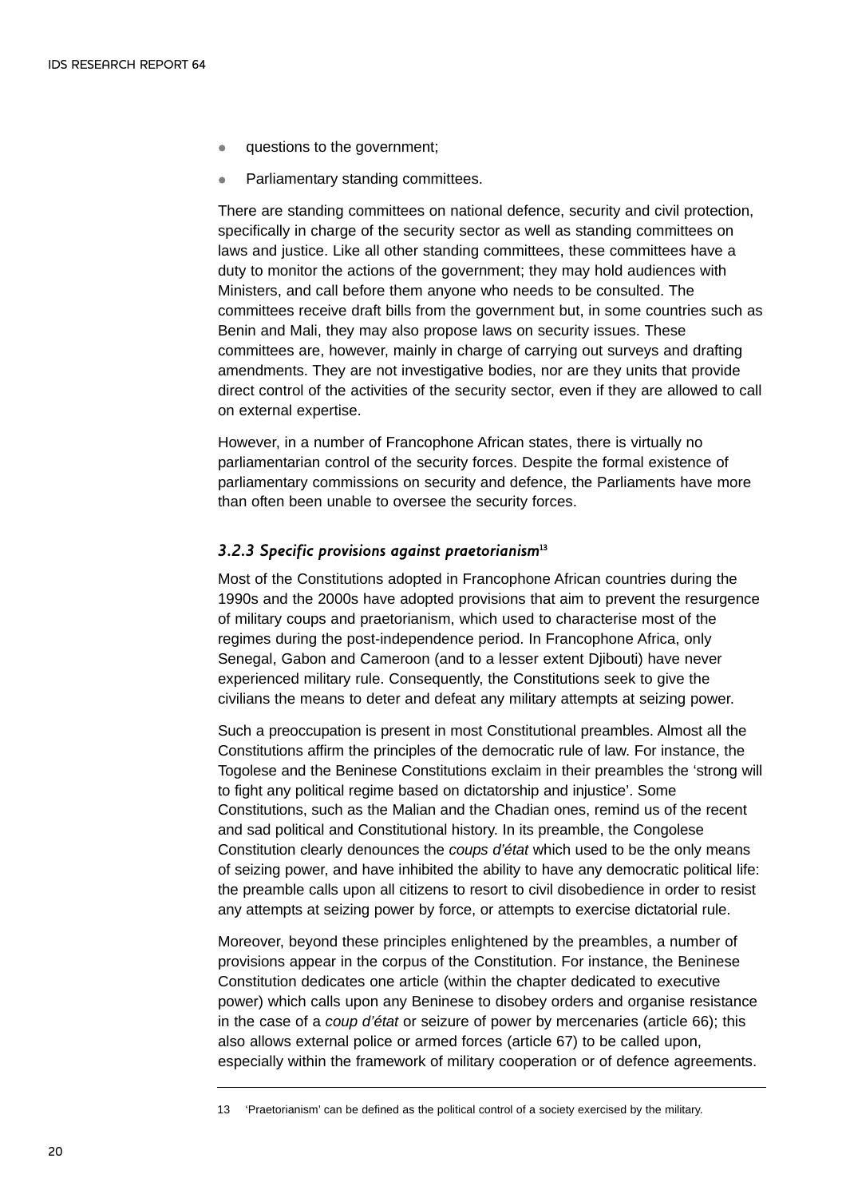- questions to the government;
- Parliamentary standing committees.

There are standing committees on national defence, security and civil protection, specifically in charge of the security sector as well as standing committees on laws and justice. Like all other standing committees, these committees have a duty to monitor the actions of the government; they may hold audiences with Ministers, and call before them anyone who needs to be consulted. The committees receive draft bills from the government but, in some countries such as Benin and Mali, they may also propose laws on security issues. These committees are, however, mainly in charge of carrying out surveys and drafting amendments. They are not investigative bodies, nor are they units that provide direct control of the activities of the security sector, even if they are allowed to call on external expertise.

However, in a number of Francophone African states, there is virtually no parliamentarian control of the security forces. Despite the formal existence of parliamentary commissions on security and defence, the Parliaments have more than often been unable to oversee the security forces.

### *3.2.3 Specific provisions against praetorianism*[13]

Most of the Constitutions adopted in Francophone African countries during the 1990s and the 2000s have adopted provisions that aim to prevent the resurgence of military coups and praetorianism, which used to characterise most of the regimes during the post-independence period. In Francophone Africa, only Senegal, Gabon and Cameroon (and to a lesser extent Djibouti) have never experienced military rule. Consequently, the Constitutions seek to give the civilians the means to deter and defeat any military attempts at seizing power.

Such a preoccupation is present in most Constitutional preambles. Almost all the Constitutions affirm the principles of the democratic rule of law. For instance, the Togolese and the Beninese Constitutions exclaim in their preambles the 'strong will to fight any political regime based on dictatorship and injustice'. Some Constitutions, such as the Malian and the Chadian ones, remind us of the recent and sad political and Constitutional history. In its preamble, the Congolese Constitution clearly denounces the *coups d'état* which used to be the only means of seizing power, and have inhibited the ability to have any democratic political life: the preamble calls upon all citizens to resort to civil disobedience in order to resist any attempts at seizing power by force, or attempts to exercise dictatorial rule.

Moreover, beyond these principles enlightened by the preambles, a number of provisions appear in the corpus of the Constitution. For instance, the Beninese Constitution dedicates one article (within the chapter dedicated to executive power) which calls upon any Beninese to disobey orders and organise resistance in the case of a *coup d'état* or seizure of power by mercenaries (article 66); this also allows external police or armed forces (article 67) to be called upon, especially within the framework of military cooperation or of defence agreements.

---

13 'Praetorianism' can be defined as the political control of a society exercised by the military.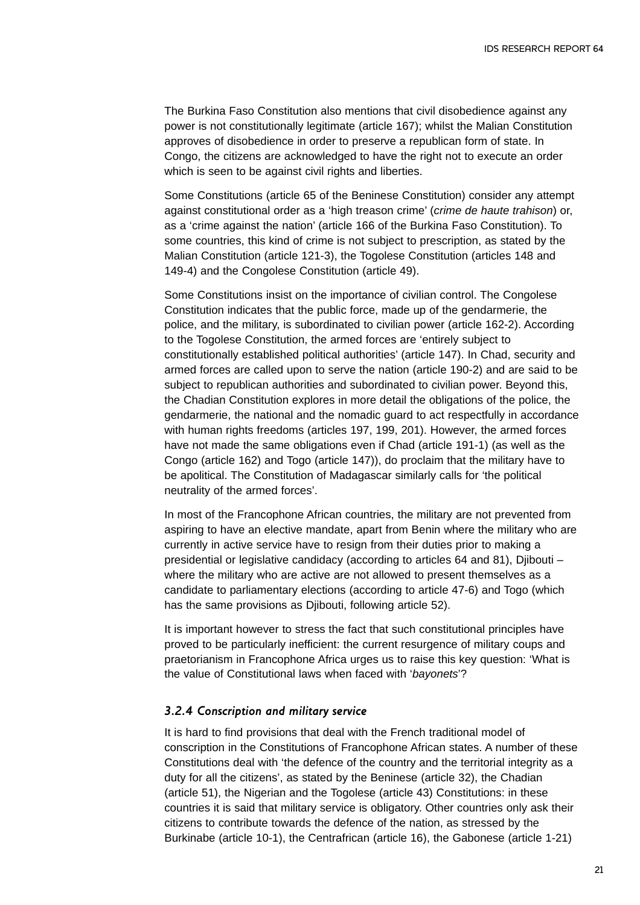The Burkina Faso Constitution also mentions that civil disobedience against any power is not constitutionally legitimate (article 167); whilst the Malian Constitution approves of disobedience in order to preserve a republican form of state. In Congo, the citizens are acknowledged to have the right not to execute an order which is seen to be against civil rights and liberties.

Some Constitutions (article 65 of the Beninese Constitution) consider any attempt against constitutional order as a 'high treason crime' (*crime de haute trahison*) or, as a 'crime against the nation' (article 166 of the Burkina Faso Constitution). To some countries, this kind of crime is not subject to prescription, as stated by the Malian Constitution (article 121-3), the Togolese Constitution (articles 148 and 149-4) and the Congolese Constitution (article 49).

Some Constitutions insist on the importance of civilian control. The Congolese Constitution indicates that the public force, made up of the gendarmerie, the police, and the military, is subordinated to civilian power (article 162-2). According to the Togolese Constitution, the armed forces are 'entirely subject to constitutionally established political authorities' (article 147). In Chad, security and armed forces are called upon to serve the nation (article 190-2) and are said to be subject to republican authorities and subordinated to civilian power. Beyond this, the Chadian Constitution explores in more detail the obligations of the police, the gendarmerie, the national and the nomadic guard to act respectfully in accordance with human rights freedoms (articles 197, 199, 201). However, the armed forces have not made the same obligations even if Chad (article 191-1) (as well as the Congo (article 162) and Togo (article 147)), do proclaim that the military have to be apolitical. The Constitution of Madagascar similarly calls for 'the political neutrality of the armed forces'.

In most of the Francophone African countries, the military are not prevented from aspiring to have an elective mandate, apart from Benin where the military who are currently in active service have to resign from their duties prior to making a presidential or legislative candidacy (according to articles 64 and 81), Djibouti – where the military who are active are not allowed to present themselves as a candidate to parliamentary elections (according to article 47-6) and Togo (which has the same provisions as Djibouti, following article 52).

It is important however to stress the fact that such constitutional principles have proved to be particularly inefficient: the current resurgence of military coups and praetorianism in Francophone Africa urges us to raise this key question: 'What is the value of Constitutional laws when faced with '*bayonets*'?

### *3.2.4 Conscription and military service*

It is hard to find provisions that deal with the French traditional model of conscription in the Constitutions of Francophone African states. A number of these Constitutions deal with 'the defence of the country and the territorial integrity as a duty for all the citizens', as stated by the Beninese (article 32), the Chadian (article 51), the Nigerian and the Togolese (article 43) Constitutions: in these countries it is said that military service is obligatory. Other countries only ask their citizens to contribute towards the defence of the nation, as stressed by the Burkinabe (article 10-1), the Centrafrican (article 16), the Gabonese (article 1-21)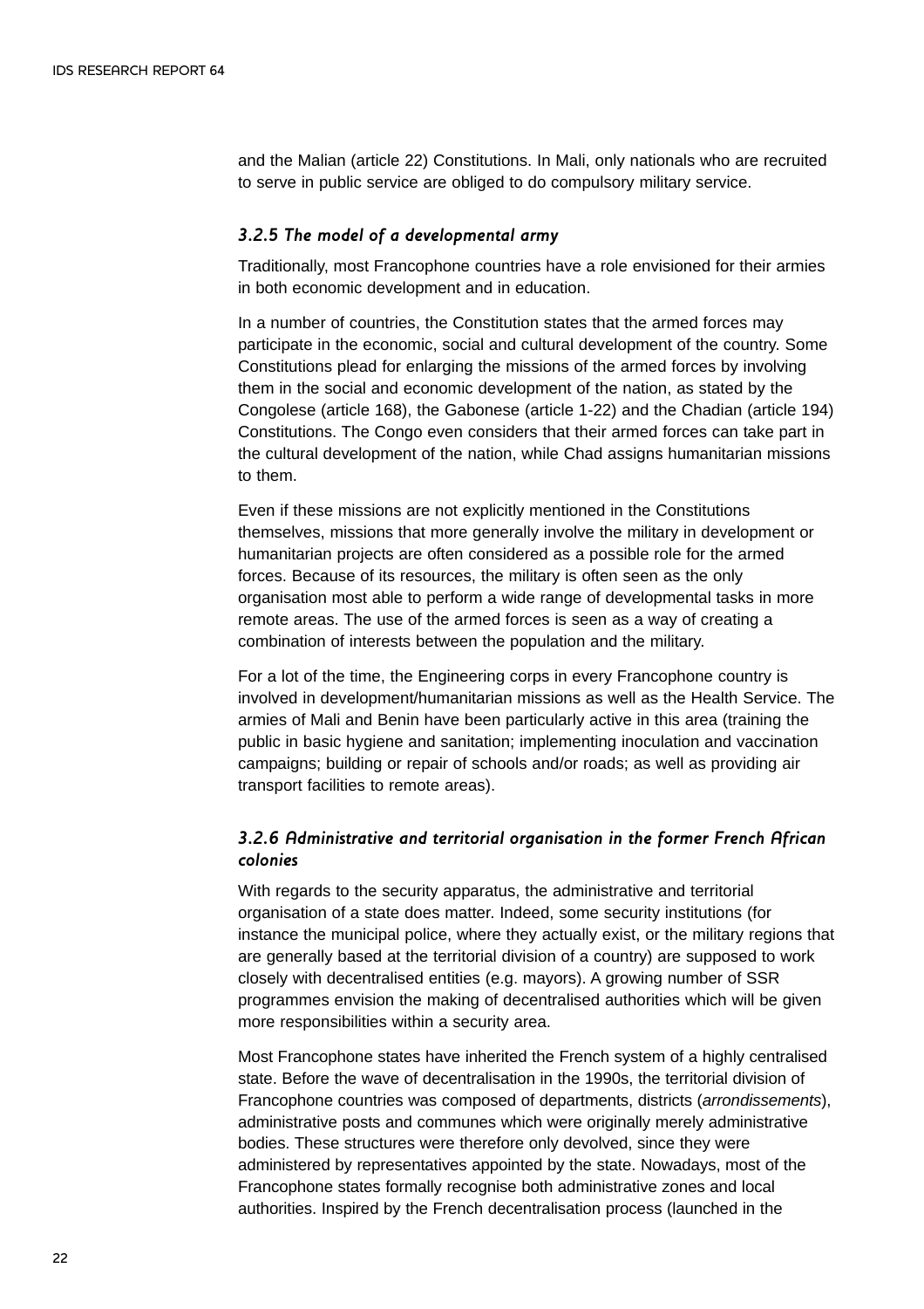and the Malian (article 22) Constitutions. In Mali, only nationals who are recruited to serve in public service are obliged to do compulsory military service.

### *3.2.5 The model of a developmental army*

Traditionally, most Francophone countries have a role envisioned for their armies in both economic development and in education.

In a number of countries, the Constitution states that the armed forces may participate in the economic, social and cultural development of the country. Some Constitutions plead for enlarging the missions of the armed forces by involving them in the social and economic development of the nation, as stated by the Congolese (article 168), the Gabonese (article 1-22) and the Chadian (article 194) Constitutions. The Congo even considers that their armed forces can take part in the cultural development of the nation, while Chad assigns humanitarian missions to them.

Even if these missions are not explicitly mentioned in the Constitutions themselves, missions that more generally involve the military in development or humanitarian projects are often considered as a possible role for the armed forces. Because of its resources, the military is often seen as the only organisation most able to perform a wide range of developmental tasks in more remote areas. The use of the armed forces is seen as a way of creating a combination of interests between the population and the military.

For a lot of the time, the Engineering corps in every Francophone country is involved in development/humanitarian missions as well as the Health Service. The armies of Mali and Benin have been particularly active in this area (training the public in basic hygiene and sanitation; implementing inoculation and vaccination campaigns; building or repair of schools and/or roads; as well as providing air transport facilities to remote areas).

### *3.2.6 Administrative and territorial organisation in the former French African colonies*

With regards to the security apparatus, the administrative and territorial organisation of a state does matter. Indeed, some security institutions (for instance the municipal police, where they actually exist, or the military regions that are generally based at the territorial division of a country) are supposed to work closely with decentralised entities (e.g. mayors). A growing number of SSR programmes envision the making of decentralised authorities which will be given more responsibilities within a security area.

Most Francophone states have inherited the French system of a highly centralised state. Before the wave of decentralisation in the 1990s, the territorial division of Francophone countries was composed of departments, districts (*arrondissements*), administrative posts and communes which were originally merely administrative bodies. These structures were therefore only devolved, since they were administered by representatives appointed by the state. Nowadays, most of the Francophone states formally recognise both administrative zones and local authorities. Inspired by the French decentralisation process (launched in the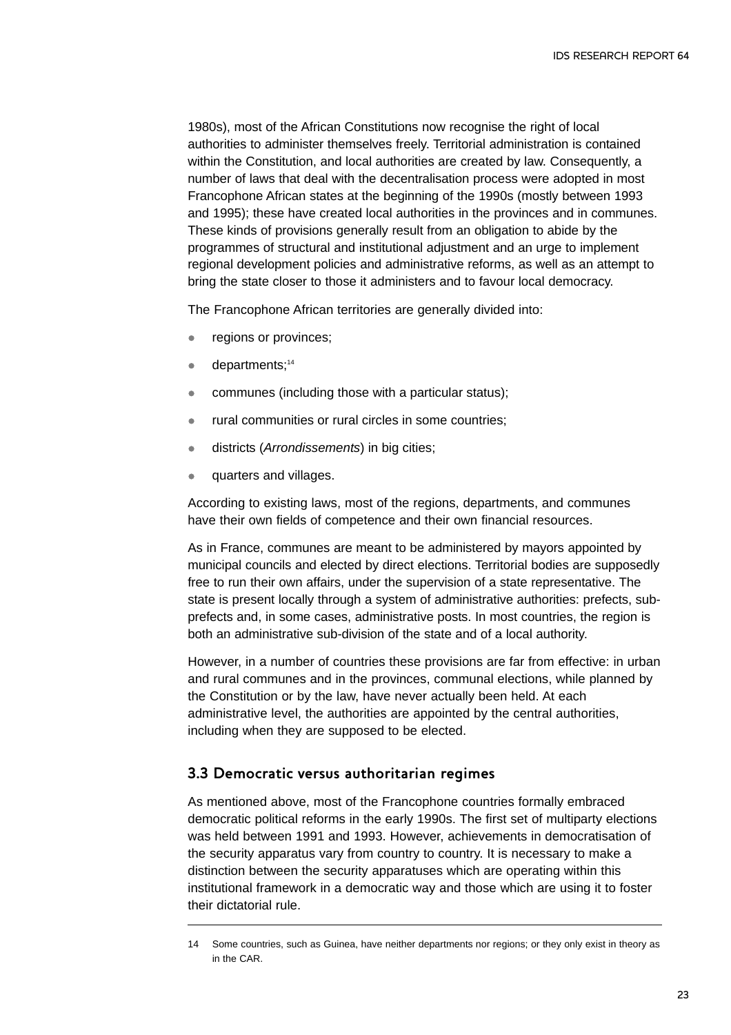1980s), most of the African Constitutions now recognise the right of local authorities to administer themselves freely. Territorial administration is contained within the Constitution, and local authorities are created by law. Consequently, a number of laws that deal with the decentralisation process were adopted in most Francophone African states at the beginning of the 1990s (mostly between 1993 and 1995); these have created local authorities in the provinces and in communes. These kinds of provisions generally result from an obligation to abide by the programmes of structural and institutional adjustment and an urge to implement regional development policies and administrative reforms, as well as an attempt to bring the state closer to those it administers and to favour local democracy.

The Francophone African territories are generally divided into:

- regions or provinces;
- departments;[14]
- communes (including those with a particular status);
- rural communities or rural circles in some countries;
- districts (*Arrondissements*) in big cities;
- quarters and villages.

According to existing laws, most of the regions, departments, and communes have their own fields of competence and their own financial resources.

As in France, communes are meant to be administered by mayors appointed by municipal councils and elected by direct elections. Territorial bodies are supposedly free to run their own affairs, under the supervision of a state representative. The state is present locally through a system of administrative authorities: prefects, sub-prefects and, in some cases, administrative posts. In most countries, the region is both an administrative sub-division of the state and of a local authority.

However, in a number of countries these provisions are far from effective: in urban and rural communes and in the provinces, communal elections, while planned by the Constitution or by the law, have never actually been held. At each administrative level, the authorities are appointed by the central authorities, including when they are supposed to be elected.

## 3.3 Democratic versus authoritarian regimes

As mentioned above, most of the Francophone countries formally embraced democratic political reforms in the early 1990s. The first set of multiparty elections was held between 1991 and 1993. However, achievements in democratisation of the security apparatus vary from country to country. It is necessary to make a distinction between the security apparatuses which are operating within this institutional framework in a democratic way and those which are using it to foster their dictatorial rule.

---

14 Some countries, such as Guinea, have neither departments nor regions; or they only exist in theory as in the CAR.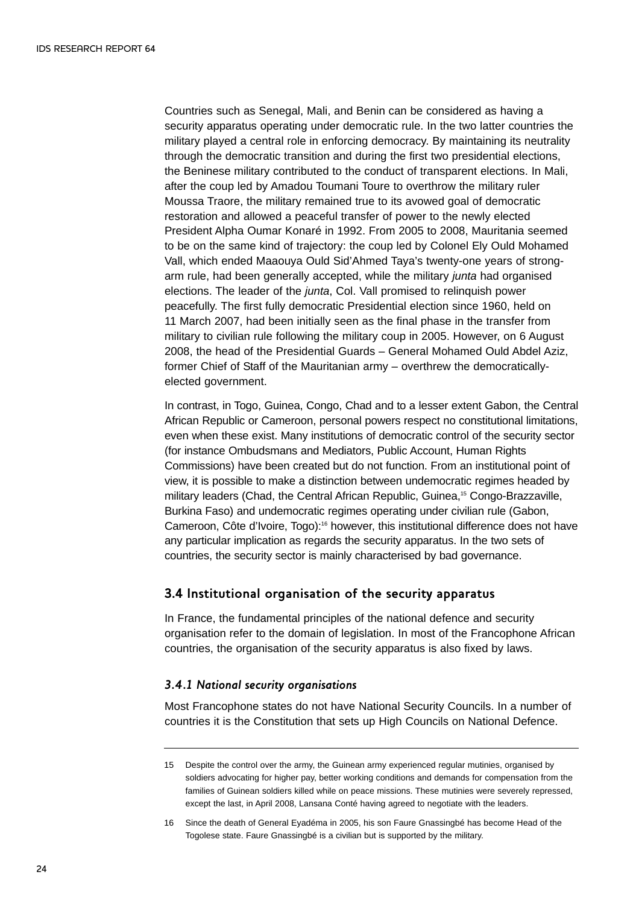Countries such as Senegal, Mali, and Benin can be considered as having a security apparatus operating under democratic rule. In the two latter countries the military played a central role in enforcing democracy. By maintaining its neutrality through the democratic transition and during the first two presidential elections, the Beninese military contributed to the conduct of transparent elections. In Mali, after the coup led by Amadou Toumani Toure to overthrow the military ruler Moussa Traore, the military remained true to its avowed goal of democratic restoration and allowed a peaceful transfer of power to the newly elected President Alpha Oumar Konaré in 1992. From 2005 to 2008, Mauritania seemed to be on the same kind of trajectory: the coup led by Colonel Ely Ould Mohamed Vall, which ended Maaouya Ould Sid'Ahmed Taya's twenty-one years of strong-arm rule, had been generally accepted, while the military *junta* had organised elections. The leader of the *junta*, Col. Vall promised to relinquish power peacefully. The first fully democratic Presidential election since 1960, held on 11 March 2007, had been initially seen as the final phase in the transfer from military to civilian rule following the military coup in 2005. However, on 6 August 2008, the head of the Presidential Guards – General Mohamed Ould Abdel Aziz, former Chief of Staff of the Mauritanian army – overthrew the democratically-elected government.

In contrast, in Togo, Guinea, Congo, Chad and to a lesser extent Gabon, the Central African Republic or Cameroon, personal powers respect no constitutional limitations, even when these exist. Many institutions of democratic control of the security sector (for instance Ombudsmans and Mediators, Public Account, Human Rights Commissions) have been created but do not function. From an institutional point of view, it is possible to make a distinction between undemocratic regimes headed by military leaders (Chad, the Central African Republic, Guinea,[15] Congo-Brazzaville, Burkina Faso) and undemocratic regimes operating under civilian rule (Gabon, Cameroon, Côte d'Ivoire, Togo):[16] however, this institutional difference does not have any particular implication as regards the security apparatus. In the two sets of countries, the security sector is mainly characterised by bad governance.

## 3.4 Institutional organisation of the security apparatus

In France, the fundamental principles of the national defence and security organisation refer to the domain of legislation. In most of the Francophone African countries, the organisation of the security apparatus is also fixed by laws.

### *3.4.1 National security organisations*

Most Francophone states do not have National Security Councils. In a number of countries it is the Constitution that sets up High Councils on National Defence.

---

15 Despite the control over the army, the Guinean army experienced regular mutinies, organised by soldiers advocating for higher pay, better working conditions and demands for compensation from the families of Guinean soldiers killed while on peace missions. These mutinies were severely repressed, except the last, in April 2008, Lansana Conté having agreed to negotiate with the leaders.

16 Since the death of General Eyadéma in 2005, his son Faure Gnassingbé has become Head of the Togolese state. Faure Gnassingbé is a civilian but is supported by the military.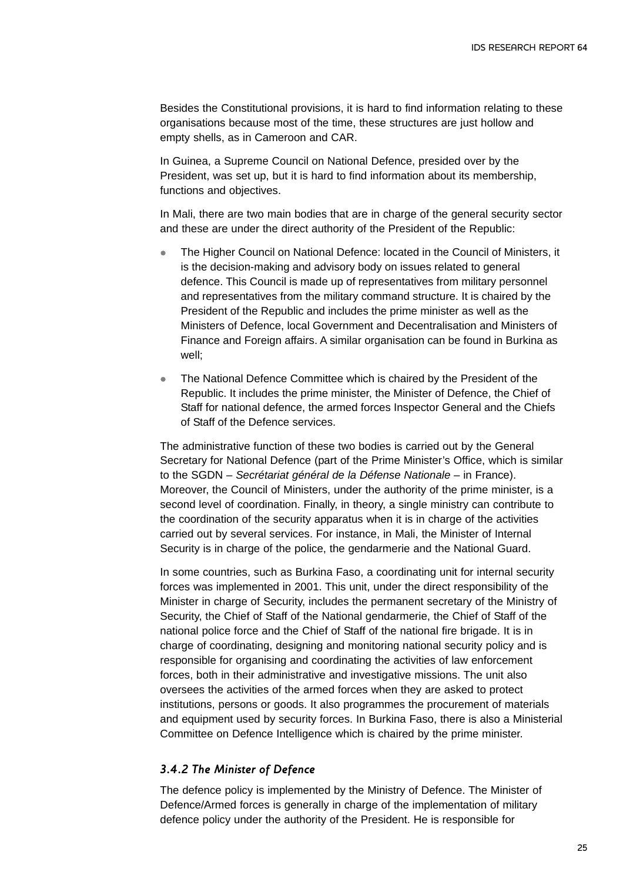Besides the Constitutional provisions, it is hard to find information relating to these organisations because most of the time, these structures are just hollow and empty shells, as in Cameroon and CAR.

In Guinea, a Supreme Council on National Defence, presided over by the President, was set up, but it is hard to find information about its membership, functions and objectives.

In Mali, there are two main bodies that are in charge of the general security sector and these are under the direct authority of the President of the Republic:

- The Higher Council on National Defence: located in the Council of Ministers, it is the decision-making and advisory body on issues related to general defence. This Council is made up of representatives from military personnel and representatives from the military command structure. It is chaired by the President of the Republic and includes the prime minister as well as the Ministers of Defence, local Government and Decentralisation and Ministers of Finance and Foreign affairs. A similar organisation can be found in Burkina as well;
- The National Defence Committee which is chaired by the President of the Republic. It includes the prime minister, the Minister of Defence, the Chief of Staff for national defence, the armed forces Inspector General and the Chiefs of Staff of the Defence services.

The administrative function of these two bodies is carried out by the General Secretary for National Defence (part of the Prime Minister's Office, which is similar to the SGDN – *Secrétariat général de la Défense Nationale* – in France). Moreover, the Council of Ministers, under the authority of the prime minister, is a second level of coordination. Finally, in theory, a single ministry can contribute to the coordination of the security apparatus when it is in charge of the activities carried out by several services. For instance, in Mali, the Minister of Internal Security is in charge of the police, the gendarmerie and the National Guard.

In some countries, such as Burkina Faso, a coordinating unit for internal security forces was implemented in 2001. This unit, under the direct responsibility of the Minister in charge of Security, includes the permanent secretary of the Ministry of Security, the Chief of Staff of the National gendarmerie, the Chief of Staff of the national police force and the Chief of Staff of the national fire brigade. It is in charge of coordinating, designing and monitoring national security policy and is responsible for organising and coordinating the activities of law enforcement forces, both in their administrative and investigative missions. The unit also oversees the activities of the armed forces when they are asked to protect institutions, persons or goods. It also programmes the procurement of materials and equipment used by security forces. In Burkina Faso, there is also a Ministerial Committee on Defence Intelligence which is chaired by the prime minister.

### *3.4.2 The Minister of Defence*

The defence policy is implemented by the Ministry of Defence. The Minister of Defence/Armed forces is generally in charge of the implementation of military defence policy under the authority of the President. He is responsible for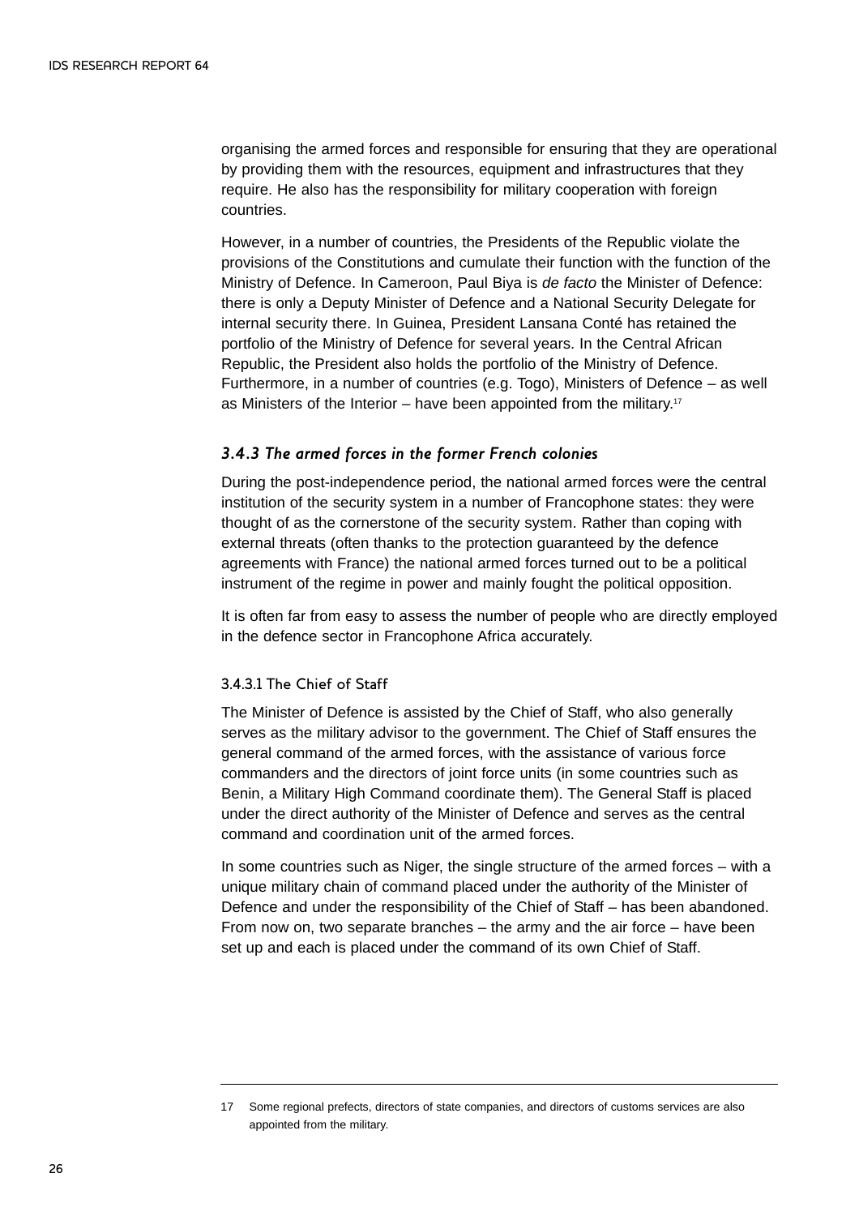organising the armed forces and responsible for ensuring that they are operational by providing them with the resources, equipment and infrastructures that they require. He also has the responsibility for military cooperation with foreign countries.

However, in a number of countries, the Presidents of the Republic violate the provisions of the Constitutions and cumulate their function with the function of the Ministry of Defence. In Cameroon, Paul Biya is *de facto* the Minister of Defence: there is only a Deputy Minister of Defence and a National Security Delegate for internal security there. In Guinea, President Lansana Conté has retained the portfolio of the Ministry of Defence for several years. In the Central African Republic, the President also holds the portfolio of the Ministry of Defence. Furthermore, in a number of countries (e.g. Togo), Ministers of Defence – as well as Ministers of the Interior – have been appointed from the military.[17]

### *3.4.3 The armed forces in the former French colonies*

During the post-independence period, the national armed forces were the central institution of the security system in a number of Francophone states: they were thought of as the cornerstone of the security system. Rather than coping with external threats (often thanks to the protection guaranteed by the defence agreements with France) the national armed forces turned out to be a political instrument of the regime in power and mainly fought the political opposition.

It is often far from easy to assess the number of people who are directly employed in the defence sector in Francophone Africa accurately.

#### 3.4.3.1 The Chief of Staff

The Minister of Defence is assisted by the Chief of Staff, who also generally serves as the military advisor to the government. The Chief of Staff ensures the general command of the armed forces, with the assistance of various force commanders and the directors of joint force units (in some countries such as Benin, a Military High Command coordinate them). The General Staff is placed under the direct authority of the Minister of Defence and serves as the central command and coordination unit of the armed forces.

In some countries such as Niger, the single structure of the armed forces – with a unique military chain of command placed under the authority of the Minister of Defence and under the responsibility of the Chief of Staff – has been abandoned. From now on, two separate branches – the army and the air force – have been set up and each is placed under the command of its own Chief of Staff.

---

17 Some regional prefects, directors of state companies, and directors of customs services are also appointed from the military.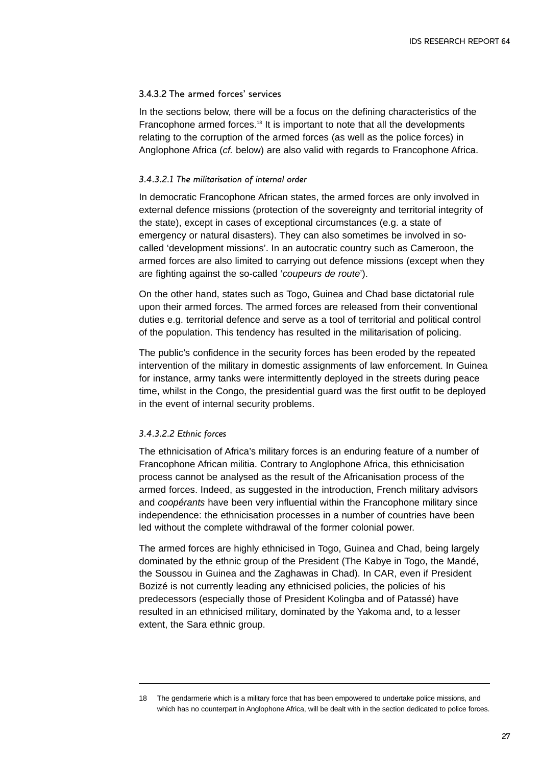#### 3.4.3.2 The armed forces' services

In the sections below, there will be a focus on the defining characteristics of the Francophone armed forces.[18] It is important to note that all the developments relating to the corruption of the armed forces (as well as the police forces) in Anglophone Africa (*cf.* below) are also valid with regards to Francophone Africa.

##### *3.4.3.2.1 The militarisation of internal order*

In democratic Francophone African states, the armed forces are only involved in external defence missions (protection of the sovereignty and territorial integrity of the state), except in cases of exceptional circumstances (e.g. a state of emergency or natural disasters). They can also sometimes be involved in so-called 'development missions'. In an autocratic country such as Cameroon, the armed forces are also limited to carrying out defence missions (except when they are fighting against the so-called '*coupeurs de route*').

On the other hand, states such as Togo, Guinea and Chad base dictatorial rule upon their armed forces. The armed forces are released from their conventional duties e.g. territorial defence and serve as a tool of territorial and political control of the population. This tendency has resulted in the militarisation of policing.

The public's confidence in the security forces has been eroded by the repeated intervention of the military in domestic assignments of law enforcement. In Guinea for instance, army tanks were intermittently deployed in the streets during peace time, whilst in the Congo, the presidential guard was the first outfit to be deployed in the event of internal security problems.

##### *3.4.3.2.2 Ethnic forces*

The ethnicisation of Africa's military forces is an enduring feature of a number of Francophone African militia. Contrary to Anglophone Africa, this ethnicisation process cannot be analysed as the result of the Africanisation process of the armed forces. Indeed, as suggested in the introduction, French military advisors and *coopérants* have been very influential within the Francophone military since independence: the ethnicisation processes in a number of countries have been led without the complete withdrawal of the former colonial power.

The armed forces are highly ethnicised in Togo, Guinea and Chad, being largely dominated by the ethnic group of the President (The Kabye in Togo, the Mandé, the Soussou in Guinea and the Zaghawas in Chad). In CAR, even if President Bozizé is not currently leading any ethnicised policies, the policies of his predecessors (especially those of President Kolingba and of Patassé) have resulted in an ethnicised military, dominated by the Yakoma and, to a lesser extent, the Sara ethnic group.

---

18 The gendarmerie which is a military force that has been empowered to undertake police missions, and which has no counterpart in Anglophone Africa, will be dealt with in the section dedicated to police forces.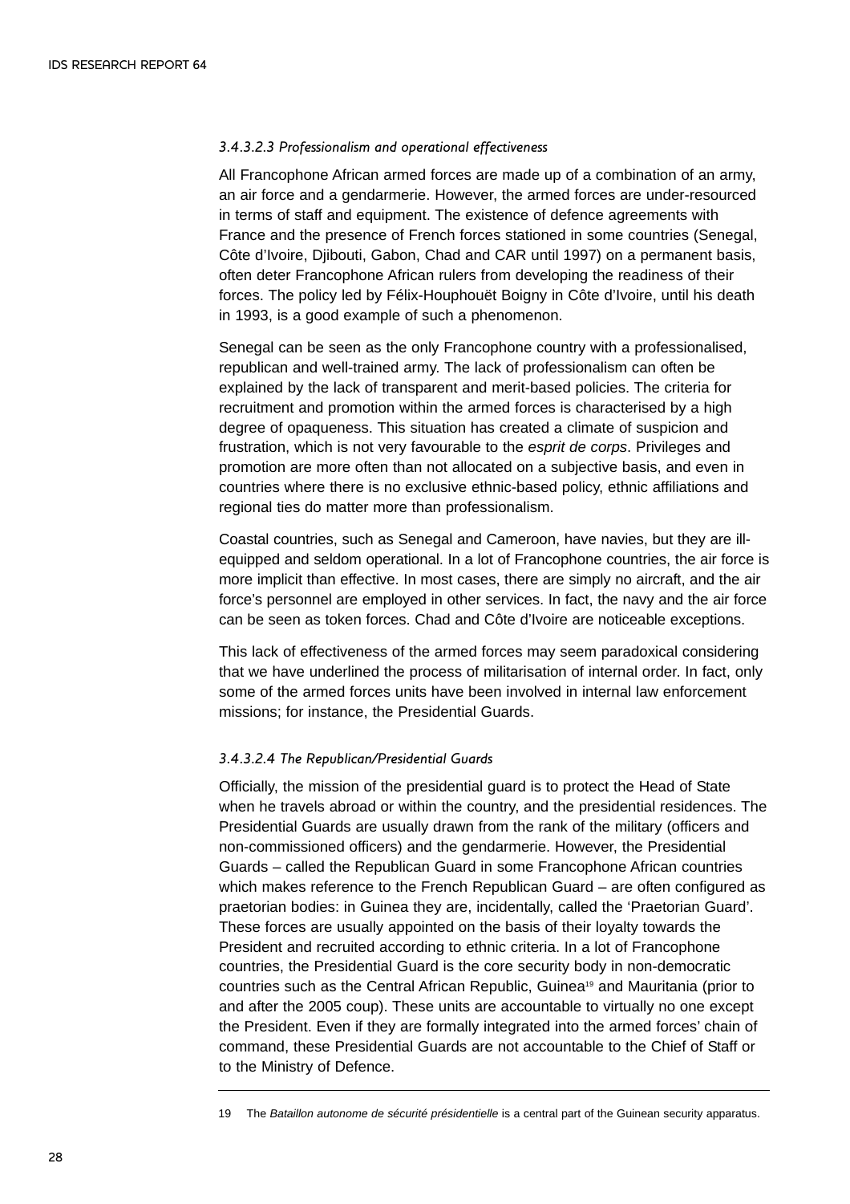#### *3.4.3.2.3 Professionalism and operational effectiveness*

All Francophone African armed forces are made up of a combination of an army, an air force and a gendarmerie. However, the armed forces are under-resourced in terms of staff and equipment. The existence of defence agreements with France and the presence of French forces stationed in some countries (Senegal, Côte d'Ivoire, Djibouti, Gabon, Chad and CAR until 1997) on a permanent basis, often deter Francophone African rulers from developing the readiness of their forces. The policy led by Félix-Houphouët Boigny in Côte d'Ivoire, until his death in 1993, is a good example of such a phenomenon.

Senegal can be seen as the only Francophone country with a professionalised, republican and well-trained army. The lack of professionalism can often be explained by the lack of transparent and merit-based policies. The criteria for recruitment and promotion within the armed forces is characterised by a high degree of opaqueness. This situation has created a climate of suspicion and frustration, which is not very favourable to the *esprit de corps*. Privileges and promotion are more often than not allocated on a subjective basis, and even in countries where there is no exclusive ethnic-based policy, ethnic affiliations and regional ties do matter more than professionalism.

Coastal countries, such as Senegal and Cameroon, have navies, but they are ill-equipped and seldom operational. In a lot of Francophone countries, the air force is more implicit than effective. In most cases, there are simply no aircraft, and the air force's personnel are employed in other services. In fact, the navy and the air force can be seen as token forces. Chad and Côte d'Ivoire are noticeable exceptions.

This lack of effectiveness of the armed forces may seem paradoxical considering that we have underlined the process of militarisation of internal order. In fact, only some of the armed forces units have been involved in internal law enforcement missions; for instance, the Presidential Guards.

#### *3.4.3.2.4 The Republican/Presidential Guards*

Officially, the mission of the presidential guard is to protect the Head of State when he travels abroad or within the country, and the presidential residences. The Presidential Guards are usually drawn from the rank of the military (officers and non-commissioned officers) and the gendarmerie. However, the Presidential Guards – called the Republican Guard in some Francophone African countries which makes reference to the French Republican Guard – are often configured as praetorian bodies: in Guinea they are, incidentally, called the 'Praetorian Guard'. These forces are usually appointed on the basis of their loyalty towards the President and recruited according to ethnic criteria. In a lot of Francophone countries, the Presidential Guard is the core security body in non-democratic countries such as the Central African Republic, Guinea[19] and Mauritania (prior to and after the 2005 coup). These units are accountable to virtually no one except the President. Even if they are formally integrated into the armed forces' chain of command, these Presidential Guards are not accountable to the Chief of Staff or to the Ministry of Defence.

---

19 The *Bataillon autonome de sécurité présidentielle* is a central part of the Guinean security apparatus.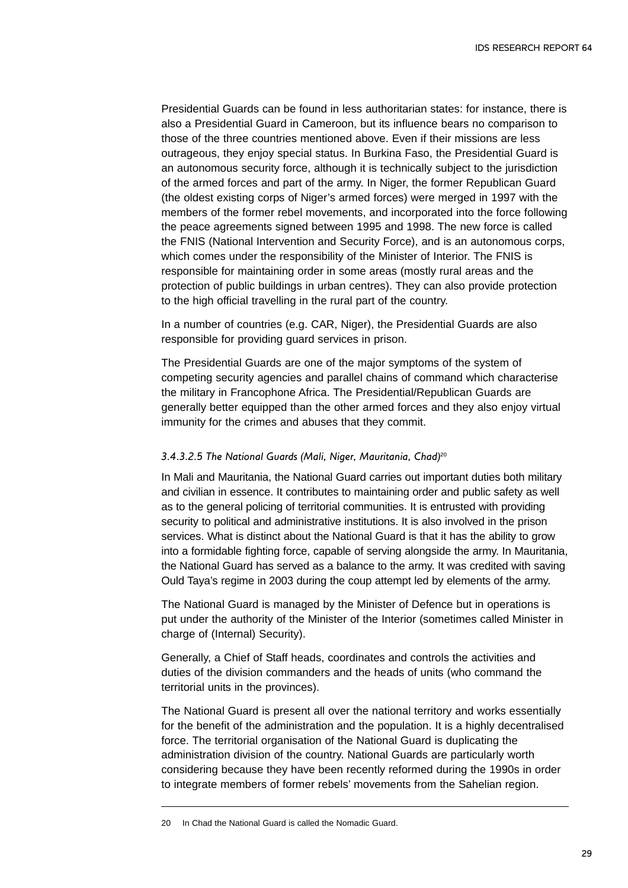Presidential Guards can be found in less authoritarian states: for instance, there is also a Presidential Guard in Cameroon, but its influence bears no comparison to those of the three countries mentioned above. Even if their missions are less outrageous, they enjoy special status. In Burkina Faso, the Presidential Guard is an autonomous security force, although it is technically subject to the jurisdiction of the armed forces and part of the army. In Niger, the former Republican Guard (the oldest existing corps of Niger's armed forces) were merged in 1997 with the members of the former rebel movements, and incorporated into the force following the peace agreements signed between 1995 and 1998. The new force is called the FNIS (National Intervention and Security Force), and is an autonomous corps, which comes under the responsibility of the Minister of Interior. The FNIS is responsible for maintaining order in some areas (mostly rural areas and the protection of public buildings in urban centres). They can also provide protection to the high official travelling in the rural part of the country.

In a number of countries (e.g. CAR, Niger), the Presidential Guards are also responsible for providing guard services in prison.

The Presidential Guards are one of the major symptoms of the system of competing security agencies and parallel chains of command which characterise the military in Francophone Africa. The Presidential/Republican Guards are generally better equipped than the other armed forces and they also enjoy virtual immunity for the crimes and abuses that they commit.

#### *3.4.3.2.5 The National Guards (Mali, Niger, Mauritania, Chad)*[20]

In Mali and Mauritania, the National Guard carries out important duties both military and civilian in essence. It contributes to maintaining order and public safety as well as to the general policing of territorial communities. It is entrusted with providing security to political and administrative institutions. It is also involved in the prison services. What is distinct about the National Guard is that it has the ability to grow into a formidable fighting force, capable of serving alongside the army. In Mauritania, the National Guard has served as a balance to the army. It was credited with saving Ould Taya's regime in 2003 during the coup attempt led by elements of the army.

The National Guard is managed by the Minister of Defence but in operations is put under the authority of the Minister of the Interior (sometimes called Minister in charge of (Internal) Security).

Generally, a Chief of Staff heads, coordinates and controls the activities and duties of the division commanders and the heads of units (who command the territorial units in the provinces).

The National Guard is present all over the national territory and works essentially for the benefit of the administration and the population. It is a highly decentralised force. The territorial organisation of the National Guard is duplicating the administration division of the country. National Guards are particularly worth considering because they have been recently reformed during the 1990s in order to integrate members of former rebels' movements from the Sahelian region.

---

20 In Chad the National Guard is called the Nomadic Guard.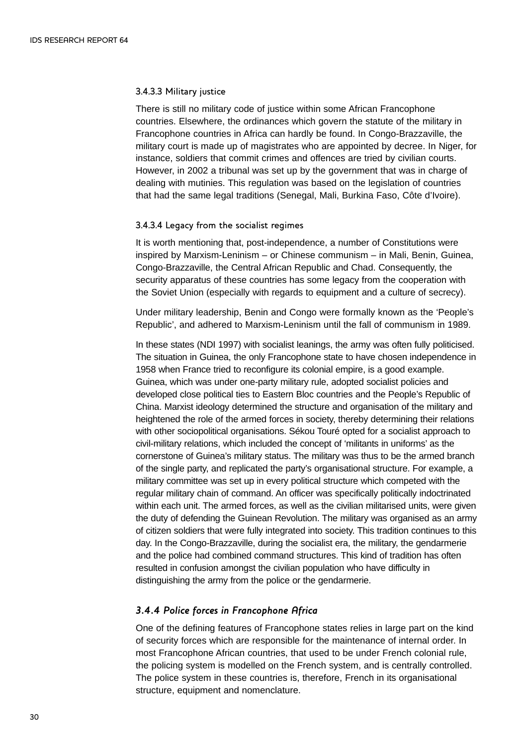#### 3.4.3.3 Military justice

There is still no military code of justice within some African Francophone countries. Elsewhere, the ordinances which govern the statute of the military in Francophone countries in Africa can hardly be found. In Congo-Brazzaville, the military court is made up of magistrates who are appointed by decree. In Niger, for instance, soldiers that commit crimes and offences are tried by civilian courts. However, in 2002 a tribunal was set up by the government that was in charge of dealing with mutinies. This regulation was based on the legislation of countries that had the same legal traditions (Senegal, Mali, Burkina Faso, Côte d'Ivoire).

#### 3.4.3.4 Legacy from the socialist regimes

It is worth mentioning that, post-independence, a number of Constitutions were inspired by Marxism-Leninism – or Chinese communism – in Mali, Benin, Guinea, Congo-Brazzaville, the Central African Republic and Chad. Consequently, the security apparatus of these countries has some legacy from the cooperation with the Soviet Union (especially with regards to equipment and a culture of secrecy).

Under military leadership, Benin and Congo were formally known as the 'People's Republic', and adhered to Marxism-Leninism until the fall of communism in 1989.

In these states (NDI 1997) with socialist leanings, the army was often fully politicised. The situation in Guinea, the only Francophone state to have chosen independence in 1958 when France tried to reconfigure its colonial empire, is a good example. Guinea, which was under one-party military rule, adopted socialist policies and developed close political ties to Eastern Bloc countries and the People's Republic of China. Marxist ideology determined the structure and organisation of the military and heightened the role of the armed forces in society, thereby determining their relations with other sociopolitical organisations. Sékou Touré opted for a socialist approach to civil-military relations, which included the concept of 'militants in uniforms' as the cornerstone of Guinea's military status. The military was thus to be the armed branch of the single party, and replicated the party's organisational structure. For example, a military committee was set up in every political structure which competed with the regular military chain of command. An officer was specifically politically indoctrinated within each unit. The armed forces, as well as the civilian militarised units, were given the duty of defending the Guinean Revolution. The military was organised as an army of citizen soldiers that were fully integrated into society. This tradition continues to this day. In the Congo-Brazzaville, during the socialist era, the military, the gendarmerie and the police had combined command structures. This kind of tradition has often resulted in confusion amongst the civilian population who have difficulty in distinguishing the army from the police or the gendarmerie.

### *3.4.4 Police forces in Francophone Africa*

One of the defining features of Francophone states relies in large part on the kind of security forces which are responsible for the maintenance of internal order. In most Francophone African countries, that used to be under French colonial rule, the policing system is modelled on the French system, and is centrally controlled. The police system in these countries is, therefore, French in its organisational structure, equipment and nomenclature.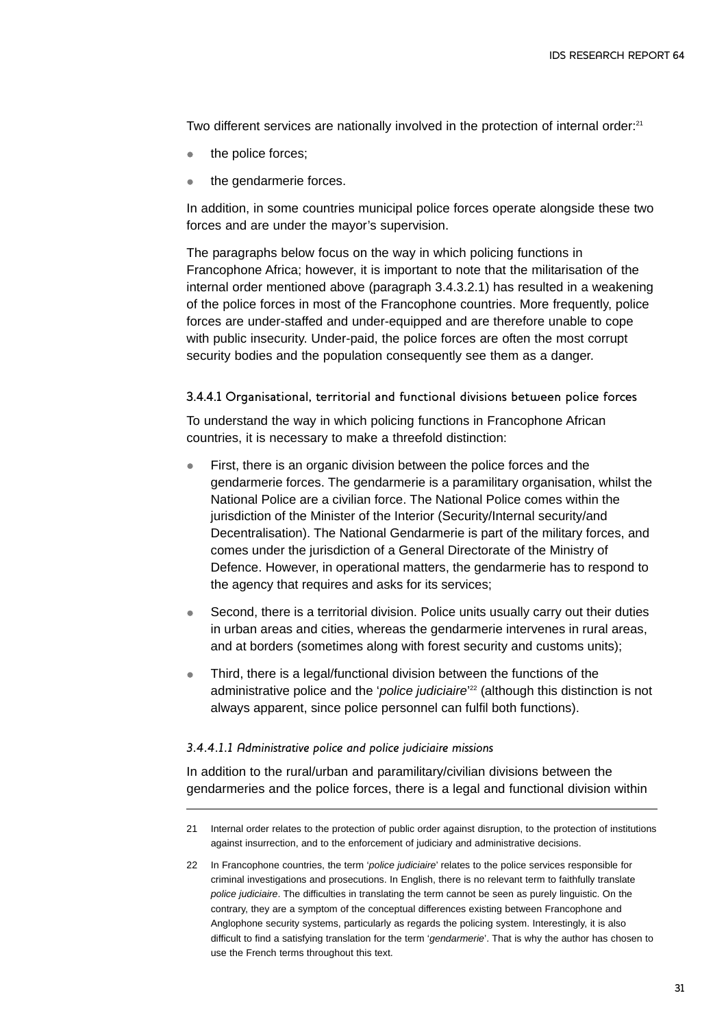Two different services are nationally involved in the protection of internal order:[21]

- the police forces;
- the gendarmerie forces.

In addition, in some countries municipal police forces operate alongside these two forces and are under the mayor's supervision.

The paragraphs below focus on the way in which policing functions in Francophone Africa; however, it is important to note that the militarisation of the internal order mentioned above (paragraph 3.4.3.2.1) has resulted in a weakening of the police forces in most of the Francophone countries. More frequently, police forces are under-staffed and under-equipped and are therefore unable to cope with public insecurity. Under-paid, the police forces are often the most corrupt security bodies and the population consequently see them as a danger.

#### 3.4.4.1 Organisational, territorial and functional divisions between police forces

To understand the way in which policing functions in Francophone African countries, it is necessary to make a threefold distinction:

- First, there is an organic division between the police forces and the gendarmerie forces. The gendarmerie is a paramilitary organisation, whilst the National Police are a civilian force. The National Police comes within the jurisdiction of the Minister of the Interior (Security/Internal security/and Decentralisation). The National Gendarmerie is part of the military forces, and comes under the jurisdiction of a General Directorate of the Ministry of Defence. However, in operational matters, the gendarmerie has to respond to the agency that requires and asks for its services;
- Second, there is a territorial division. Police units usually carry out their duties in urban areas and cities, whereas the gendarmerie intervenes in rural areas, and at borders (sometimes along with forest security and customs units);
- Third, there is a legal/functional division between the functions of the administrative police and the '*police judiciaire*'[22] (although this distinction is not always apparent, since police personnel can fulfil both functions).

##### *3.4.4.1.1 Administrative police and police judiciaire missions*

In addition to the rural/urban and paramilitary/civilian divisions between the gendarmeries and the police forces, there is a legal and functional division within

---

21 Internal order relates to the protection of public order against disruption, to the protection of institutions against insurrection, and to the enforcement of judiciary and administrative decisions.

22 In Francophone countries, the term '*police judiciaire*' relates to the police services responsible for criminal investigations and prosecutions. In English, there is no relevant term to faithfully translate *police judiciaire*. The difficulties in translating the term cannot be seen as purely linguistic. On the contrary, they are a symptom of the conceptual differences existing between Francophone and Anglophone security systems, particularly as regards the policing system. Interestingly, it is also difficult to find a satisfying translation for the term '*gendarmerie*'. That is why the author has chosen to use the French terms throughout this text.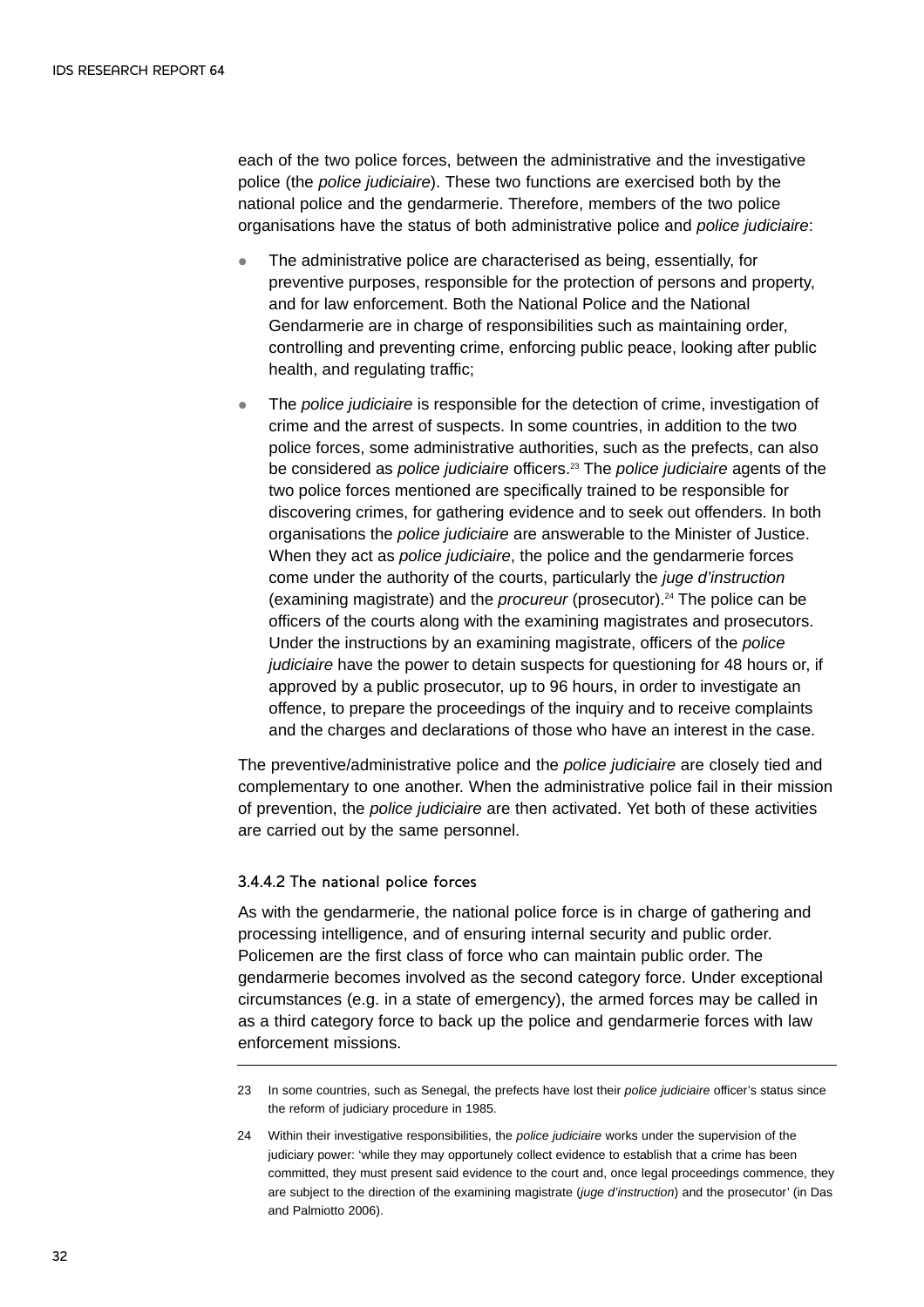each of the two police forces, between the administrative and the investigative police (the *police judiciaire*). These two functions are exercised both by the national police and the gendarmerie. Therefore, members of the two police organisations have the status of both administrative police and *police judiciaire*:

- The administrative police are characterised as being, essentially, for preventive purposes, responsible for the protection of persons and property, and for law enforcement. Both the National Police and the National Gendarmerie are in charge of responsibilities such as maintaining order, controlling and preventing crime, enforcing public peace, looking after public health, and regulating traffic;
- The *police judiciaire* is responsible for the detection of crime, investigation of crime and the arrest of suspects. In some countries, in addition to the two police forces, some administrative authorities, such as the prefects, can also be considered as *police judiciaire* officers.[23] The *police judiciaire* agents of the two police forces mentioned are specifically trained to be responsible for discovering crimes, for gathering evidence and to seek out offenders. In both organisations the *police judiciaire* are answerable to the Minister of Justice. When they act as *police judiciaire*, the police and the gendarmerie forces come under the authority of the courts, particularly the *juge d'instruction* (examining magistrate) and the *procureur* (prosecutor).[24] The police can be officers of the courts along with the examining magistrates and prosecutors. Under the instructions by an examining magistrate, officers of the *police judiciaire* have the power to detain suspects for questioning for 48 hours or, if approved by a public prosecutor, up to 96 hours, in order to investigate an offence, to prepare the proceedings of the inquiry and to receive complaints and the charges and declarations of those who have an interest in the case.

The preventive/administrative police and the *police judiciaire* are closely tied and complementary to one another. When the administrative police fail in their mission of prevention, the *police judiciaire* are then activated. Yet both of these activities are carried out by the same personnel.

#### 3.4.4.2 The national police forces

As with the gendarmerie, the national police force is in charge of gathering and processing intelligence, and of ensuring internal security and public order. Policemen are the first class of force who can maintain public order. The gendarmerie becomes involved as the second category force. Under exceptional circumstances (e.g. in a state of emergency), the armed forces may be called in as a third category force to back up the police and gendarmerie forces with law enforcement missions.

---

23 In some countries, such as Senegal, the prefects have lost their *police judiciaire* officer's status since the reform of judiciary procedure in 1985.

24 Within their investigative responsibilities, the *police judiciaire* works under the supervision of the judiciary power: 'while they may opportunely collect evidence to establish that a crime has been committed, they must present said evidence to the court and, once legal proceedings commence, they are subject to the direction of the examining magistrate (*juge d'instruction*) and the prosecutor' (in Das and Palmiotto 2006).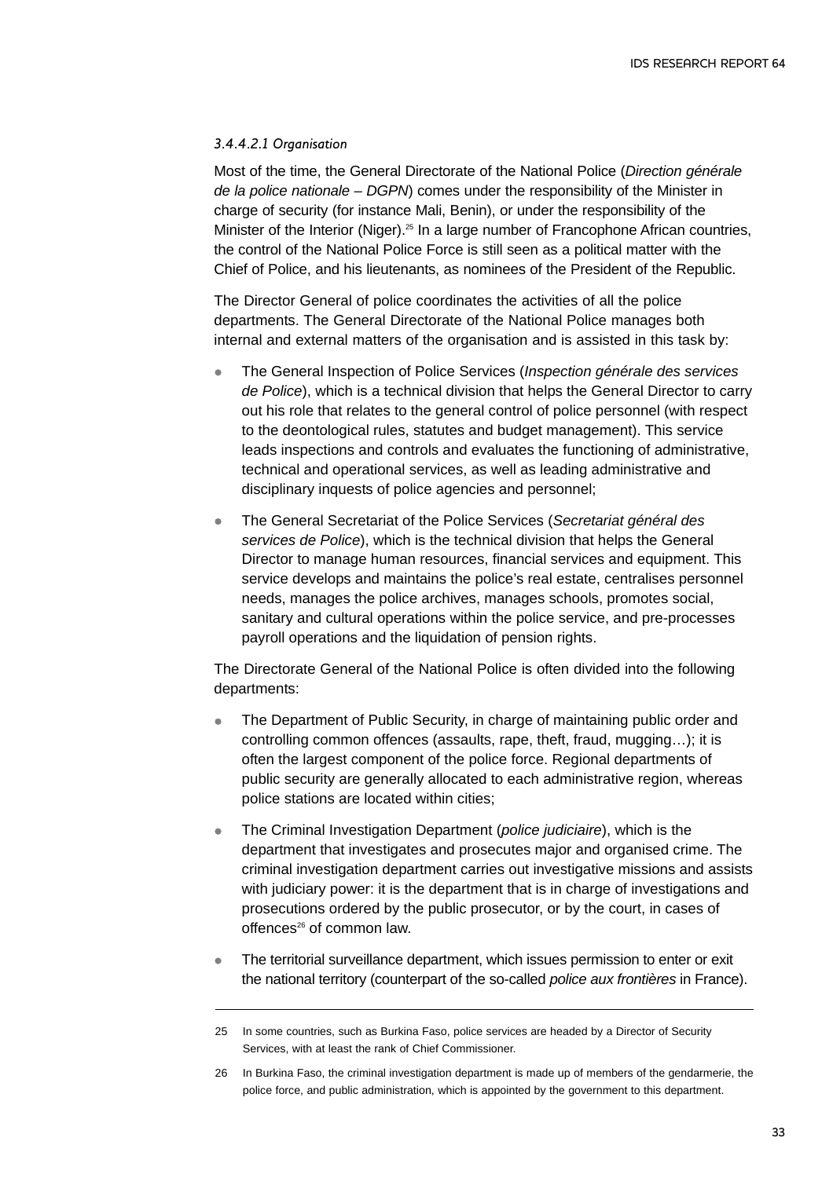#### *3.4.4.2.1 Organisation*

Most of the time, the General Directorate of the National Police (*Direction générale de la police nationale – DGPN*) comes under the responsibility of the Minister in charge of security (for instance Mali, Benin), or under the responsibility of the Minister of the Interior (Niger).[25] In a large number of Francophone African countries, the control of the National Police Force is still seen as a political matter with the Chief of Police, and his lieutenants, as nominees of the President of the Republic.

The Director General of police coordinates the activities of all the police departments. The General Directorate of the National Police manages both internal and external matters of the organisation and is assisted in this task by:

- The General Inspection of Police Services (*Inspection générale des services de Police*), which is a technical division that helps the General Director to carry out his role that relates to the general control of police personnel (with respect to the deontological rules, statutes and budget management). This service leads inspections and controls and evaluates the functioning of administrative, technical and operational services, as well as leading administrative and disciplinary inquests of police agencies and personnel;
- The General Secretariat of the Police Services (*Secretariat général des services de Police*), which is the technical division that helps the General Director to manage human resources, financial services and equipment. This service develops and maintains the police's real estate, centralises personnel needs, manages the police archives, manages schools, promotes social, sanitary and cultural operations within the police service, and pre-processes payroll operations and the liquidation of pension rights.

The Directorate General of the National Police is often divided into the following departments:

- The Department of Public Security, in charge of maintaining public order and controlling common offences (assaults, rape, theft, fraud, mugging…); it is often the largest component of the police force. Regional departments of public security are generally allocated to each administrative region, whereas police stations are located within cities;
- The Criminal Investigation Department (*police judiciaire*), which is the department that investigates and prosecutes major and organised crime. The criminal investigation department carries out investigative missions and assists with judiciary power: it is the department that is in charge of investigations and prosecutions ordered by the public prosecutor, or by the court, in cases of offences[26] of common law.
- The territorial surveillance department, which issues permission to enter or exit the national territory (counterpart of the so-called *police aux frontières* in France).

---

25 In some countries, such as Burkina Faso, police services are headed by a Director of Security Services, with at least the rank of Chief Commissioner.

26 In Burkina Faso, the criminal investigation department is made up of members of the gendarmerie, the police force, and public administration, which is appointed by the government to this department.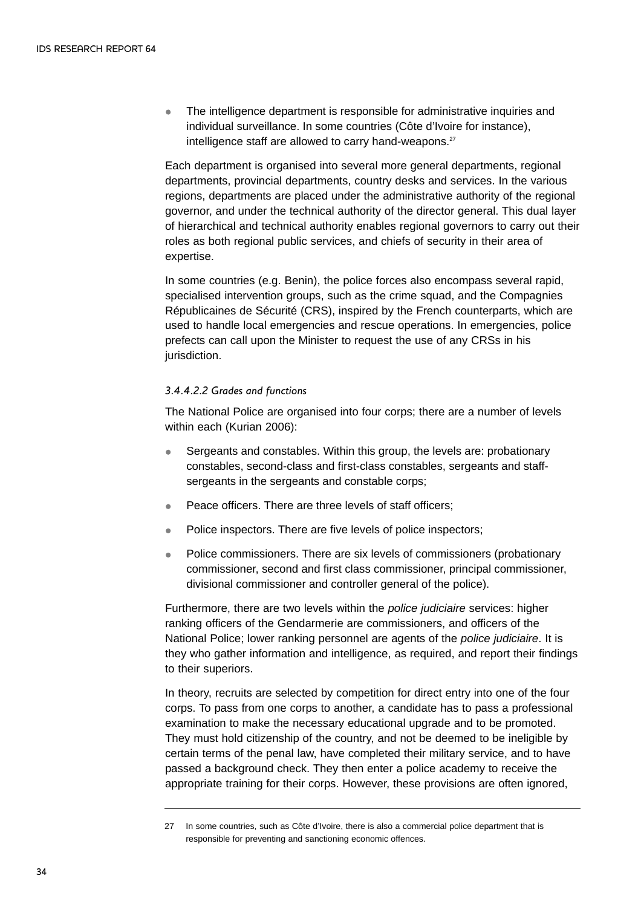- The intelligence department is responsible for administrative inquiries and individual surveillance. In some countries (Côte d'Ivoire for instance), intelligence staff are allowed to carry hand-weapons.[27]

Each department is organised into several more general departments, regional departments, provincial departments, country desks and services. In the various regions, departments are placed under the administrative authority of the regional governor, and under the technical authority of the director general. This dual layer of hierarchical and technical authority enables regional governors to carry out their roles as both regional public services, and chiefs of security in their area of expertise.

In some countries (e.g. Benin), the police forces also encompass several rapid, specialised intervention groups, such as the crime squad, and the Compagnies Républicaines de Sécurité (CRS), inspired by the French counterparts, which are used to handle local emergencies and rescue operations. In emergencies, police prefects can call upon the Minister to request the use of any CRSs in his jurisdiction.

#### *3.4.4.2.2 Grades and functions*

The National Police are organised into four corps; there are a number of levels within each (Kurian 2006):

- Sergeants and constables. Within this group, the levels are: probationary constables, second-class and first-class constables, sergeants and staff-sergeants in the sergeants and constable corps;
- Peace officers. There are three levels of staff officers;
- Police inspectors. There are five levels of police inspectors;
- Police commissioners. There are six levels of commissioners (probationary commissioner, second and first class commissioner, principal commissioner, divisional commissioner and controller general of the police).

Furthermore, there are two levels within the *police judiciaire* services: higher ranking officers of the Gendarmerie are commissioners, and officers of the National Police; lower ranking personnel are agents of the *police judiciaire*. It is they who gather information and intelligence, as required, and report their findings to their superiors.

In theory, recruits are selected by competition for direct entry into one of the four corps. To pass from one corps to another, a candidate has to pass a professional examination to make the necessary educational upgrade and to be promoted. They must hold citizenship of the country, and not be deemed to be ineligible by certain terms of the penal law, have completed their military service, and to have passed a background check. They then enter a police academy to receive the appropriate training for their corps. However, these provisions are often ignored,

---

27 In some countries, such as Côte d'Ivoire, there is also a commercial police department that is responsible for preventing and sanctioning economic offences.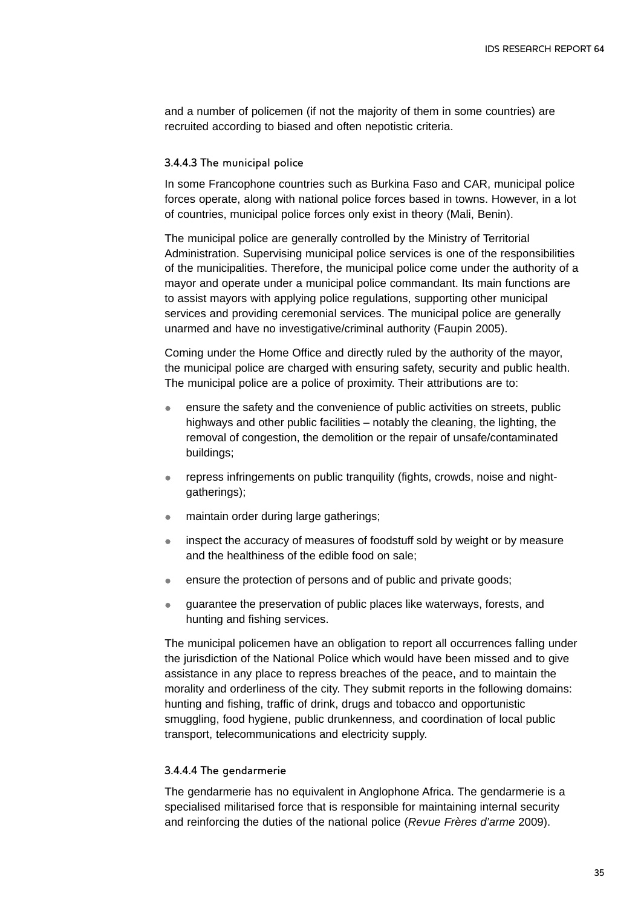and a number of policemen (if not the majority of them in some countries) are recruited according to biased and often nepotistic criteria.

#### 3.4.4.3 The municipal police

In some Francophone countries such as Burkina Faso and CAR, municipal police forces operate, along with national police forces based in towns. However, in a lot of countries, municipal police forces only exist in theory (Mali, Benin).

The municipal police are generally controlled by the Ministry of Territorial Administration. Supervising municipal police services is one of the responsibilities of the municipalities. Therefore, the municipal police come under the authority of a mayor and operate under a municipal police commandant. Its main functions are to assist mayors with applying police regulations, supporting other municipal services and providing ceremonial services. The municipal police are generally unarmed and have no investigative/criminal authority (Faupin 2005).

Coming under the Home Office and directly ruled by the authority of the mayor, the municipal police are charged with ensuring safety, security and public health. The municipal police are a police of proximity. Their attributions are to:

- ensure the safety and the convenience of public activities on streets, public highways and other public facilities – notably the cleaning, the lighting, the removal of congestion, the demolition or the repair of unsafe/contaminated buildings;
- repress infringements on public tranquility (fights, crowds, noise and night-gatherings);
- maintain order during large gatherings;
- inspect the accuracy of measures of foodstuff sold by weight or by measure and the healthiness of the edible food on sale;
- ensure the protection of persons and of public and private goods;
- guarantee the preservation of public places like waterways, forests, and hunting and fishing services.

The municipal policemen have an obligation to report all occurrences falling under the jurisdiction of the National Police which would have been missed and to give assistance in any place to repress breaches of the peace, and to maintain the morality and orderliness of the city. They submit reports in the following domains: hunting and fishing, traffic of drink, drugs and tobacco and opportunistic smuggling, food hygiene, public drunkenness, and coordination of local public transport, telecommunications and electricity supply.

#### 3.4.4.4 The gendarmerie

The gendarmerie has no equivalent in Anglophone Africa. The gendarmerie is a specialised militarised force that is responsible for maintaining internal security and reinforcing the duties of the national police (*Revue Frères d'arme* 2009).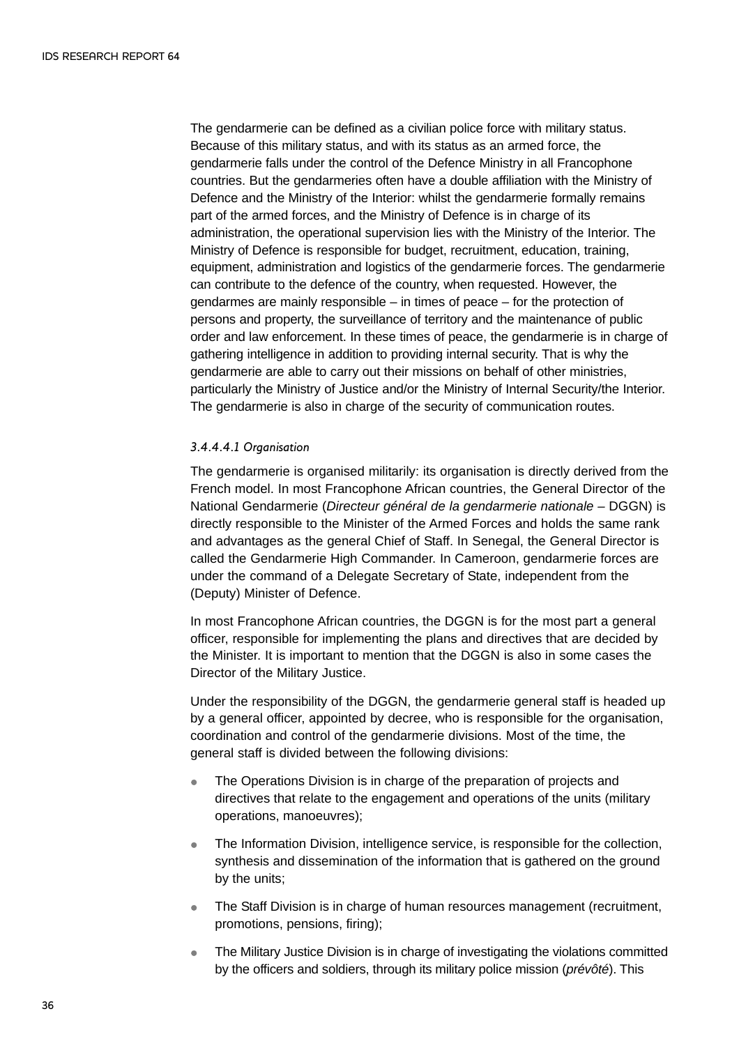The gendarmerie can be defined as a civilian police force with military status. Because of this military status, and with its status as an armed force, the gendarmerie falls under the control of the Defence Ministry in all Francophone countries. But the gendarmeries often have a double affiliation with the Ministry of Defence and the Ministry of the Interior: whilst the gendarmerie formally remains part of the armed forces, and the Ministry of Defence is in charge of its administration, the operational supervision lies with the Ministry of the Interior. The Ministry of Defence is responsible for budget, recruitment, education, training, equipment, administration and logistics of the gendarmerie forces. The gendarmerie can contribute to the defence of the country, when requested. However, the gendarmes are mainly responsible – in times of peace – for the protection of persons and property, the surveillance of territory and the maintenance of public order and law enforcement. In these times of peace, the gendarmerie is in charge of gathering intelligence in addition to providing internal security. That is why the gendarmerie are able to carry out their missions on behalf of other ministries, particularly the Ministry of Justice and/or the Ministry of Internal Security/the Interior. The gendarmerie is also in charge of the security of communication routes.

###### *3.4.4.4.1 Organisation*

The gendarmerie is organised militarily: its organisation is directly derived from the French model. In most Francophone African countries, the General Director of the National Gendarmerie (*Directeur général de la gendarmerie nationale* – DGGN) is directly responsible to the Minister of the Armed Forces and holds the same rank and advantages as the general Chief of Staff. In Senegal, the General Director is called the Gendarmerie High Commander. In Cameroon, gendarmerie forces are under the command of a Delegate Secretary of State, independent from the (Deputy) Minister of Defence.

In most Francophone African countries, the DGGN is for the most part a general officer, responsible for implementing the plans and directives that are decided by the Minister. It is important to mention that the DGGN is also in some cases the Director of the Military Justice.

Under the responsibility of the DGGN, the gendarmerie general staff is headed up by a general officer, appointed by decree, who is responsible for the organisation, coordination and control of the gendarmerie divisions. Most of the time, the general staff is divided between the following divisions:

- The Operations Division is in charge of the preparation of projects and directives that relate to the engagement and operations of the units (military operations, manoeuvres);
- The Information Division, intelligence service, is responsible for the collection, synthesis and dissemination of the information that is gathered on the ground by the units;
- The Staff Division is in charge of human resources management (recruitment, promotions, pensions, firing);
- The Military Justice Division is in charge of investigating the violations committed by the officers and soldiers, through its military police mission (*prévôté*). This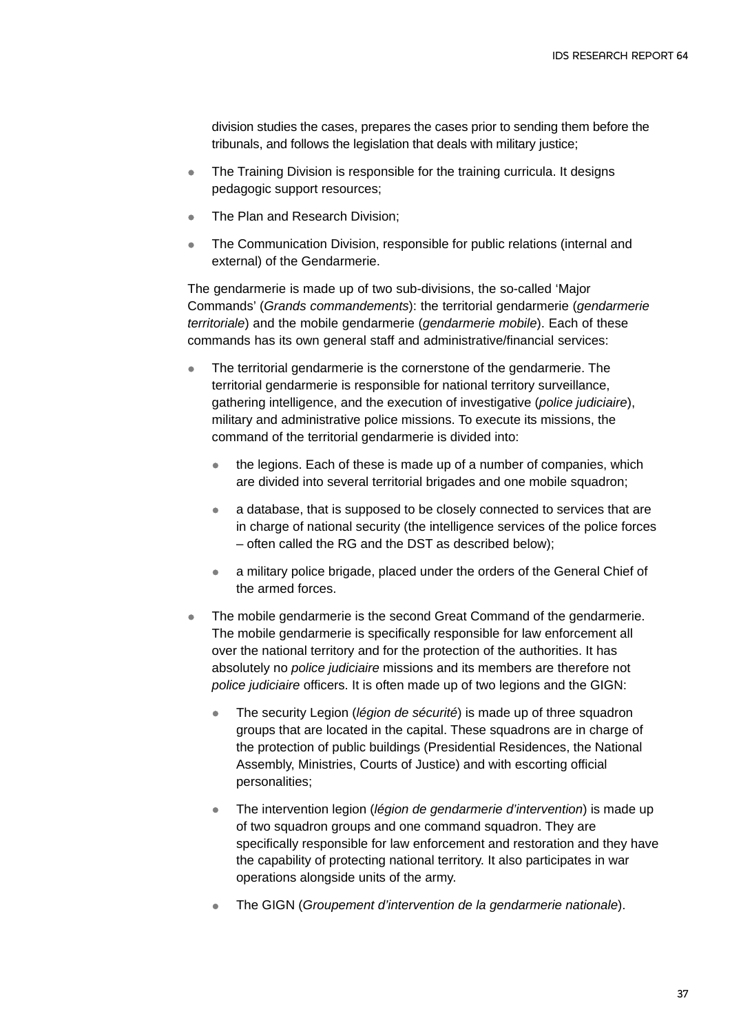division studies the cases, prepares the cases prior to sending them before the tribunals, and follows the legislation that deals with military justice;

- The Training Division is responsible for the training curricula. It designs pedagogic support resources;
- The Plan and Research Division;
- The Communication Division, responsible for public relations (internal and external) of the Gendarmerie.

The gendarmerie is made up of two sub-divisions, the so-called 'Major Commands' (*Grands commandements*): the territorial gendarmerie (*gendarmerie territoriale*) and the mobile gendarmerie (*gendarmerie mobile*). Each of these commands has its own general staff and administrative/financial services:

- The territorial gendarmerie is the cornerstone of the gendarmerie. The territorial gendarmerie is responsible for national territory surveillance, gathering intelligence, and the execution of investigative (*police judiciaire*), military and administrative police missions. To execute its missions, the command of the territorial gendarmerie is divided into:
  - the legions. Each of these is made up of a number of companies, which are divided into several territorial brigades and one mobile squadron;
  - a database, that is supposed to be closely connected to services that are in charge of national security (the intelligence services of the police forces – often called the RG and the DST as described below);
  - a military police brigade, placed under the orders of the General Chief of the armed forces.
- The mobile gendarmerie is the second Great Command of the gendarmerie. The mobile gendarmerie is specifically responsible for law enforcement all over the national territory and for the protection of the authorities. It has absolutely no *police judiciaire* missions and its members are therefore not *police judiciaire* officers. It is often made up of two legions and the GIGN:
  - The security Legion (*légion de sécurité*) is made up of three squadron groups that are located in the capital. These squadrons are in charge of the protection of public buildings (Presidential Residences, the National Assembly, Ministries, Courts of Justice) and with escorting official personalities;
  - The intervention legion (*légion de gendarmerie d'intervention*) is made up of two squadron groups and one command squadron. They are specifically responsible for law enforcement and restoration and they have the capability of protecting national territory. It also participates in war operations alongside units of the army.
  - The GIGN (*Groupement d'intervention de la gendarmerie nationale*).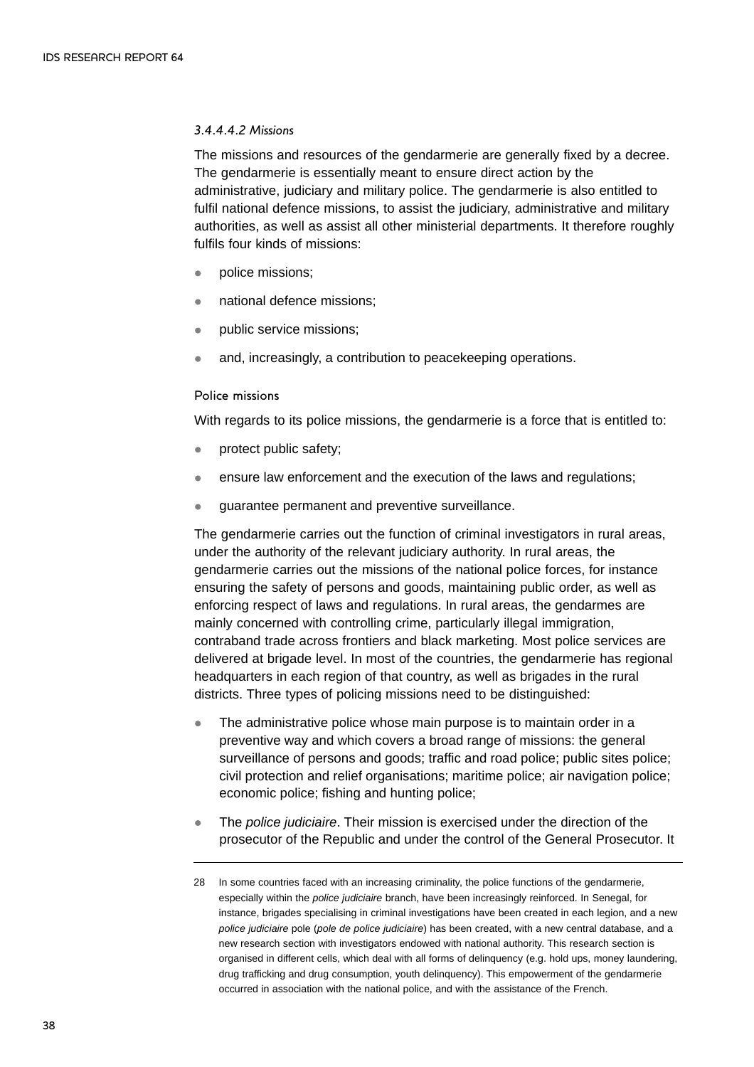#### *3.4.4.4.2 Missions*

The missions and resources of the gendarmerie are generally fixed by a decree. The gendarmerie is essentially meant to ensure direct action by the administrative, judiciary and military police. The gendarmerie is also entitled to fulfil national defence missions, to assist the judiciary, administrative and military authorities, as well as assist all other ministerial departments. It therefore roughly fulfils four kinds of missions:

- police missions;
- national defence missions;
- public service missions;
- and, increasingly, a contribution to peacekeeping operations.

##### Police missions

With regards to its police missions, the gendarmerie is a force that is entitled to:

- protect public safety;
- ensure law enforcement and the execution of the laws and regulations;
- guarantee permanent and preventive surveillance.

The gendarmerie carries out the function of criminal investigators in rural areas, under the authority of the relevant judiciary authority. In rural areas, the gendarmerie carries out the missions of the national police forces, for instance ensuring the safety of persons and goods, maintaining public order, as well as enforcing respect of laws and regulations. In rural areas, the gendarmes are mainly concerned with controlling crime, particularly illegal immigration, contraband trade across frontiers and black marketing. Most police services are delivered at brigade level. In most of the countries, the gendarmerie has regional headquarters in each region of that country, as well as brigades in the rural districts. Three types of policing missions need to be distinguished:

- The administrative police whose main purpose is to maintain order in a preventive way and which covers a broad range of missions: the general surveillance of persons and goods; traffic and road police; public sites police; civil protection and relief organisations; maritime police; air navigation police; economic police; fishing and hunting police;
- The *police judiciaire*. Their mission is exercised under the direction of the prosecutor of the Republic and under the control of the General Prosecutor. It

---

28 In some countries faced with an increasing criminality, the police functions of the gendarmerie, especially within the *police judiciaire* branch, have been increasingly reinforced. In Senegal, for instance, brigades specialising in criminal investigations have been created in each legion, and a new *police judiciaire* pole (*pole de police judiciaire*) has been created, with a new central database, and a new research section with investigators endowed with national authority. This research section is organised in different cells, which deal with all forms of delinquency (e.g. hold ups, money laundering, drug trafficking and drug consumption, youth delinquency). This empowerment of the gendarmerie occurred in association with the national police, and with the assistance of the French.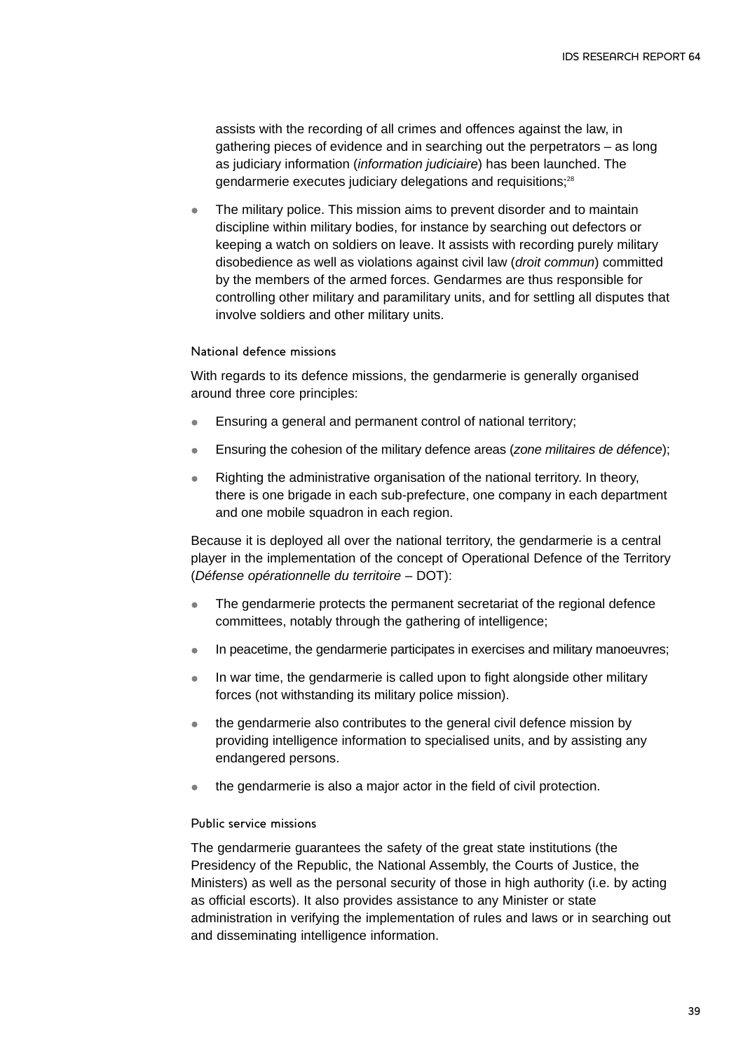assists with the recording of all crimes and offences against the law, in gathering pieces of evidence and in searching out the perpetrators – as long as judiciary information (*information judiciaire*) has been launched. The gendarmerie executes judiciary delegations and requisitions;[28]

- The military police. This mission aims to prevent disorder and to maintain discipline within military bodies, for instance by searching out defectors or keeping a watch on soldiers on leave. It assists with recording purely military disobedience as well as violations against civil law (*droit commun*) committed by the members of the armed forces. Gendarmes are thus responsible for controlling other military and paramilitary units, and for settling all disputes that involve soldiers and other military units.

### National defence missions

With regards to its defence missions, the gendarmerie is generally organised around three core principles:

- Ensuring a general and permanent control of national territory;
- Ensuring the cohesion of the military defence areas (*zone militaires de défence*);
- Righting the administrative organisation of the national territory. In theory, there is one brigade in each sub-prefecture, one company in each department and one mobile squadron in each region.

Because it is deployed all over the national territory, the gendarmerie is a central player in the implementation of the concept of Operational Defence of the Territory (*Défense opérationnelle du territoire* – DOT):

- The gendarmerie protects the permanent secretariat of the regional defence committees, notably through the gathering of intelligence;
- In peacetime, the gendarmerie participates in exercises and military manoeuvres;
- In war time, the gendarmerie is called upon to fight alongside other military forces (not withstanding its military police mission).
- the gendarmerie also contributes to the general civil defence mission by providing intelligence information to specialised units, and by assisting any endangered persons.
- the gendarmerie is also a major actor in the field of civil protection.

### Public service missions

The gendarmerie guarantees the safety of the great state institutions (the Presidency of the Republic, the National Assembly, the Courts of Justice, the Ministers) as well as the personal security of those in high authority (i.e. by acting as official escorts). It also provides assistance to any Minister or state administration in verifying the implementation of rules and laws or in searching out and disseminating intelligence information.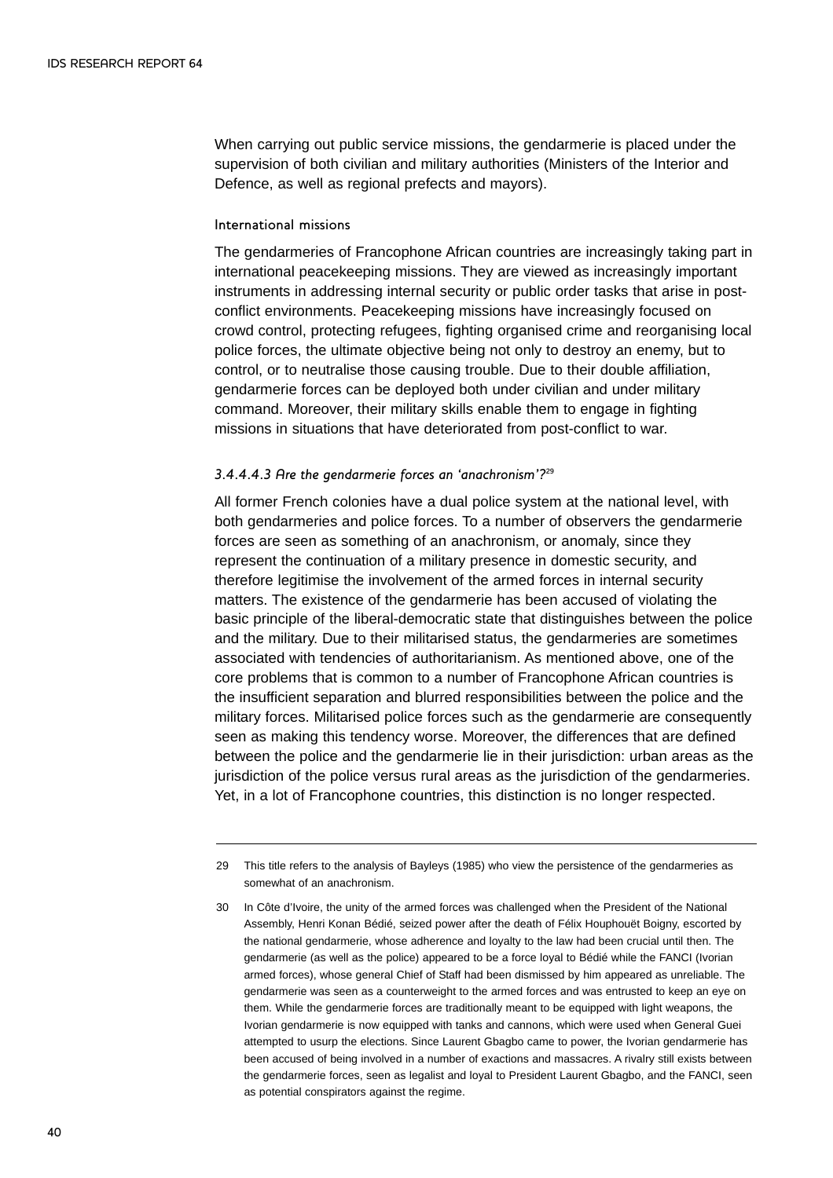When carrying out public service missions, the gendarmerie is placed under the supervision of both civilian and military authorities (Ministers of the Interior and Defence, as well as regional prefects and mayors).

#### International missions

The gendarmeries of Francophone African countries are increasingly taking part in international peacekeeping missions. They are viewed as increasingly important instruments in addressing internal security or public order tasks that arise in post-conflict environments. Peacekeeping missions have increasingly focused on crowd control, protecting refugees, fighting organised crime and reorganising local police forces, the ultimate objective being not only to destroy an enemy, but to control, or to neutralise those causing trouble. Due to their double affiliation, gendarmerie forces can be deployed both under civilian and under military command. Moreover, their military skills enable them to engage in fighting missions in situations that have deteriorated from post-conflict to war.

#### *3.4.4.4.3 Are the gendarmerie forces an 'anachronism'?*[29]

All former French colonies have a dual police system at the national level, with both gendarmeries and police forces. To a number of observers the gendarmerie forces are seen as something of an anachronism, or anomaly, since they represent the continuation of a military presence in domestic security, and therefore legitimise the involvement of the armed forces in internal security matters. The existence of the gendarmerie has been accused of violating the basic principle of the liberal-democratic state that distinguishes between the police and the military. Due to their militarised status, the gendarmeries are sometimes associated with tendencies of authoritarianism. As mentioned above, one of the core problems that is common to a number of Francophone African countries is the insufficient separation and blurred responsibilities between the police and the military forces. Militarised police forces such as the gendarmerie are consequently seen as making this tendency worse. Moreover, the differences that are defined between the police and the gendarmerie lie in their jurisdiction: urban areas as the jurisdiction of the police versus rural areas as the jurisdiction of the gendarmeries. Yet, in a lot of Francophone countries, this distinction is no longer respected.

---

29 This title refers to the analysis of Bayleys (1985) who view the persistence of the gendarmeries as somewhat of an anachronism.

30 In Côte d'Ivoire, the unity of the armed forces was challenged when the President of the National Assembly, Henri Konan Bédié, seized power after the death of Félix Houphouët Boigny, escorted by the national gendarmerie, whose adherence and loyalty to the law had been crucial until then. The gendarmerie (as well as the police) appeared to be a force loyal to Bédié while the FANCI (Ivorian armed forces), whose general Chief of Staff had been dismissed by him appeared as unreliable. The gendarmerie was seen as a counterweight to the armed forces and was entrusted to keep an eye on them. While the gendarmerie forces are traditionally meant to be equipped with light weapons, the Ivorian gendarmerie is now equipped with tanks and cannons, which were used when General Guei attempted to usurp the elections. Since Laurent Gbagbo came to power, the Ivorian gendarmerie has been accused of being involved in a number of exactions and massacres. A rivalry still exists between the gendarmerie forces, seen as legalist and loyal to President Laurent Gbagbo, and the FANCI, seen as potential conspirators against the regime.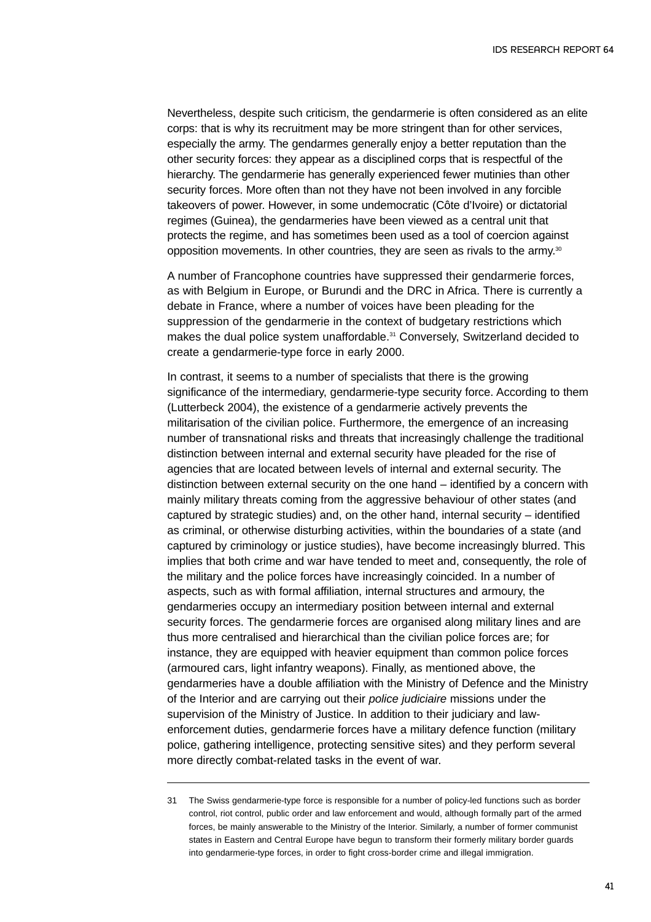Nevertheless, despite such criticism, the gendarmerie is often considered as an elite corps: that is why its recruitment may be more stringent than for other services, especially the army. The gendarmes generally enjoy a better reputation than the other security forces: they appear as a disciplined corps that is respectful of the hierarchy. The gendarmerie has generally experienced fewer mutinies than other security forces. More often than not they have not been involved in any forcible takeovers of power. However, in some undemocratic (Côte d'Ivoire) or dictatorial regimes (Guinea), the gendarmeries have been viewed as a central unit that protects the regime, and has sometimes been used as a tool of coercion against opposition movements. In other countries, they are seen as rivals to the army.[30]

A number of Francophone countries have suppressed their gendarmerie forces, as with Belgium in Europe, or Burundi and the DRC in Africa. There is currently a debate in France, where a number of voices have been pleading for the suppression of the gendarmerie in the context of budgetary restrictions which makes the dual police system unaffordable.[31] Conversely, Switzerland decided to create a gendarmerie-type force in early 2000.

In contrast, it seems to a number of specialists that there is the growing significance of the intermediary, gendarmerie-type security force. According to them (Lutterbeck 2004), the existence of a gendarmerie actively prevents the militarisation of the civilian police. Furthermore, the emergence of an increasing number of transnational risks and threats that increasingly challenge the traditional distinction between internal and external security have pleaded for the rise of agencies that are located between levels of internal and external security. The distinction between external security on the one hand – identified by a concern with mainly military threats coming from the aggressive behaviour of other states (and captured by strategic studies) and, on the other hand, internal security – identified as criminal, or otherwise disturbing activities, within the boundaries of a state (and captured by criminology or justice studies), have become increasingly blurred. This implies that both crime and war have tended to meet and, consequently, the role of the military and the police forces have increasingly coincided. In a number of aspects, such as with formal affiliation, internal structures and armoury, the gendarmeries occupy an intermediary position between internal and external security forces. The gendarmerie forces are organised along military lines and are thus more centralised and hierarchical than the civilian police forces are; for instance, they are equipped with heavier equipment than common police forces (armoured cars, light infantry weapons). Finally, as mentioned above, the gendarmeries have a double affiliation with the Ministry of Defence and the Ministry of the Interior and are carrying out their *police judiciaire* missions under the supervision of the Ministry of Justice. In addition to their judiciary and law-enforcement duties, gendarmerie forces have a military defence function (military police, gathering intelligence, protecting sensitive sites) and they perform several more directly combat-related tasks in the event of war.

---

31 The Swiss gendarmerie-type force is responsible for a number of policy-led functions such as border control, riot control, public order and law enforcement and would, although formally part of the armed forces, be mainly answerable to the Ministry of the Interior. Similarly, a number of former communist states in Eastern and Central Europe have begun to transform their formerly military border guards into gendarmerie-type forces, in order to fight cross-border crime and illegal immigration.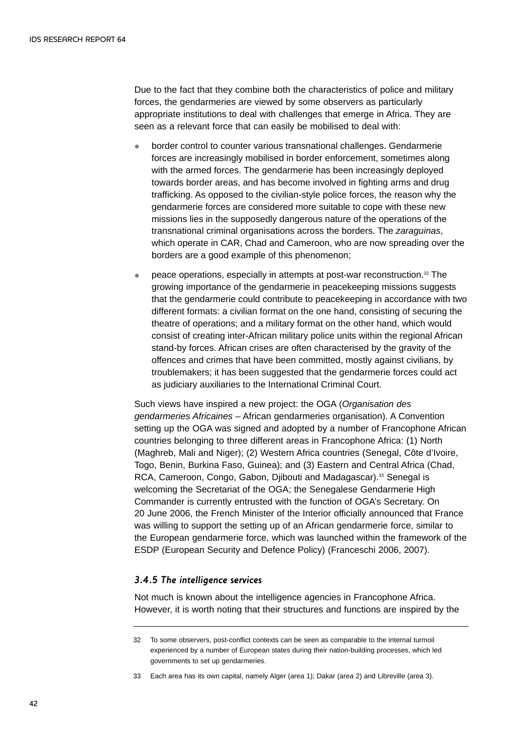Due to the fact that they combine both the characteristics of police and military forces, the gendarmeries are viewed by some observers as particularly appropriate institutions to deal with challenges that emerge in Africa. They are seen as a relevant force that can easily be mobilised to deal with:

- border control to counter various transnational challenges. Gendarmerie forces are increasingly mobilised in border enforcement, sometimes along with the armed forces. The gendarmerie has been increasingly deployed towards border areas, and has become involved in fighting arms and drug trafficking. As opposed to the civilian-style police forces, the reason why the gendarmerie forces are considered more suitable to cope with these new missions lies in the supposedly dangerous nature of the operations of the transnational criminal organisations across the borders. The *zaraguinas*, which operate in CAR, Chad and Cameroon, who are now spreading over the borders are a good example of this phenomenon;
- peace operations, especially in attempts at post-war reconstruction.[32] The growing importance of the gendarmerie in peacekeeping missions suggests that the gendarmerie could contribute to peacekeeping in accordance with two different formats: a civilian format on the one hand, consisting of securing the theatre of operations; and a military format on the other hand, which would consist of creating inter-African military police units within the regional African stand-by forces. African crises are often characterised by the gravity of the offences and crimes that have been committed, mostly against civilians, by troublemakers; it has been suggested that the gendarmerie forces could act as judiciary auxiliaries to the International Criminal Court.

Such views have inspired a new project: the OGA (*Organisation des gendarmeries Africaines* – African gendarmeries organisation). A Convention setting up the OGA was signed and adopted by a number of Francophone African countries belonging to three different areas in Francophone Africa: (1) North (Maghreb, Mali and Niger); (2) Western Africa countries (Senegal, Côte d'Ivoire, Togo, Benin, Burkina Faso, Guinea); and (3) Eastern and Central Africa (Chad, RCA, Cameroon, Congo, Gabon, Djibouti and Madagascar).[33] Senegal is welcoming the Secretariat of the OGA; the Senegalese Gendarmerie High Commander is currently entrusted with the function of OGA's Secretary. On 20 June 2006, the French Minister of the Interior officially announced that France was willing to support the setting up of an African gendarmerie force, similar to the European gendarmerie force, which was launched within the framework of the ESDP (European Security and Defence Policy) (Franceschi 2006, 2007).

### *3.4.5 The intelligence services*

Not much is known about the intelligence agencies in Francophone Africa. However, it is worth noting that their structures and functions are inspired by the

---

32 To some observers, post-conflict contexts can be seen as comparable to the internal turmoil experienced by a number of European states during their nation-building processes, which led governments to set up gendarmeries.

33 Each area has its own capital, namely Alger (area 1); Dakar (area 2) and Libreville (area 3).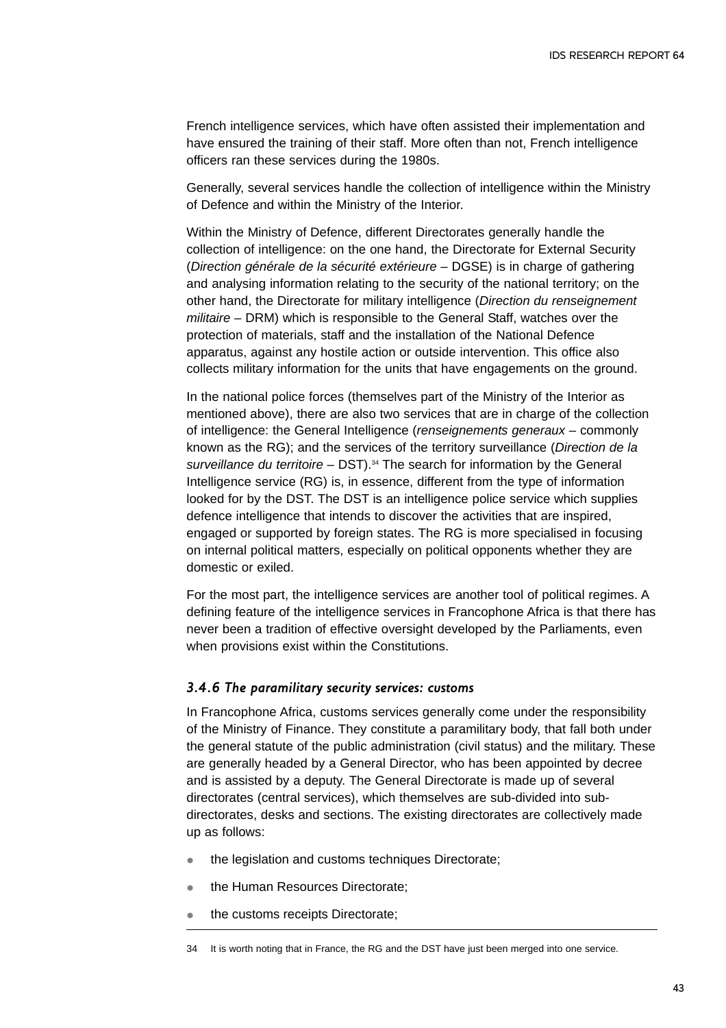French intelligence services, which have often assisted their implementation and have ensured the training of their staff. More often than not, French intelligence officers ran these services during the 1980s.

Generally, several services handle the collection of intelligence within the Ministry of Defence and within the Ministry of the Interior.

Within the Ministry of Defence, different Directorates generally handle the collection of intelligence: on the one hand, the Directorate for External Security (*Direction générale de la sécurité extérieure* – DGSE) is in charge of gathering and analysing information relating to the security of the national territory; on the other hand, the Directorate for military intelligence (*Direction du renseignement militaire* – DRM) which is responsible to the General Staff, watches over the protection of materials, staff and the installation of the National Defence apparatus, against any hostile action or outside intervention. This office also collects military information for the units that have engagements on the ground.

In the national police forces (themselves part of the Ministry of the Interior as mentioned above), there are also two services that are in charge of the collection of intelligence: the General Intelligence (*renseignements generaux* – commonly known as the RG); and the services of the territory surveillance (*Direction de la surveillance du territoire* – DST).[34] The search for information by the General Intelligence service (RG) is, in essence, different from the type of information looked for by the DST. The DST is an intelligence police service which supplies defence intelligence that intends to discover the activities that are inspired, engaged or supported by foreign states. The RG is more specialised in focusing on internal political matters, especially on political opponents whether they are domestic or exiled.

For the most part, the intelligence services are another tool of political regimes. A defining feature of the intelligence services in Francophone Africa is that there has never been a tradition of effective oversight developed by the Parliaments, even when provisions exist within the Constitutions.

### *3.4.6 The paramilitary security services: customs*

In Francophone Africa, customs services generally come under the responsibility of the Ministry of Finance. They constitute a paramilitary body, that fall both under the general statute of the public administration (civil status) and the military. These are generally headed by a General Director, who has been appointed by decree and is assisted by a deputy. The General Directorate is made up of several directorates (central services), which themselves are sub-divided into sub-directorates, desks and sections. The existing directorates are collectively made up as follows:

- the legislation and customs techniques Directorate;
- the Human Resources Directorate;
- the customs receipts Directorate;

34 It is worth noting that in France, the RG and the DST have just been merged into one service.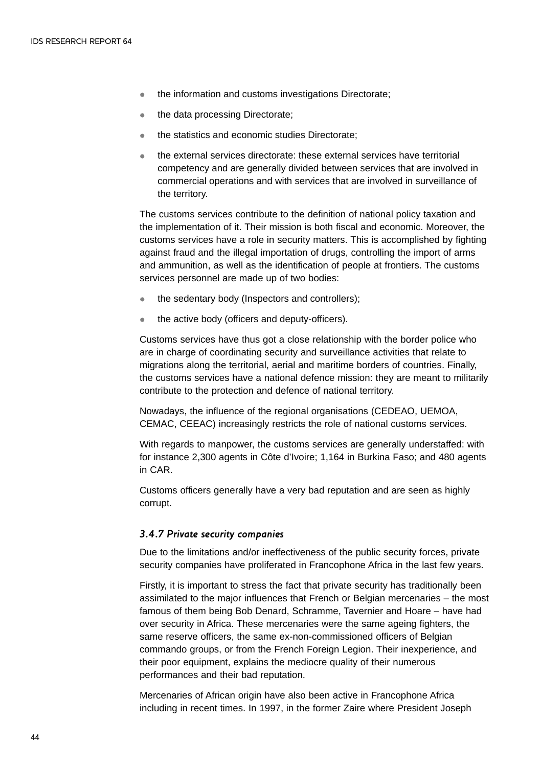- the information and customs investigations Directorate;
- the data processing Directorate;
- the statistics and economic studies Directorate;
- the external services directorate: these external services have territorial competency and are generally divided between services that are involved in commercial operations and with services that are involved in surveillance of the territory.

The customs services contribute to the definition of national policy taxation and the implementation of it. Their mission is both fiscal and economic. Moreover, the customs services have a role in security matters. This is accomplished by fighting against fraud and the illegal importation of drugs, controlling the import of arms and ammunition, as well as the identification of people at frontiers. The customs services personnel are made up of two bodies:

- the sedentary body (Inspectors and controllers);
- the active body (officers and deputy-officers).

Customs services have thus got a close relationship with the border police who are in charge of coordinating security and surveillance activities that relate to migrations along the territorial, aerial and maritime borders of countries. Finally, the customs services have a national defence mission: they are meant to militarily contribute to the protection and defence of national territory.

Nowadays, the influence of the regional organisations (CEDEAO, UEMOA, CEMAC, CEEAC) increasingly restricts the role of national customs services.

With regards to manpower, the customs services are generally understaffed: with for instance 2,300 agents in Côte d'Ivoire; 1,164 in Burkina Faso; and 480 agents in CAR.

Customs officers generally have a very bad reputation and are seen as highly corrupt.

### *3.4.7 Private security companies*

Due to the limitations and/or ineffectiveness of the public security forces, private security companies have proliferated in Francophone Africa in the last few years.

Firstly, it is important to stress the fact that private security has traditionally been assimilated to the major influences that French or Belgian mercenaries – the most famous of them being Bob Denard, Schramme, Tavernier and Hoare – have had over security in Africa. These mercenaries were the same ageing fighters, the same reserve officers, the same ex-non-commissioned officers of Belgian commando groups, or from the French Foreign Legion. Their inexperience, and their poor equipment, explains the mediocre quality of their numerous performances and their bad reputation.

Mercenaries of African origin have also been active in Francophone Africa including in recent times. In 1997, in the former Zaire where President Joseph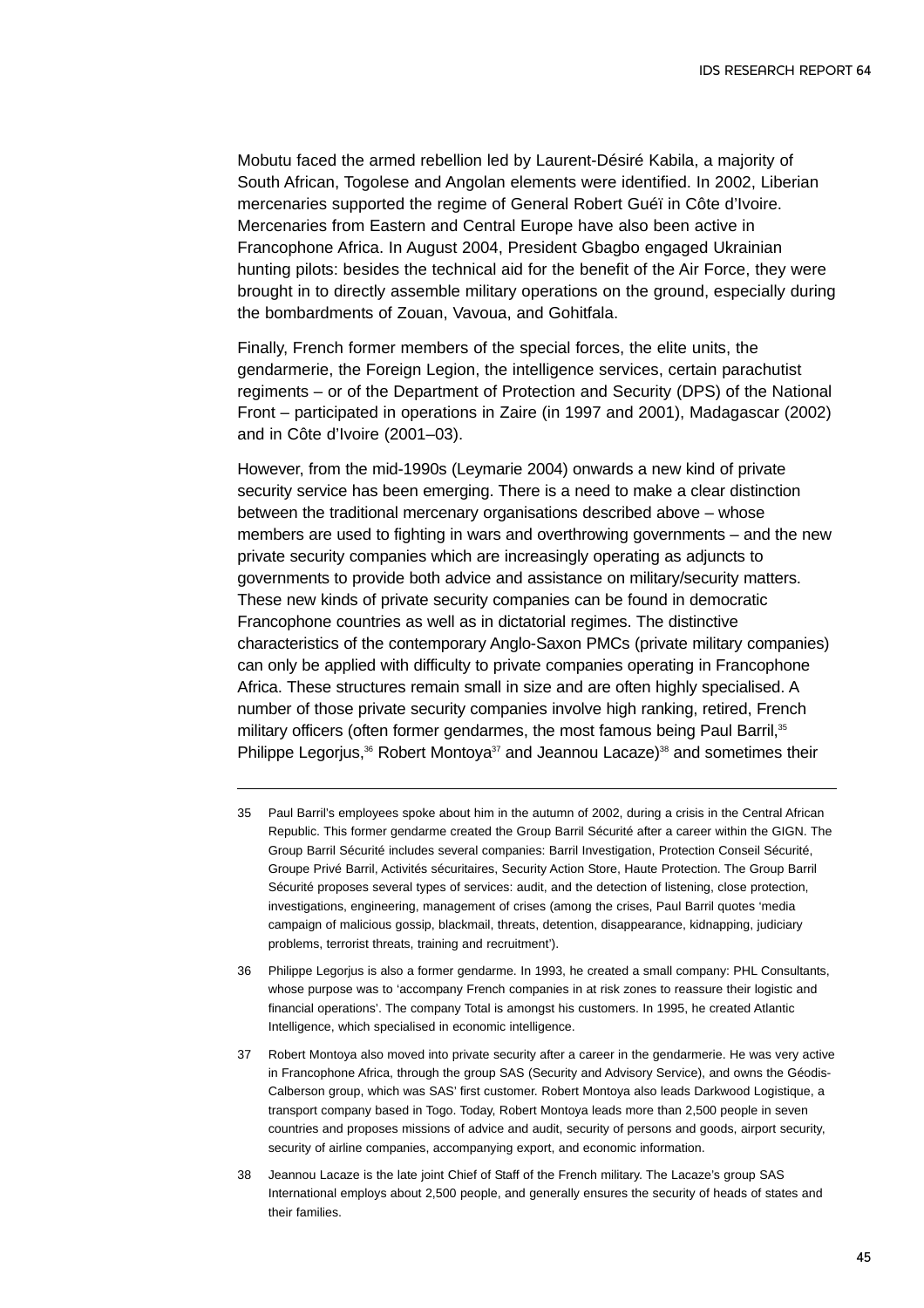Mobutu faced the armed rebellion led by Laurent-Désiré Kabila, a majority of South African, Togolese and Angolan elements were identified. In 2002, Liberian mercenaries supported the regime of General Robert Guéï in Côte d'Ivoire. Mercenaries from Eastern and Central Europe have also been active in Francophone Africa. In August 2004, President Gbagbo engaged Ukrainian hunting pilots: besides the technical aid for the benefit of the Air Force, they were brought in to directly assemble military operations on the ground, especially during the bombardments of Zouan, Vavoua, and Gohitfala.

Finally, French former members of the special forces, the elite units, the gendarmerie, the Foreign Legion, the intelligence services, certain parachutist regiments – or of the Department of Protection and Security (DPS) of the National Front – participated in operations in Zaire (in 1997 and 2001), Madagascar (2002) and in Côte d'Ivoire (2001–03).

However, from the mid-1990s (Leymarie 2004) onwards a new kind of private security service has been emerging. There is a need to make a clear distinction between the traditional mercenary organisations described above – whose members are used to fighting in wars and overthrowing governments – and the new private security companies which are increasingly operating as adjuncts to governments to provide both advice and assistance on military/security matters. These new kinds of private security companies can be found in democratic Francophone countries as well as in dictatorial regimes. The distinctive characteristics of the contemporary Anglo-Saxon PMCs (private military companies) can only be applied with difficulty to private companies operating in Francophone Africa. These structures remain small in size and are often highly specialised. A number of those private security companies involve high ranking, retired, French military officers (often former gendarmes, the most famous being Paul Barril,[35] Philippe Legorjus,[36] Robert Montoya[37] and Jeannou Lacaze)[38] and sometimes their

---

35 Paul Barril's employees spoke about him in the autumn of 2002, during a crisis in the Central African Republic. This former gendarme created the Group Barril Sécurité after a career within the GIGN. The Group Barril Sécurité includes several companies: Barril Investigation, Protection Conseil Sécurité, Groupe Privé Barril, Activités sécuritaires, Security Action Store, Haute Protection. The Group Barril Sécurité proposes several types of services: audit, and the detection of listening, close protection, investigations, engineering, management of crises (among the crises, Paul Barril quotes 'media campaign of malicious gossip, blackmail, threats, detention, disappearance, kidnapping, judiciary problems, terrorist threats, training and recruitment').

36 Philippe Legorjus is also a former gendarme. In 1993, he created a small company: PHL Consultants, whose purpose was to 'accompany French companies in at risk zones to reassure their logistic and financial operations'. The company Total is amongst his customers. In 1995, he created Atlantic Intelligence, which specialised in economic intelligence.

37 Robert Montoya also moved into private security after a career in the gendarmerie. He was very active in Francophone Africa, through the group SAS (Security and Advisory Service), and owns the Géodis-Calberson group, which was SAS' first customer. Robert Montoya also leads Darkwood Logistique, a transport company based in Togo. Today, Robert Montoya leads more than 2,500 people in seven countries and proposes missions of advice and audit, security of persons and goods, airport security, security of airline companies, accompanying export, and economic information.

38 Jeannou Lacaze is the late joint Chief of Staff of the French military. The Lacaze's group SAS International employs about 2,500 people, and generally ensures the security of heads of states and their families.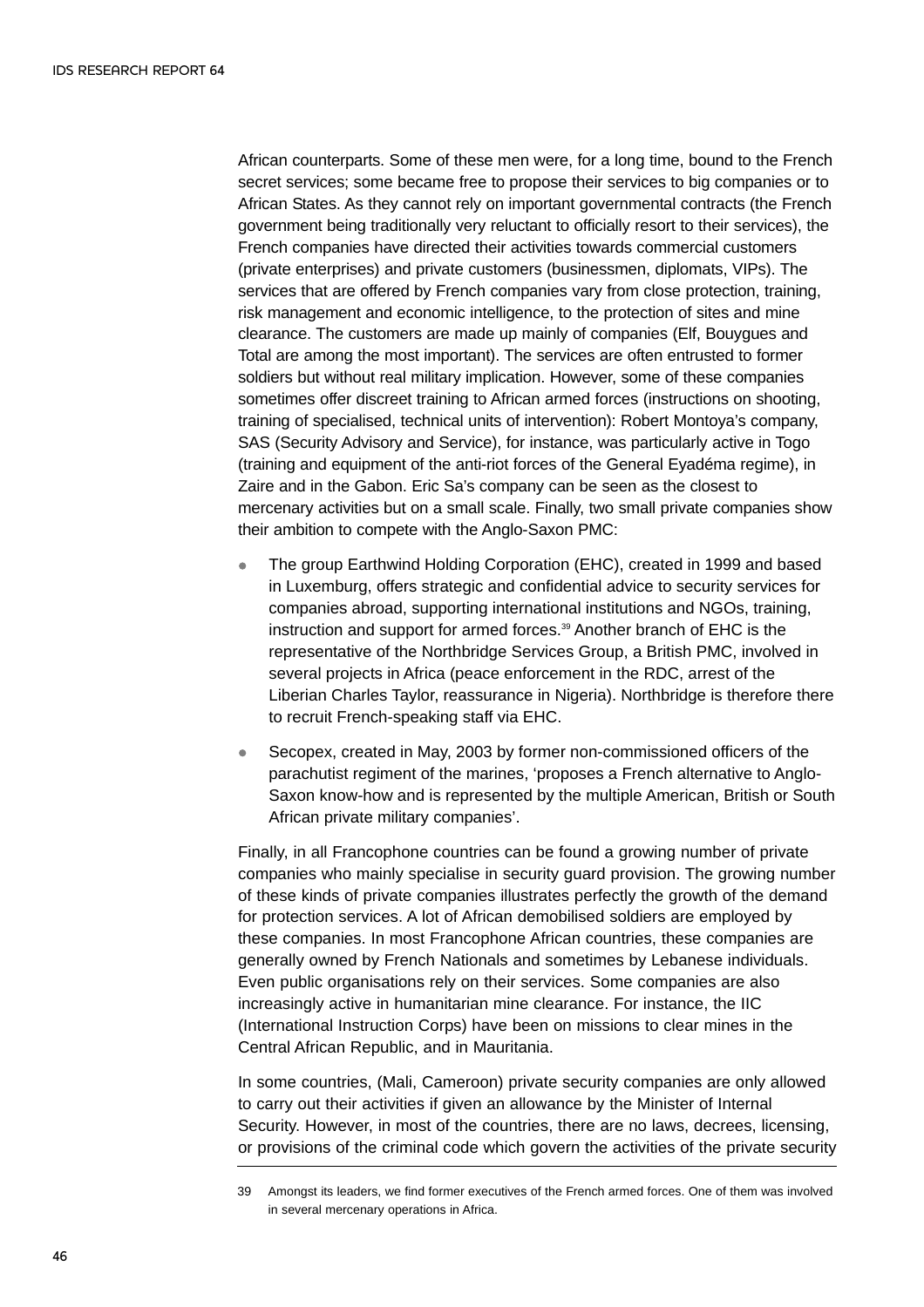African counterparts. Some of these men were, for a long time, bound to the French secret services; some became free to propose their services to big companies or to African States. As they cannot rely on important governmental contracts (the French government being traditionally very reluctant to officially resort to their services), the French companies have directed their activities towards commercial customers (private enterprises) and private customers (businessmen, diplomats, VIPs). The services that are offered by French companies vary from close protection, training, risk management and economic intelligence, to the protection of sites and mine clearance. The customers are made up mainly of companies (Elf, Bouygues and Total are among the most important). The services are often entrusted to former soldiers but without real military implication. However, some of these companies sometimes offer discreet training to African armed forces (instructions on shooting, training of specialised, technical units of intervention): Robert Montoya's company, SAS (Security Advisory and Service), for instance, was particularly active in Togo (training and equipment of the anti-riot forces of the General Eyadéma regime), in Zaire and in the Gabon. Eric Sa's company can be seen as the closest to mercenary activities but on a small scale. Finally, two small private companies show their ambition to compete with the Anglo-Saxon PMC:

- The group Earthwind Holding Corporation (EHC), created in 1999 and based in Luxemburg, offers strategic and confidential advice to security services for companies abroad, supporting international institutions and NGOs, training, instruction and support for armed forces.[39] Another branch of EHC is the representative of the Northbridge Services Group, a British PMC, involved in several projects in Africa (peace enforcement in the RDC, arrest of the Liberian Charles Taylor, reassurance in Nigeria). Northbridge is therefore there to recruit French-speaking staff via EHC.
- Secopex, created in May, 2003 by former non-commissioned officers of the parachutist regiment of the marines, 'proposes a French alternative to Anglo-Saxon know-how and is represented by the multiple American, British or South African private military companies'.

Finally, in all Francophone countries can be found a growing number of private companies who mainly specialise in security guard provision. The growing number of these kinds of private companies illustrates perfectly the growth of the demand for protection services. A lot of African demobilised soldiers are employed by these companies. In most Francophone African countries, these companies are generally owned by French Nationals and sometimes by Lebanese individuals. Even public organisations rely on their services. Some companies are also increasingly active in humanitarian mine clearance. For instance, the IIC (International Instruction Corps) have been on missions to clear mines in the Central African Republic, and in Mauritania.

In some countries, (Mali, Cameroon) private security companies are only allowed to carry out their activities if given an allowance by the Minister of Internal Security. However, in most of the countries, there are no laws, decrees, licensing, or provisions of the criminal code which govern the activities of the private security

39 Amongst its leaders, we find former executives of the French armed forces. One of them was involved in several mercenary operations in Africa.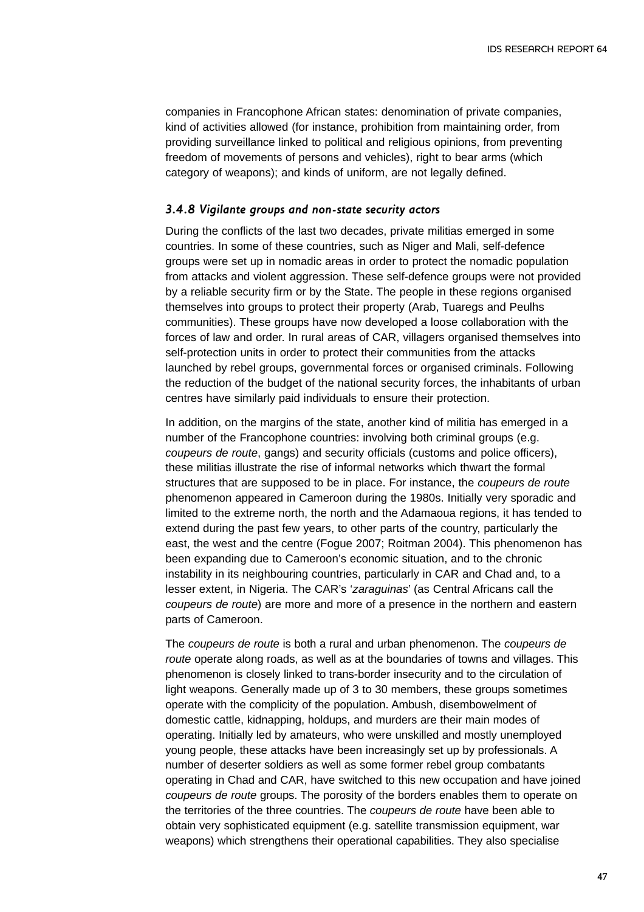companies in Francophone African states: denomination of private companies, kind of activities allowed (for instance, prohibition from maintaining order, from providing surveillance linked to political and religious opinions, from preventing freedom of movements of persons and vehicles), right to bear arms (which category of weapons); and kinds of uniform, are not legally defined.

### *3.4.8 Vigilante groups and non-state security actors*

During the conflicts of the last two decades, private militias emerged in some countries. In some of these countries, such as Niger and Mali, self-defence groups were set up in nomadic areas in order to protect the nomadic population from attacks and violent aggression. These self-defence groups were not provided by a reliable security firm or by the State. The people in these regions organised themselves into groups to protect their property (Arab, Tuaregs and Peulhs communities). These groups have now developed a loose collaboration with the forces of law and order. In rural areas of CAR, villagers organised themselves into self-protection units in order to protect their communities from the attacks launched by rebel groups, governmental forces or organised criminals. Following the reduction of the budget of the national security forces, the inhabitants of urban centres have similarly paid individuals to ensure their protection.

In addition, on the margins of the state, another kind of militia has emerged in a number of the Francophone countries: involving both criminal groups (e.g. *coupeurs de route*, gangs) and security officials (customs and police officers), these militias illustrate the rise of informal networks which thwart the formal structures that are supposed to be in place. For instance, the *coupeurs de route* phenomenon appeared in Cameroon during the 1980s. Initially very sporadic and limited to the extreme north, the north and the Adamaoua regions, it has tended to extend during the past few years, to other parts of the country, particularly the east, the west and the centre (Fogue 2007; Roitman 2004). This phenomenon has been expanding due to Cameroon's economic situation, and to the chronic instability in its neighbouring countries, particularly in CAR and Chad and, to a lesser extent, in Nigeria. The CAR's '*zaraguinas*' (as Central Africans call the *coupeurs de route*) are more and more of a presence in the northern and eastern parts of Cameroon.

The *coupeurs de route* is both a rural and urban phenomenon. The *coupeurs de route* operate along roads, as well as at the boundaries of towns and villages. This phenomenon is closely linked to trans-border insecurity and to the circulation of light weapons. Generally made up of 3 to 30 members, these groups sometimes operate with the complicity of the population. Ambush, disembowelment of domestic cattle, kidnapping, holdups, and murders are their main modes of operating. Initially led by amateurs, who were unskilled and mostly unemployed young people, these attacks have been increasingly set up by professionals. A number of deserter soldiers as well as some former rebel group combatants operating in Chad and CAR, have switched to this new occupation and have joined *coupeurs de route* groups. The porosity of the borders enables them to operate on the territories of the three countries. The *coupeurs de route* have been able to obtain very sophisticated equipment (e.g. satellite transmission equipment, war weapons) which strengthens their operational capabilities. They also specialise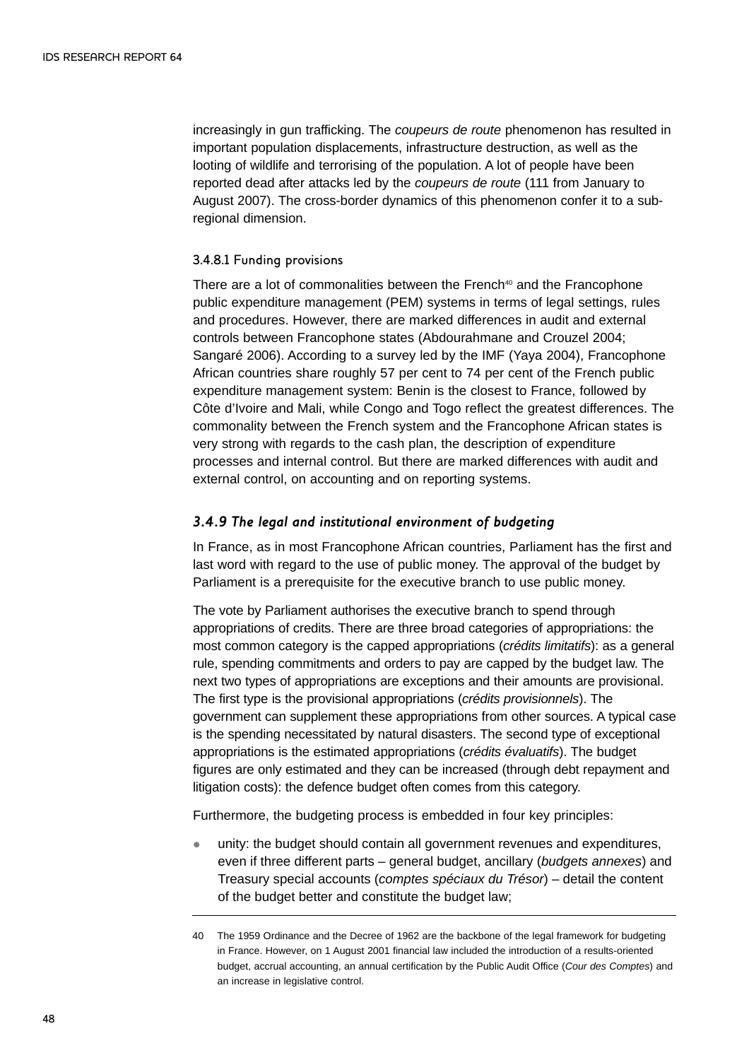increasingly in gun trafficking. The *coupeurs de route* phenomenon has resulted in important population displacements, infrastructure destruction, as well as the looting of wildlife and terrorising of the population. A lot of people have been reported dead after attacks led by the *coupeurs de route* (111 from January to August 2007). The cross-border dynamics of this phenomenon confer it to a sub-regional dimension.

#### 3.4.8.1 Funding provisions

There are a lot of commonalities between the French[40] and the Francophone public expenditure management (PEM) systems in terms of legal settings, rules and procedures. However, there are marked differences in audit and external controls between Francophone states (Abdourahmane and Crouzel 2004; Sangaré 2006). According to a survey led by the IMF (Yaya 2004), Francophone African countries share roughly 57 per cent to 74 per cent of the French public expenditure management system: Benin is the closest to France, followed by Côte d'Ivoire and Mali, while Congo and Togo reflect the greatest differences. The commonality between the French system and the Francophone African states is very strong with regards to the cash plan, the description of expenditure processes and internal control. But there are marked differences with audit and external control, on accounting and on reporting systems.

### *3.4.9 The legal and institutional environment of budgeting*

In France, as in most Francophone African countries, Parliament has the first and last word with regard to the use of public money. The approval of the budget by Parliament is a prerequisite for the executive branch to use public money.

The vote by Parliament authorises the executive branch to spend through appropriations of credits. There are three broad categories of appropriations: the most common category is the capped appropriations (*crédits limitatifs*): as a general rule, spending commitments and orders to pay are capped by the budget law. The next two types of appropriations are exceptions and their amounts are provisional. The first type is the provisional appropriations (*crédits provisionnels*). The government can supplement these appropriations from other sources. A typical case is the spending necessitated by natural disasters. The second type of exceptional appropriations is the estimated appropriations (*crédits évaluatifs*). The budget figures are only estimated and they can be increased (through debt repayment and litigation costs): the defence budget often comes from this category.

Furthermore, the budgeting process is embedded in four key principles:

- unity: the budget should contain all government revenues and expenditures, even if three different parts – general budget, ancillary (*budgets annexes*) and Treasury special accounts (*comptes spéciaux du Trésor*) – detail the content of the budget better and constitute the budget law;

---

40 The 1959 Ordinance and the Decree of 1962 are the backbone of the legal framework for budgeting in France. However, on 1 August 2001 financial law included the introduction of a results-oriented budget, accrual accounting, an annual certification by the Public Audit Office (*Cour des Comptes*) and an increase in legislative control.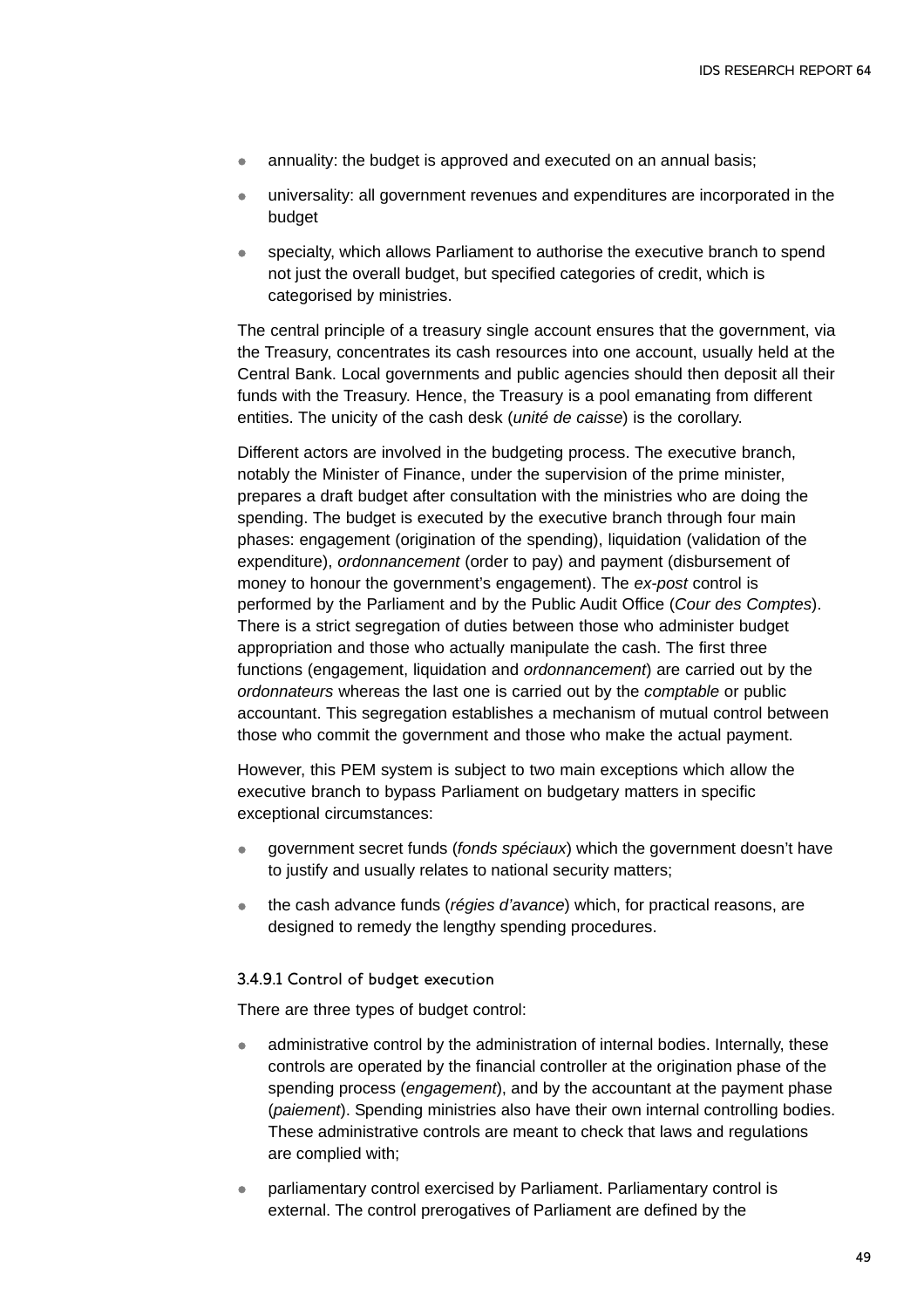- annuality: the budget is approved and executed on an annual basis;
- universality: all government revenues and expenditures are incorporated in the budget
- specialty, which allows Parliament to authorise the executive branch to spend not just the overall budget, but specified categories of credit, which is categorised by ministries.

The central principle of a treasury single account ensures that the government, via the Treasury, concentrates its cash resources into one account, usually held at the Central Bank. Local governments and public agencies should then deposit all their funds with the Treasury. Hence, the Treasury is a pool emanating from different entities. The unicity of the cash desk (*unité de caisse*) is the corollary.

Different actors are involved in the budgeting process. The executive branch, notably the Minister of Finance, under the supervision of the prime minister, prepares a draft budget after consultation with the ministries who are doing the spending. The budget is executed by the executive branch through four main phases: engagement (origination of the spending), liquidation (validation of the expenditure), *ordonnancement* (order to pay) and payment (disbursement of money to honour the government's engagement). The *ex-post* control is performed by the Parliament and by the Public Audit Office (*Cour des Comptes*). There is a strict segregation of duties between those who administer budget appropriation and those who actually manipulate the cash. The first three functions (engagement, liquidation and *ordonnancement*) are carried out by the *ordonnateurs* whereas the last one is carried out by the *comptable* or public accountant. This segregation establishes a mechanism of mutual control between those who commit the government and those who make the actual payment.

However, this PEM system is subject to two main exceptions which allow the executive branch to bypass Parliament on budgetary matters in specific exceptional circumstances:

- government secret funds (*fonds spéciaux*) which the government doesn't have to justify and usually relates to national security matters;
- the cash advance funds (*régies d'avance*) which, for practical reasons, are designed to remedy the lengthy spending procedures.

#### 3.4.9.1 Control of budget execution

There are three types of budget control:

- administrative control by the administration of internal bodies. Internally, these controls are operated by the financial controller at the origination phase of the spending process (*engagement*), and by the accountant at the payment phase (*paiement*). Spending ministries also have their own internal controlling bodies. These administrative controls are meant to check that laws and regulations are complied with;
- parliamentary control exercised by Parliament. Parliamentary control is external. The control prerogatives of Parliament are defined by the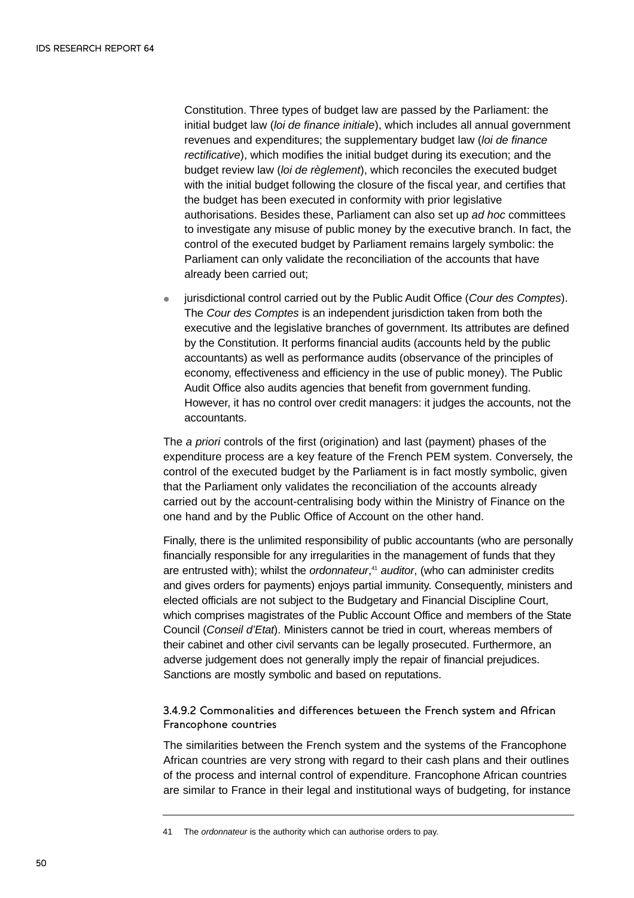Constitution. Three types of budget law are passed by the Parliament: the initial budget law (*loi de finance initiale*), which includes all annual government revenues and expenditures; the supplementary budget law (*loi de finance rectificative*), which modifies the initial budget during its execution; and the budget review law (*loi de règlement*), which reconciles the executed budget with the initial budget following the closure of the fiscal year, and certifies that the budget has been executed in conformity with prior legislative authorisations. Besides these, Parliament can also set up *ad hoc* committees to investigate any misuse of public money by the executive branch. In fact, the control of the executed budget by Parliament remains largely symbolic: the Parliament can only validate the reconciliation of the accounts that have already been carried out;

- jurisdictional control carried out by the Public Audit Office (*Cour des Comptes*). The *Cour des Comptes* is an independent jurisdiction taken from both the executive and the legislative branches of government. Its attributes are defined by the Constitution. It performs financial audits (accounts held by the public accountants) as well as performance audits (observance of the principles of economy, effectiveness and efficiency in the use of public money). The Public Audit Office also audits agencies that benefit from government funding. However, it has no control over credit managers: it judges the accounts, not the accountants.

The *a priori* controls of the first (origination) and last (payment) phases of the expenditure process are a key feature of the French PEM system. Conversely, the control of the executed budget by the Parliament is in fact mostly symbolic, given that the Parliament only validates the reconciliation of the accounts already carried out by the account-centralising body within the Ministry of Finance on the one hand and by the Public Office of Account on the other hand.

Finally, there is the unlimited responsibility of public accountants (who are personally financially responsible for any irregularities in the management of funds that they are entrusted with); whilst the *ordonnateur*,[41] *auditor*, (who can administer credits and gives orders for payments) enjoys partial immunity. Consequently, ministers and elected officials are not subject to the Budgetary and Financial Discipline Court, which comprises magistrates of the Public Account Office and members of the State Council (*Conseil d'Etat*). Ministers cannot be tried in court, whereas members of their cabinet and other civil servants can be legally prosecuted. Furthermore, an adverse judgement does not generally imply the repair of financial prejudices. Sanctions are mostly symbolic and based on reputations.

#### 3.4.9.2 Commonalities and differences between the French system and African Francophone countries

The similarities between the French system and the systems of the Francophone African countries are very strong with regard to their cash plans and their outlines of the process and internal control of expenditure. Francophone African countries are similar to France in their legal and institutional ways of budgeting, for instance

---

41 The *ordonnateur* is the authority which can authorise orders to pay.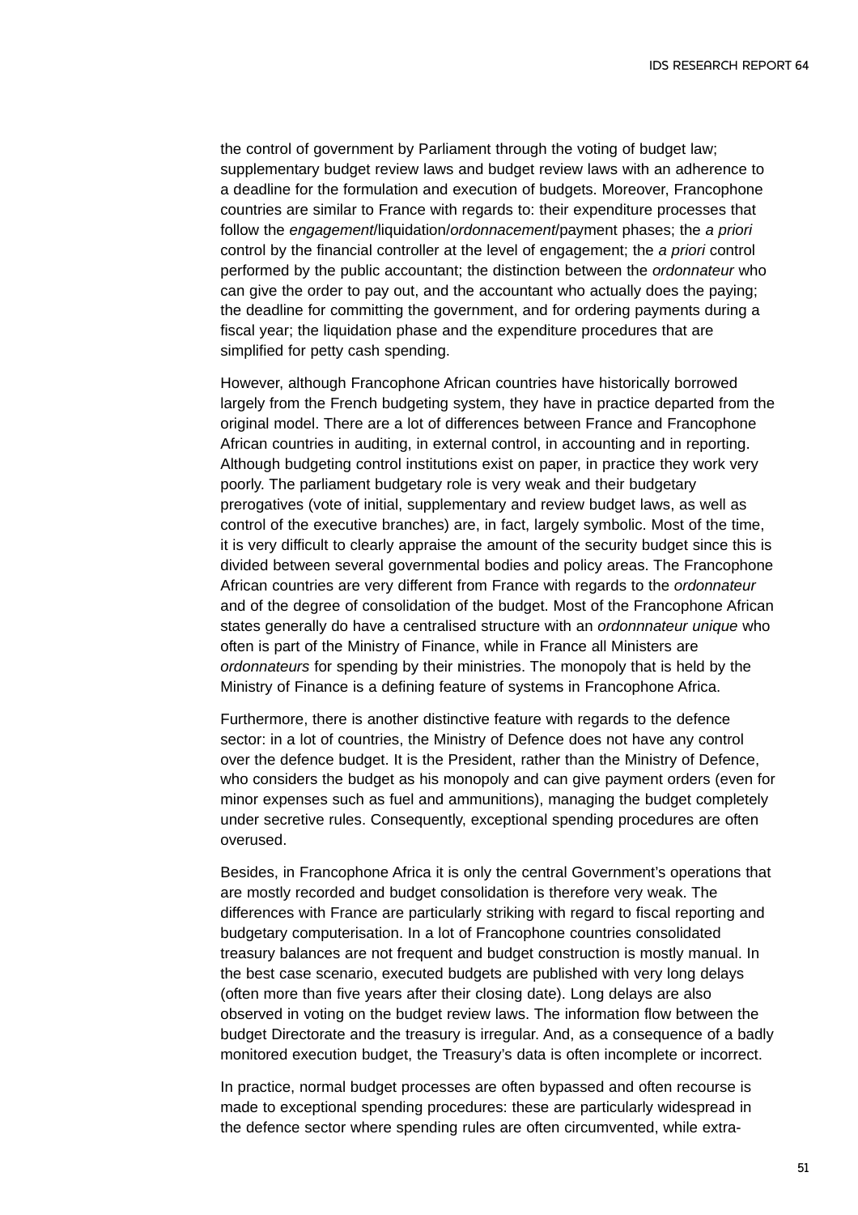the control of government by Parliament through the voting of budget law; supplementary budget review laws and budget review laws with an adherence to a deadline for the formulation and execution of budgets. Moreover, Francophone countries are similar to France with regards to: their expenditure processes that follow the *engagement*/liquidation/*ordonnacement*/payment phases; the *a priori* control by the financial controller at the level of engagement; the *a priori* control performed by the public accountant; the distinction between the *ordonnateur* who can give the order to pay out, and the accountant who actually does the paying; the deadline for committing the government, and for ordering payments during a fiscal year; the liquidation phase and the expenditure procedures that are simplified for petty cash spending.

However, although Francophone African countries have historically borrowed largely from the French budgeting system, they have in practice departed from the original model. There are a lot of differences between France and Francophone African countries in auditing, in external control, in accounting and in reporting. Although budgeting control institutions exist on paper, in practice they work very poorly. The parliament budgetary role is very weak and their budgetary prerogatives (vote of initial, supplementary and review budget laws, as well as control of the executive branches) are, in fact, largely symbolic. Most of the time, it is very difficult to clearly appraise the amount of the security budget since this is divided between several governmental bodies and policy areas. The Francophone African countries are very different from France with regards to the *ordonnateur* and of the degree of consolidation of the budget. Most of the Francophone African states generally do have a centralised structure with an *ordonnnateur unique* who often is part of the Ministry of Finance, while in France all Ministers are *ordonnateurs* for spending by their ministries. The monopoly that is held by the Ministry of Finance is a defining feature of systems in Francophone Africa.

Furthermore, there is another distinctive feature with regards to the defence sector: in a lot of countries, the Ministry of Defence does not have any control over the defence budget. It is the President, rather than the Ministry of Defence, who considers the budget as his monopoly and can give payment orders (even for minor expenses such as fuel and ammunitions), managing the budget completely under secretive rules. Consequently, exceptional spending procedures are often overused.

Besides, in Francophone Africa it is only the central Government's operations that are mostly recorded and budget consolidation is therefore very weak. The differences with France are particularly striking with regard to fiscal reporting and budgetary computerisation. In a lot of Francophone countries consolidated treasury balances are not frequent and budget construction is mostly manual. In the best case scenario, executed budgets are published with very long delays (often more than five years after their closing date). Long delays are also observed in voting on the budget review laws. The information flow between the budget Directorate and the treasury is irregular. And, as a consequence of a badly monitored execution budget, the Treasury's data is often incomplete or incorrect.

In practice, normal budget processes are often bypassed and often recourse is made to exceptional spending procedures: these are particularly widespread in the defence sector where spending rules are often circumvented, while extra-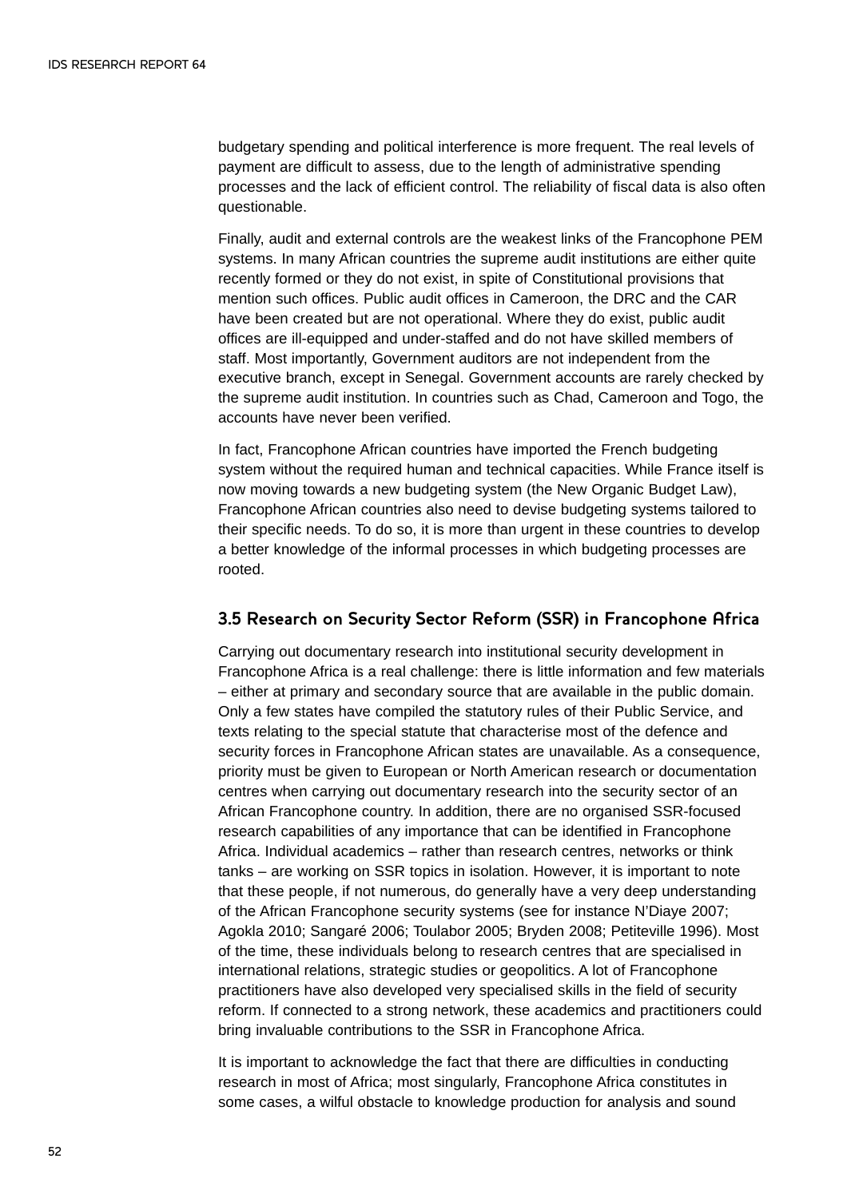budgetary spending and political interference is more frequent. The real levels of payment are difficult to assess, due to the length of administrative spending processes and the lack of efficient control. The reliability of fiscal data is also often questionable.

Finally, audit and external controls are the weakest links of the Francophone PEM systems. In many African countries the supreme audit institutions are either quite recently formed or they do not exist, in spite of Constitutional provisions that mention such offices. Public audit offices in Cameroon, the DRC and the CAR have been created but are not operational. Where they do exist, public audit offices are ill-equipped and under-staffed and do not have skilled members of staff. Most importantly, Government auditors are not independent from the executive branch, except in Senegal. Government accounts are rarely checked by the supreme audit institution. In countries such as Chad, Cameroon and Togo, the accounts have never been verified.

In fact, Francophone African countries have imported the French budgeting system without the required human and technical capacities. While France itself is now moving towards a new budgeting system (the New Organic Budget Law), Francophone African countries also need to devise budgeting systems tailored to their specific needs. To do so, it is more than urgent in these countries to develop a better knowledge of the informal processes in which budgeting processes are rooted.

### 3.5 Research on Security Sector Reform (SSR) in Francophone Africa

Carrying out documentary research into institutional security development in Francophone Africa is a real challenge: there is little information and few materials – either at primary and secondary source that are available in the public domain. Only a few states have compiled the statutory rules of their Public Service, and texts relating to the special statute that characterise most of the defence and security forces in Francophone African states are unavailable. As a consequence, priority must be given to European or North American research or documentation centres when carrying out documentary research into the security sector of an African Francophone country. In addition, there are no organised SSR-focused research capabilities of any importance that can be identified in Francophone Africa. Individual academics – rather than research centres, networks or think tanks – are working on SSR topics in isolation. However, it is important to note that these people, if not numerous, do generally have a very deep understanding of the African Francophone security systems (see for instance N'Diaye 2007; Agokla 2010; Sangaré 2006; Toulabor 2005; Bryden 2008; Petiteville 1996). Most of the time, these individuals belong to research centres that are specialised in international relations, strategic studies or geopolitics. A lot of Francophone practitioners have also developed very specialised skills in the field of security reform. If connected to a strong network, these academics and practitioners could bring invaluable contributions to the SSR in Francophone Africa.

It is important to acknowledge the fact that there are difficulties in conducting research in most of Africa; most singularly, Francophone Africa constitutes in some cases, a wilful obstacle to knowledge production for analysis and sound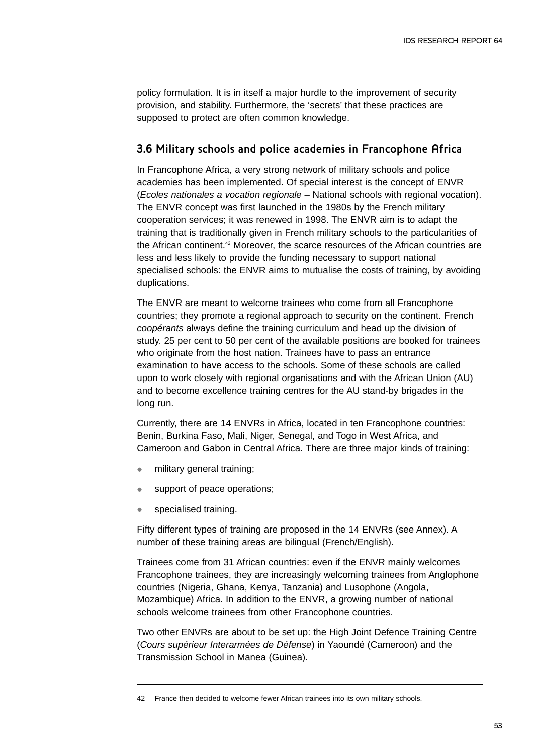policy formulation. It is in itself a major hurdle to the improvement of security provision, and stability. Furthermore, the 'secrets' that these practices are supposed to protect are often common knowledge.

### 3.6 Military schools and police academies in Francophone Africa

In Francophone Africa, a very strong network of military schools and police academies has been implemented. Of special interest is the concept of ENVR (*Ecoles nationales a vocation regionale* – National schools with regional vocation). The ENVR concept was first launched in the 1980s by the French military cooperation services; it was renewed in 1998. The ENVR aim is to adapt the training that is traditionally given in French military schools to the particularities of the African continent.[42] Moreover, the scarce resources of the African countries are less and less likely to provide the funding necessary to support national specialised schools: the ENVR aims to mutualise the costs of training, by avoiding duplications.

The ENVR are meant to welcome trainees who come from all Francophone countries; they promote a regional approach to security on the continent. French *coopérants* always define the training curriculum and head up the division of study. 25 per cent to 50 per cent of the available positions are booked for trainees who originate from the host nation. Trainees have to pass an entrance examination to have access to the schools. Some of these schools are called upon to work closely with regional organisations and with the African Union (AU) and to become excellence training centres for the AU stand-by brigades in the long run.

Currently, there are 14 ENVRs in Africa, located in ten Francophone countries: Benin, Burkina Faso, Mali, Niger, Senegal, and Togo in West Africa, and Cameroon and Gabon in Central Africa. There are three major kinds of training:

- military general training;
- support of peace operations;
- specialised training.

Fifty different types of training are proposed in the 14 ENVRs (see Annex). A number of these training areas are bilingual (French/English).

Trainees come from 31 African countries: even if the ENVR mainly welcomes Francophone trainees, they are increasingly welcoming trainees from Anglophone countries (Nigeria, Ghana, Kenya, Tanzania) and Lusophone (Angola, Mozambique) Africa. In addition to the ENVR, a growing number of national schools welcome trainees from other Francophone countries.

Two other ENVRs are about to be set up: the High Joint Defence Training Centre (*Cours supérieur Interarmées de Défense*) in Yaoundé (Cameroon) and the Transmission School in Manea (Guinea).

---

42 France then decided to welcome fewer African trainees into its own military schools.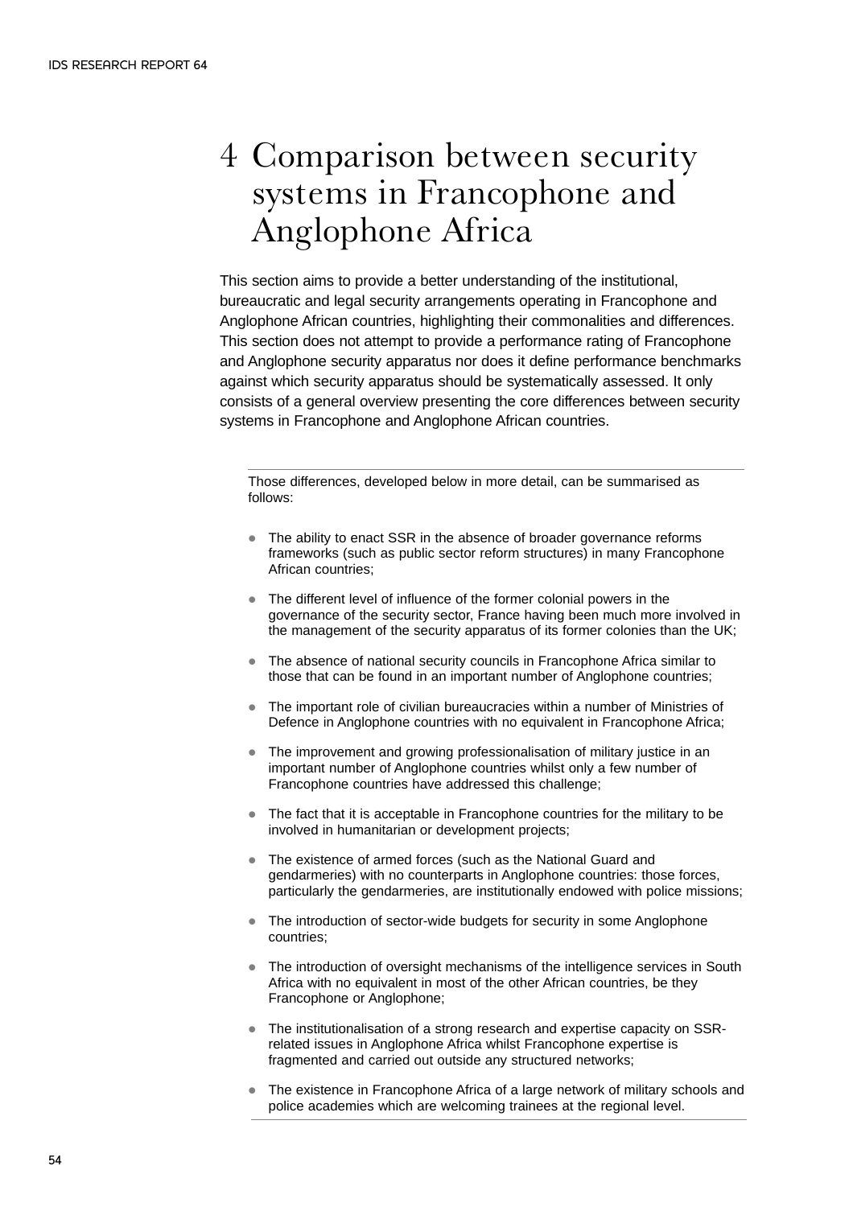# 4 Comparison between security systems in Francophone and Anglophone Africa

This section aims to provide a better understanding of the institutional, bureaucratic and legal security arrangements operating in Francophone and Anglophone African countries, highlighting their commonalities and differences. This section does not attempt to provide a performance rating of Francophone and Anglophone security apparatus nor does it define performance benchmarks against which security apparatus should be systematically assessed. It only consists of a general overview presenting the core differences between security systems in Francophone and Anglophone African countries.

---

Those differences, developed below in more detail, can be summarised as follows:

- The ability to enact SSR in the absence of broader governance reforms frameworks (such as public sector reform structures) in many Francophone African countries;
- The different level of influence of the former colonial powers in the governance of the security sector, France having been much more involved in the management of the security apparatus of its former colonies than the UK;
- The absence of national security councils in Francophone Africa similar to those that can be found in an important number of Anglophone countries;
- The important role of civilian bureaucracies within a number of Ministries of Defence in Anglophone countries with no equivalent in Francophone Africa;
- The improvement and growing professionalisation of military justice in an important number of Anglophone countries whilst only a few number of Francophone countries have addressed this challenge;
- The fact that it is acceptable in Francophone countries for the military to be involved in humanitarian or development projects;
- The existence of armed forces (such as the National Guard and gendarmeries) with no counterparts in Anglophone countries: those forces, particularly the gendarmeries, are institutionally endowed with police missions;
- The introduction of sector-wide budgets for security in some Anglophone countries;
- The introduction of oversight mechanisms of the intelligence services in South Africa with no equivalent in most of the other African countries, be they Francophone or Anglophone;
- The institutionalisation of a strong research and expertise capacity on SSR-related issues in Anglophone Africa whilst Francophone expertise is fragmented and carried out outside any structured networks;
- The existence in Francophone Africa of a large network of military schools and police academies which are welcoming trainees at the regional level.

---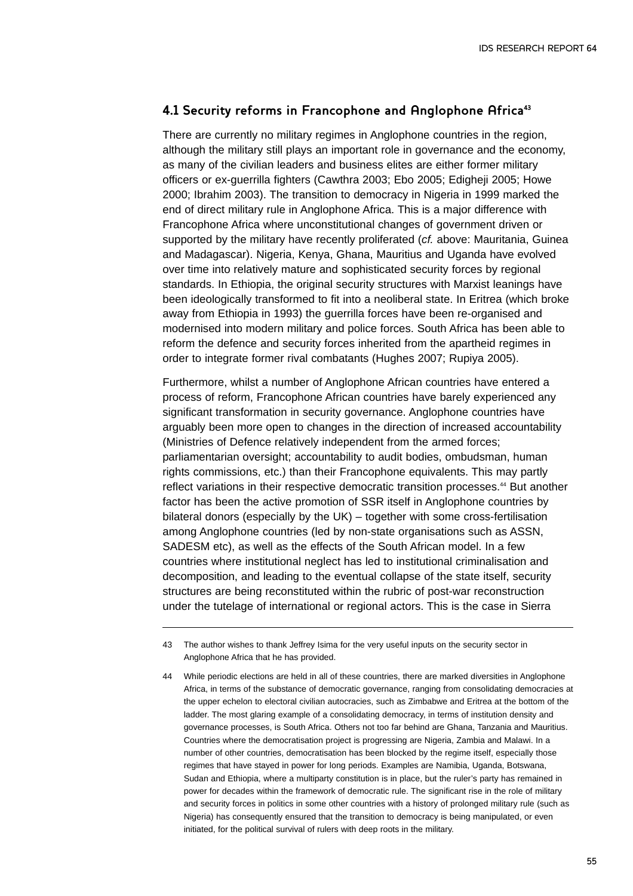## 4.1 Security reforms in Francophone and Anglophone Africa[43]

There are currently no military regimes in Anglophone countries in the region, although the military still plays an important role in governance and the economy, as many of the civilian leaders and business elites are either former military officers or ex-guerrilla fighters (Cawthra 2003; Ebo 2005; Edigheji 2005; Howe 2000; Ibrahim 2003). The transition to democracy in Nigeria in 1999 marked the end of direct military rule in Anglophone Africa. This is a major difference with Francophone Africa where unconstitutional changes of government driven or supported by the military have recently proliferated (*cf.* above: Mauritania, Guinea and Madagascar). Nigeria, Kenya, Ghana, Mauritius and Uganda have evolved over time into relatively mature and sophisticated security forces by regional standards. In Ethiopia, the original security structures with Marxist leanings have been ideologically transformed to fit into a neoliberal state. In Eritrea (which broke away from Ethiopia in 1993) the guerrilla forces have been re-organised and modernised into modern military and police forces. South Africa has been able to reform the defence and security forces inherited from the apartheid regimes in order to integrate former rival combatants (Hughes 2007; Rupiya 2005).

Furthermore, whilst a number of Anglophone African countries have entered a process of reform, Francophone African countries have barely experienced any significant transformation in security governance. Anglophone countries have arguably been more open to changes in the direction of increased accountability (Ministries of Defence relatively independent from the armed forces; parliamentarian oversight; accountability to audit bodies, ombudsman, human rights commissions, etc.) than their Francophone equivalents. This may partly reflect variations in their respective democratic transition processes.[44] But another factor has been the active promotion of SSR itself in Anglophone countries by bilateral donors (especially by the UK) – together with some cross-fertilisation among Anglophone countries (led by non-state organisations such as ASSN, SADESM etc), as well as the effects of the South African model. In a few countries where institutional neglect has led to institutional criminalisation and decomposition, and leading to the eventual collapse of the state itself, security structures are being reconstituted within the rubric of post-war reconstruction under the tutelage of international or regional actors. This is the case in Sierra

---

43 The author wishes to thank Jeffrey Isima for the very useful inputs on the security sector in Anglophone Africa that he has provided.

44 While periodic elections are held in all of these countries, there are marked diversities in Anglophone Africa, in terms of the substance of democratic governance, ranging from consolidating democracies at the upper echelon to electoral civilian autocracies, such as Zimbabwe and Eritrea at the bottom of the ladder. The most glaring example of a consolidating democracy, in terms of institution density and governance processes, is South Africa. Others not too far behind are Ghana, Tanzania and Mauritius. Countries where the democratisation project is progressing are Nigeria, Zambia and Malawi. In a number of other countries, democratisation has been blocked by the regime itself, especially those regimes that have stayed in power for long periods. Examples are Namibia, Uganda, Botswana, Sudan and Ethiopia, where a multiparty constitution is in place, but the ruler's party has remained in power for decades within the framework of democratic rule. The significant rise in the role of military and security forces in politics in some other countries with a history of prolonged military rule (such as Nigeria) has consequently ensured that the transition to democracy is being manipulated, or even initiated, for the political survival of rulers with deep roots in the military.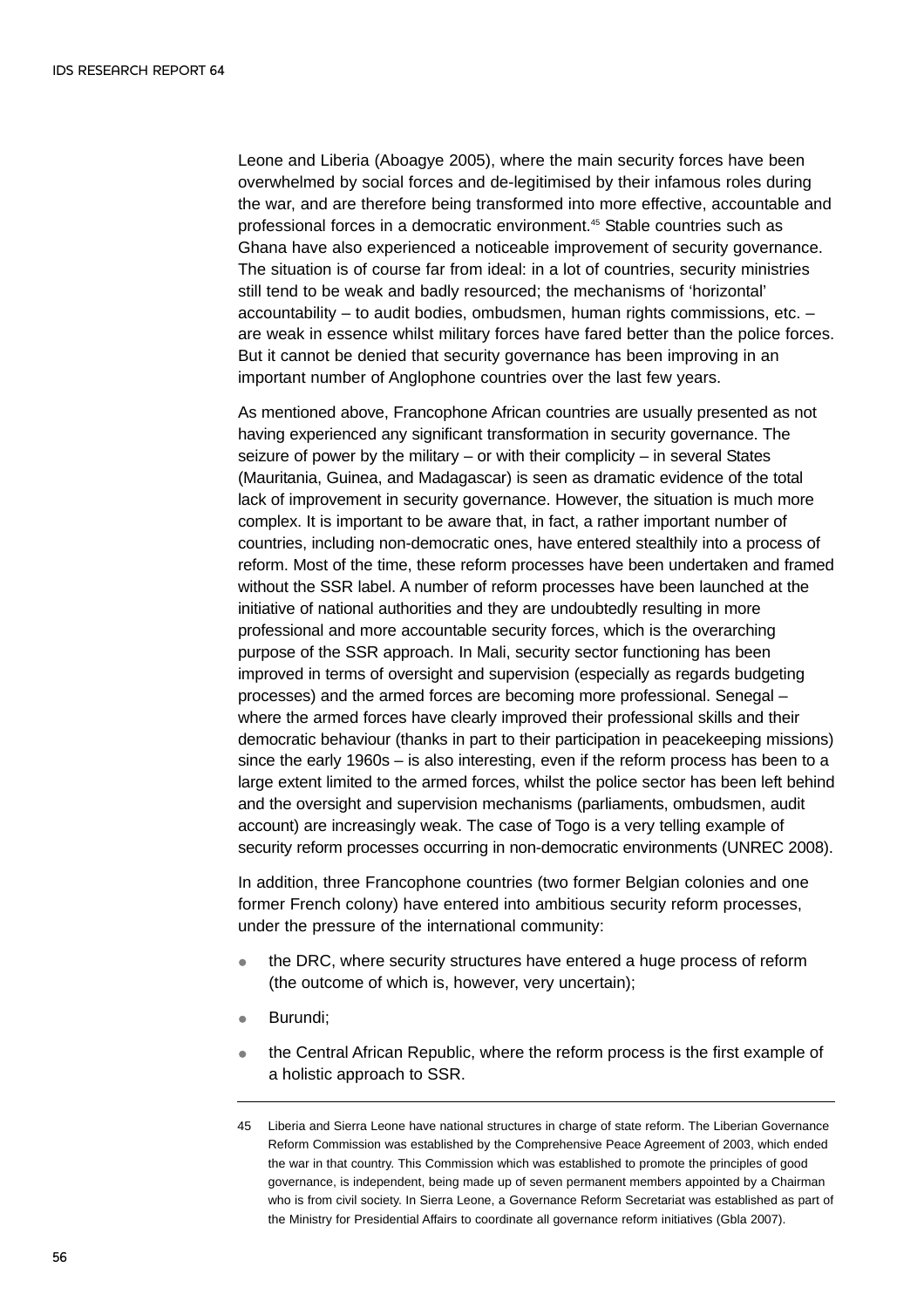Leone and Liberia (Aboagye 2005), where the main security forces have been overwhelmed by social forces and de-legitimised by their infamous roles during the war, and are therefore being transformed into more effective, accountable and professional forces in a democratic environment.[45] Stable countries such as Ghana have also experienced a noticeable improvement of security governance. The situation is of course far from ideal: in a lot of countries, security ministries still tend to be weak and badly resourced; the mechanisms of 'horizontal' accountability – to audit bodies, ombudsmen, human rights commissions, etc. – are weak in essence whilst military forces have fared better than the police forces. But it cannot be denied that security governance has been improving in an important number of Anglophone countries over the last few years.

As mentioned above, Francophone African countries are usually presented as not having experienced any significant transformation in security governance. The seizure of power by the military – or with their complicity – in several States (Mauritania, Guinea, and Madagascar) is seen as dramatic evidence of the total lack of improvement in security governance. However, the situation is much more complex. It is important to be aware that, in fact, a rather important number of countries, including non-democratic ones, have entered stealthily into a process of reform. Most of the time, these reform processes have been undertaken and framed without the SSR label. A number of reform processes have been launched at the initiative of national authorities and they are undoubtedly resulting in more professional and more accountable security forces, which is the overarching purpose of the SSR approach. In Mali, security sector functioning has been improved in terms of oversight and supervision (especially as regards budgeting processes) and the armed forces are becoming more professional. Senegal – where the armed forces have clearly improved their professional skills and their democratic behaviour (thanks in part to their participation in peacekeeping missions) since the early 1960s – is also interesting, even if the reform process has been to a large extent limited to the armed forces, whilst the police sector has been left behind and the oversight and supervision mechanisms (parliaments, ombudsmen, audit account) are increasingly weak. The case of Togo is a very telling example of security reform processes occurring in non-democratic environments (UNREC 2008).

In addition, three Francophone countries (two former Belgian colonies and one former French colony) have entered into ambitious security reform processes, under the pressure of the international community:

- the DRC, where security structures have entered a huge process of reform (the outcome of which is, however, very uncertain);
- Burundi;
- the Central African Republic, where the reform process is the first example of a holistic approach to SSR.

---

45 Liberia and Sierra Leone have national structures in charge of state reform. The Liberian Governance Reform Commission was established by the Comprehensive Peace Agreement of 2003, which ended the war in that country. This Commission which was established to promote the principles of good governance, is independent, being made up of seven permanent members appointed by a Chairman who is from civil society. In Sierra Leone, a Governance Reform Secretariat was established as part of the Ministry for Presidential Affairs to coordinate all governance reform initiatives (Gbla 2007).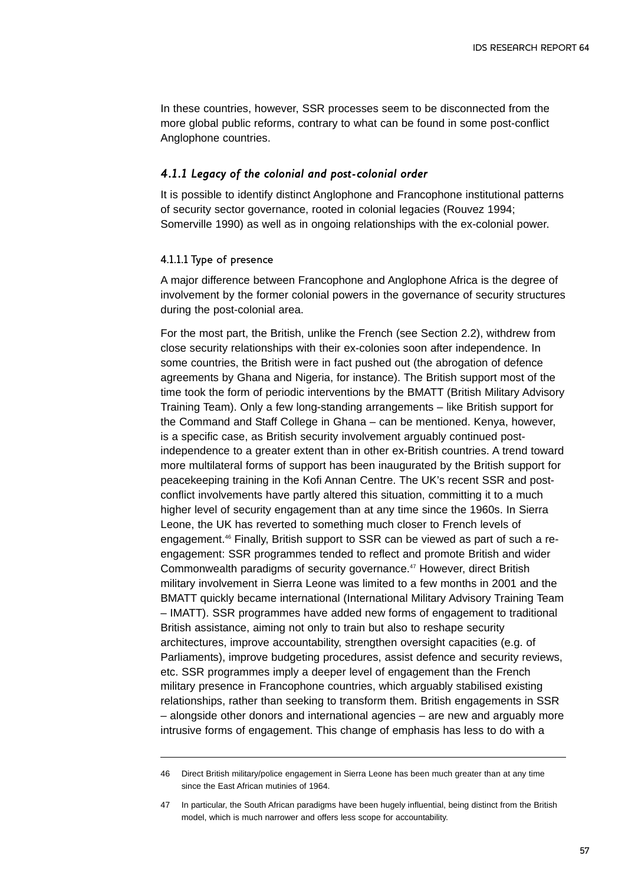In these countries, however, SSR processes seem to be disconnected from the more global public reforms, contrary to what can be found in some post-conflict Anglophone countries.

### *4.1.1 Legacy of the colonial and post-colonial order*

It is possible to identify distinct Anglophone and Francophone institutional patterns of security sector governance, rooted in colonial legacies (Rouvez 1994; Somerville 1990) as well as in ongoing relationships with the ex-colonial power.

#### 4.1.1.1 Type of presence

A major difference between Francophone and Anglophone Africa is the degree of involvement by the former colonial powers in the governance of security structures during the post-colonial area.

For the most part, the British, unlike the French (see Section 2.2), withdrew from close security relationships with their ex-colonies soon after independence. In some countries, the British were in fact pushed out (the abrogation of defence agreements by Ghana and Nigeria, for instance). The British support most of the time took the form of periodic interventions by the BMATT (British Military Advisory Training Team). Only a few long-standing arrangements – like British support for the Command and Staff College in Ghana – can be mentioned. Kenya, however, is a specific case, as British security involvement arguably continued post-independence to a greater extent than in other ex-British countries. A trend toward more multilateral forms of support has been inaugurated by the British support for peacekeeping training in the Kofi Annan Centre. The UK's recent SSR and post-conflict involvements have partly altered this situation, committing it to a much higher level of security engagement than at any time since the 1960s. In Sierra Leone, the UK has reverted to something much closer to French levels of engagement.[46] Finally, British support to SSR can be viewed as part of such a re-engagement: SSR programmes tended to reflect and promote British and wider Commonwealth paradigms of security governance.[47] However, direct British military involvement in Sierra Leone was limited to a few months in 2001 and the BMATT quickly became international (International Military Advisory Training Team – IMATT). SSR programmes have added new forms of engagement to traditional British assistance, aiming not only to train but also to reshape security architectures, improve accountability, strengthen oversight capacities (e.g. of Parliaments), improve budgeting procedures, assist defence and security reviews, etc. SSR programmes imply a deeper level of engagement than the French military presence in Francophone countries, which arguably stabilised existing relationships, rather than seeking to transform them. British engagements in SSR – alongside other donors and international agencies – are new and arguably more intrusive forms of engagement. This change of emphasis has less to do with a

---

46 Direct British military/police engagement in Sierra Leone has been much greater than at any time since the East African mutinies of 1964.

47 In particular, the South African paradigms have been hugely influential, being distinct from the British model, which is much narrower and offers less scope for accountability.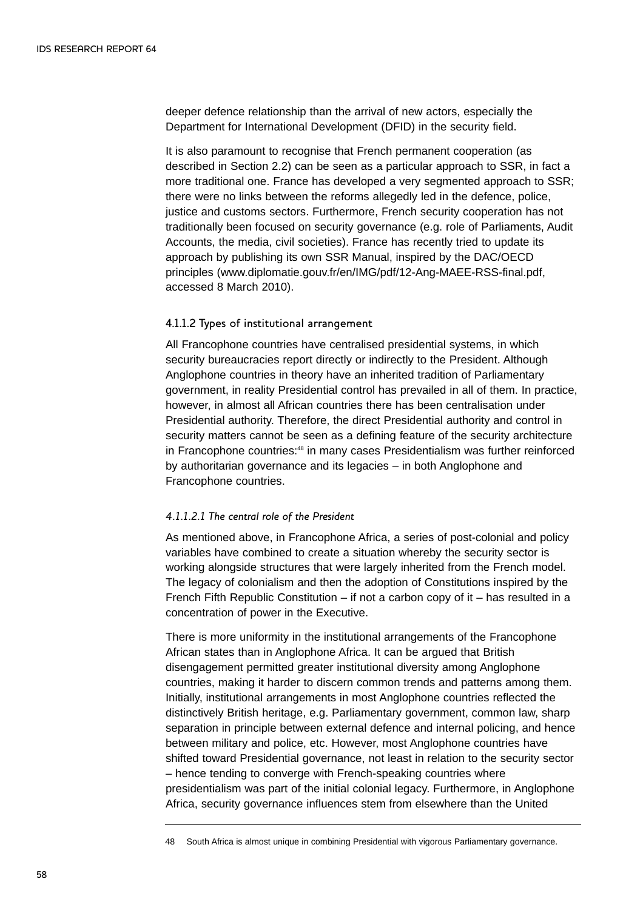deeper defence relationship than the arrival of new actors, especially the Department for International Development (DFID) in the security field.

It is also paramount to recognise that French permanent cooperation (as described in Section 2.2) can be seen as a particular approach to SSR, in fact a more traditional one. France has developed a very segmented approach to SSR; there were no links between the reforms allegedly led in the defence, police, justice and customs sectors. Furthermore, French security cooperation has not traditionally been focused on security governance (e.g. role of Parliaments, Audit Accounts, the media, civil societies). France has recently tried to update its approach by publishing its own SSR Manual, inspired by the DAC/OECD principles (www.diplomatie.gouv.fr/en/IMG/pdf/12-Ang-MAEE-RSS-final.pdf, accessed 8 March 2010).

#### 4.1.1.2 Types of institutional arrangement

All Francophone countries have centralised presidential systems, in which security bureaucracies report directly or indirectly to the President. Although Anglophone countries in theory have an inherited tradition of Parliamentary government, in reality Presidential control has prevailed in all of them. In practice, however, in almost all African countries there has been centralisation under Presidential authority. Therefore, the direct Presidential authority and control in security matters cannot be seen as a defining feature of the security architecture in Francophone countries:[48] in many cases Presidentialism was further reinforced by authoritarian governance and its legacies – in both Anglophone and Francophone countries.

##### *4.1.1.2.1 The central role of the President*

As mentioned above, in Francophone Africa, a series of post-colonial and policy variables have combined to create a situation whereby the security sector is working alongside structures that were largely inherited from the French model. The legacy of colonialism and then the adoption of Constitutions inspired by the French Fifth Republic Constitution – if not a carbon copy of it – has resulted in a concentration of power in the Executive.

There is more uniformity in the institutional arrangements of the Francophone African states than in Anglophone Africa. It can be argued that British disengagement permitted greater institutional diversity among Anglophone countries, making it harder to discern common trends and patterns among them. Initially, institutional arrangements in most Anglophone countries reflected the distinctively British heritage, e.g. Parliamentary government, common law, sharp separation in principle between external defence and internal policing, and hence between military and police, etc. However, most Anglophone countries have shifted toward Presidential governance, not least in relation to the security sector – hence tending to converge with French-speaking countries where presidentialism was part of the initial colonial legacy. Furthermore, in Anglophone Africa, security governance influences stem from elsewhere than the United

---

48 South Africa is almost unique in combining Presidential with vigorous Parliamentary governance.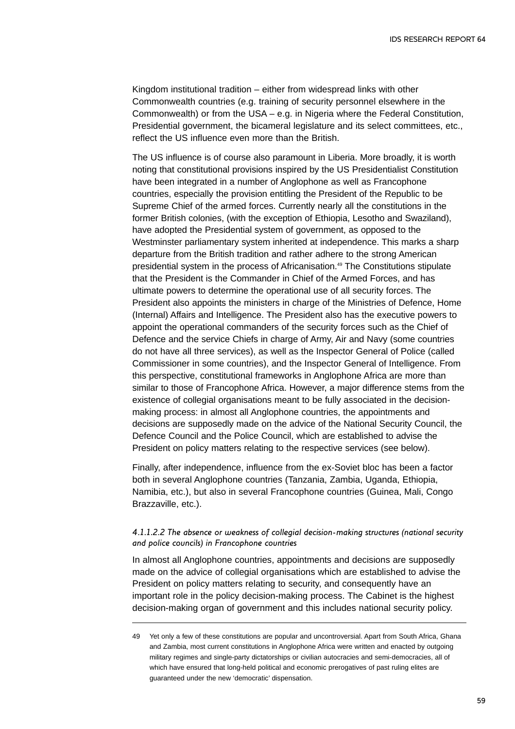Kingdom institutional tradition – either from widespread links with other Commonwealth countries (e.g. training of security personnel elsewhere in the Commonwealth) or from the USA – e.g. in Nigeria where the Federal Constitution, Presidential government, the bicameral legislature and its select committees, etc., reflect the US influence even more than the British.

The US influence is of course also paramount in Liberia. More broadly, it is worth noting that constitutional provisions inspired by the US Presidentialist Constitution have been integrated in a number of Anglophone as well as Francophone countries, especially the provision entitling the President of the Republic to be Supreme Chief of the armed forces. Currently nearly all the constitutions in the former British colonies, (with the exception of Ethiopia, Lesotho and Swaziland), have adopted the Presidential system of government, as opposed to the Westminster parliamentary system inherited at independence. This marks a sharp departure from the British tradition and rather adhere to the strong American presidential system in the process of Africanisation.[49] The Constitutions stipulate that the President is the Commander in Chief of the Armed Forces, and has ultimate powers to determine the operational use of all security forces. The President also appoints the ministers in charge of the Ministries of Defence, Home (Internal) Affairs and Intelligence. The President also has the executive powers to appoint the operational commanders of the security forces such as the Chief of Defence and the service Chiefs in charge of Army, Air and Navy (some countries do not have all three services), as well as the Inspector General of Police (called Commissioner in some countries), and the Inspector General of Intelligence. From this perspective, constitutional frameworks in Anglophone Africa are more than similar to those of Francophone Africa. However, a major difference stems from the existence of collegial organisations meant to be fully associated in the decision-making process: in almost all Anglophone countries, the appointments and decisions are supposedly made on the advice of the National Security Council, the Defence Council and the Police Council, which are established to advise the President on policy matters relating to the respective services (see below).

Finally, after independence, influence from the ex-Soviet bloc has been a factor both in several Anglophone countries (Tanzania, Zambia, Uganda, Ethiopia, Namibia, etc.), but also in several Francophone countries (Guinea, Mali, Congo Brazzaville, etc.).

#### *4.1.1.2.2 The absence or weakness of collegial decision-making structures (national security and police councils) in Francophone countries*

In almost all Anglophone countries, appointments and decisions are supposedly made on the advice of collegial organisations which are established to advise the President on policy matters relating to security, and consequently have an important role in the policy decision-making process. The Cabinet is the highest decision-making organ of government and this includes national security policy.

---

49 Yet only a few of these constitutions are popular and uncontroversial. Apart from South Africa, Ghana and Zambia, most current constitutions in Anglophone Africa were written and enacted by outgoing military regimes and single-party dictatorships or civilian autocracies and semi-democracies, all of which have ensured that long-held political and economic prerogatives of past ruling elites are guaranteed under the new 'democratic' dispensation.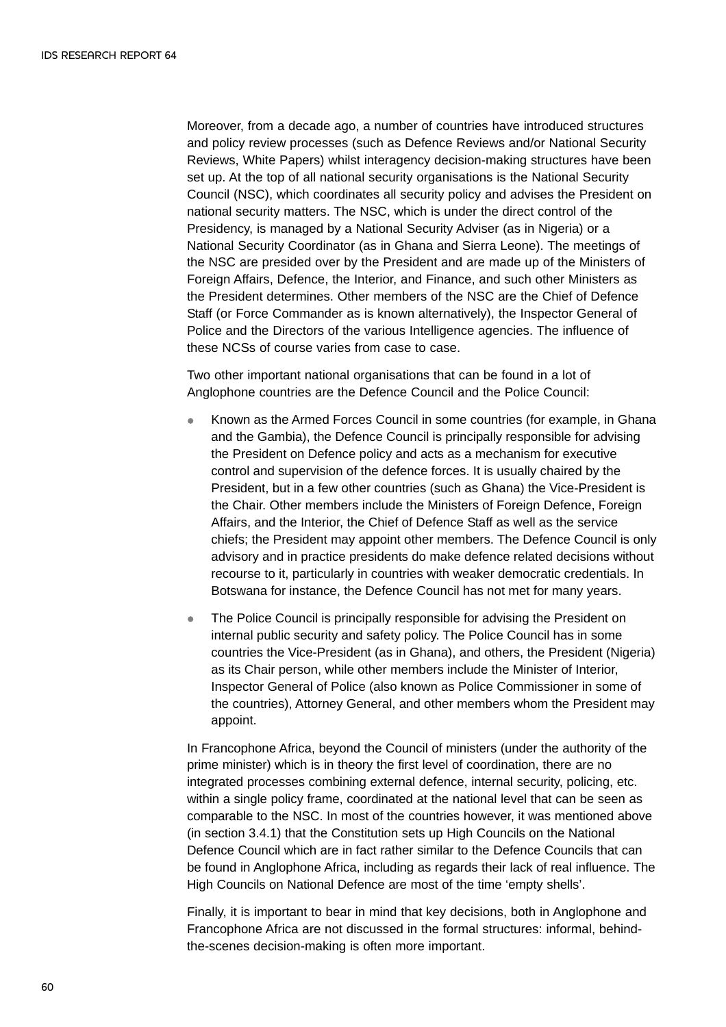Moreover, from a decade ago, a number of countries have introduced structures and policy review processes (such as Defence Reviews and/or National Security Reviews, White Papers) whilst interagency decision-making structures have been set up. At the top of all national security organisations is the National Security Council (NSC), which coordinates all security policy and advises the President on national security matters. The NSC, which is under the direct control of the Presidency, is managed by a National Security Adviser (as in Nigeria) or a National Security Coordinator (as in Ghana and Sierra Leone). The meetings of the NSC are presided over by the President and are made up of the Ministers of Foreign Affairs, Defence, the Interior, and Finance, and such other Ministers as the President determines. Other members of the NSC are the Chief of Defence Staff (or Force Commander as is known alternatively), the Inspector General of Police and the Directors of the various Intelligence agencies. The influence of these NCSs of course varies from case to case.

Two other important national organisations that can be found in a lot of Anglophone countries are the Defence Council and the Police Council:

- Known as the Armed Forces Council in some countries (for example, in Ghana and the Gambia), the Defence Council is principally responsible for advising the President on Defence policy and acts as a mechanism for executive control and supervision of the defence forces. It is usually chaired by the President, but in a few other countries (such as Ghana) the Vice-President is the Chair. Other members include the Ministers of Foreign Defence, Foreign Affairs, and the Interior, the Chief of Defence Staff as well as the service chiefs; the President may appoint other members. The Defence Council is only advisory and in practice presidents do make defence related decisions without recourse to it, particularly in countries with weaker democratic credentials. In Botswana for instance, the Defence Council has not met for many years.
- The Police Council is principally responsible for advising the President on internal public security and safety policy. The Police Council has in some countries the Vice-President (as in Ghana), and others, the President (Nigeria) as its Chair person, while other members include the Minister of Interior, Inspector General of Police (also known as Police Commissioner in some of the countries), Attorney General, and other members whom the President may appoint.

In Francophone Africa, beyond the Council of ministers (under the authority of the prime minister) which is in theory the first level of coordination, there are no integrated processes combining external defence, internal security, policing, etc. within a single policy frame, coordinated at the national level that can be seen as comparable to the NSC. In most of the countries however, it was mentioned above (in section 3.4.1) that the Constitution sets up High Councils on the National Defence Council which are in fact rather similar to the Defence Councils that can be found in Anglophone Africa, including as regards their lack of real influence. The High Councils on National Defence are most of the time 'empty shells'.

Finally, it is important to bear in mind that key decisions, both in Anglophone and Francophone Africa are not discussed in the formal structures: informal, behind-the-scenes decision-making is often more important.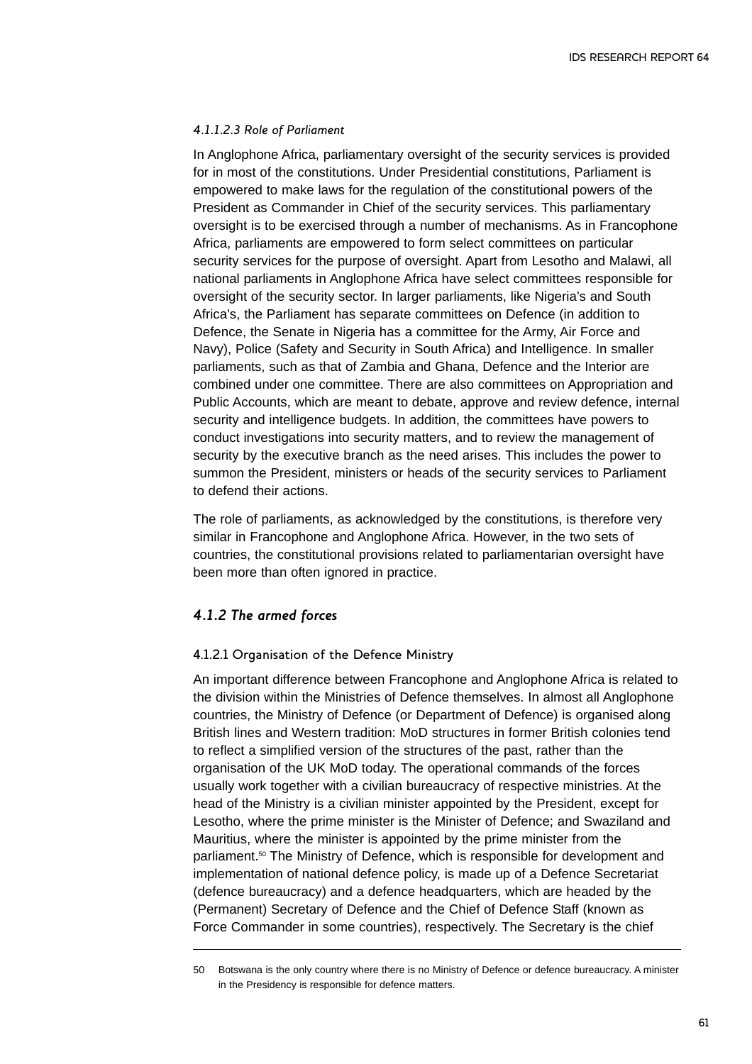#### *4.1.1.2.3 Role of Parliament*

In Anglophone Africa, parliamentary oversight of the security services is provided for in most of the constitutions. Under Presidential constitutions, Parliament is empowered to make laws for the regulation of the constitutional powers of the President as Commander in Chief of the security services. This parliamentary oversight is to be exercised through a number of mechanisms. As in Francophone Africa, parliaments are empowered to form select committees on particular security services for the purpose of oversight. Apart from Lesotho and Malawi, all national parliaments in Anglophone Africa have select committees responsible for oversight of the security sector. In larger parliaments, like Nigeria's and South Africa's, the Parliament has separate committees on Defence (in addition to Defence, the Senate in Nigeria has a committee for the Army, Air Force and Navy), Police (Safety and Security in South Africa) and Intelligence. In smaller parliaments, such as that of Zambia and Ghana, Defence and the Interior are combined under one committee. There are also committees on Appropriation and Public Accounts, which are meant to debate, approve and review defence, internal security and intelligence budgets. In addition, the committees have powers to conduct investigations into security matters, and to review the management of security by the executive branch as the need arises. This includes the power to summon the President, ministers or heads of the security services to Parliament to defend their actions.

The role of parliaments, as acknowledged by the constitutions, is therefore very similar in Francophone and Anglophone Africa. However, in the two sets of countries, the constitutional provisions related to parliamentarian oversight have been more than often ignored in practice.

### *4.1.2 The armed forces*

#### 4.1.2.1 Organisation of the Defence Ministry

An important difference between Francophone and Anglophone Africa is related to the division within the Ministries of Defence themselves. In almost all Anglophone countries, the Ministry of Defence (or Department of Defence) is organised along British lines and Western tradition: MoD structures in former British colonies tend to reflect a simplified version of the structures of the past, rather than the organisation of the UK MoD today. The operational commands of the forces usually work together with a civilian bureaucracy of respective ministries. At the head of the Ministry is a civilian minister appointed by the President, except for Lesotho, where the prime minister is the Minister of Defence; and Swaziland and Mauritius, where the minister is appointed by the prime minister from the parliament.[50] The Ministry of Defence, which is responsible for development and implementation of national defence policy, is made up of a Defence Secretariat (defence bureaucracy) and a defence headquarters, which are headed by the (Permanent) Secretary of Defence and the Chief of Defence Staff (known as Force Commander in some countries), respectively. The Secretary is the chief

---

50 Botswana is the only country where there is no Ministry of Defence or defence bureaucracy. A minister in the Presidency is responsible for defence matters.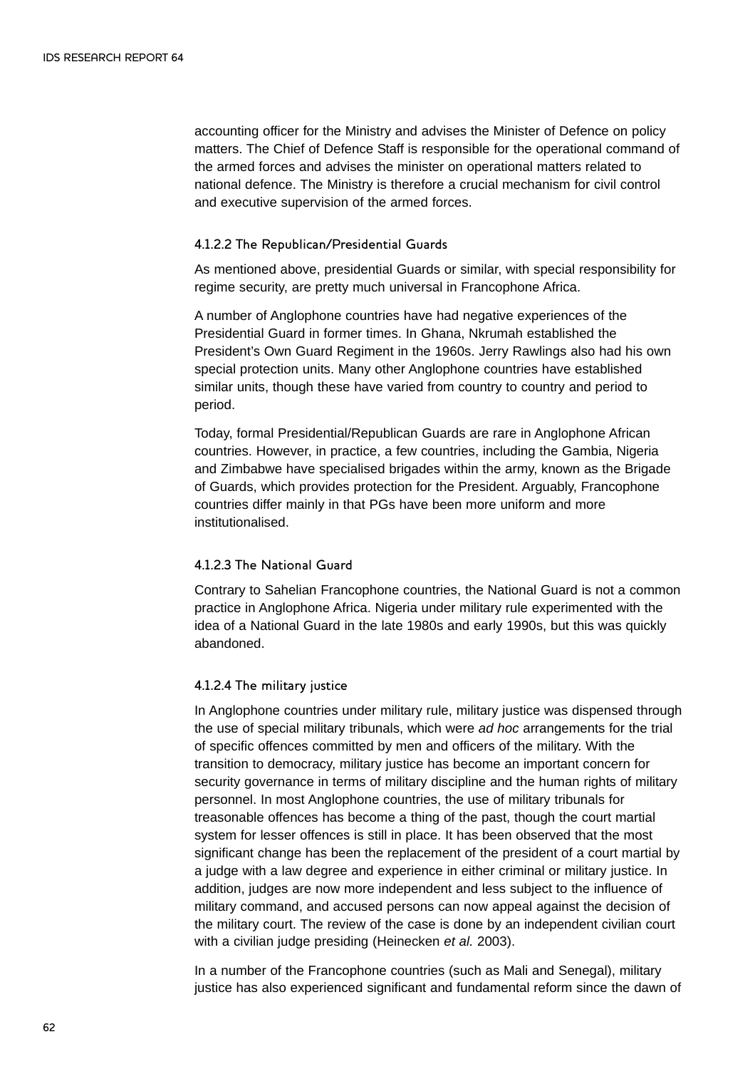accounting officer for the Ministry and advises the Minister of Defence on policy matters. The Chief of Defence Staff is responsible for the operational command of the armed forces and advises the minister on operational matters related to national defence. The Ministry is therefore a crucial mechanism for civil control and executive supervision of the armed forces.

#### 4.1.2.2 The Republican/Presidential Guards

As mentioned above, presidential Guards or similar, with special responsibility for regime security, are pretty much universal in Francophone Africa.

A number of Anglophone countries have had negative experiences of the Presidential Guard in former times. In Ghana, Nkrumah established the President's Own Guard Regiment in the 1960s. Jerry Rawlings also had his own special protection units. Many other Anglophone countries have established similar units, though these have varied from country to country and period to period.

Today, formal Presidential/Republican Guards are rare in Anglophone African countries. However, in practice, a few countries, including the Gambia, Nigeria and Zimbabwe have specialised brigades within the army, known as the Brigade of Guards, which provides protection for the President. Arguably, Francophone countries differ mainly in that PGs have been more uniform and more institutionalised.

#### 4.1.2.3 The National Guard

Contrary to Sahelian Francophone countries, the National Guard is not a common practice in Anglophone Africa. Nigeria under military rule experimented with the idea of a National Guard in the late 1980s and early 1990s, but this was quickly abandoned.

#### 4.1.2.4 The military justice

In Anglophone countries under military rule, military justice was dispensed through the use of special military tribunals, which were *ad hoc* arrangements for the trial of specific offences committed by men and officers of the military. With the transition to democracy, military justice has become an important concern for security governance in terms of military discipline and the human rights of military personnel. In most Anglophone countries, the use of military tribunals for treasonable offences has become a thing of the past, though the court martial system for lesser offences is still in place. It has been observed that the most significant change has been the replacement of the president of a court martial by a judge with a law degree and experience in either criminal or military justice. In addition, judges are now more independent and less subject to the influence of military command, and accused persons can now appeal against the decision of the military court. The review of the case is done by an independent civilian court with a civilian judge presiding (Heinecken *et al.* 2003).

In a number of the Francophone countries (such as Mali and Senegal), military justice has also experienced significant and fundamental reform since the dawn of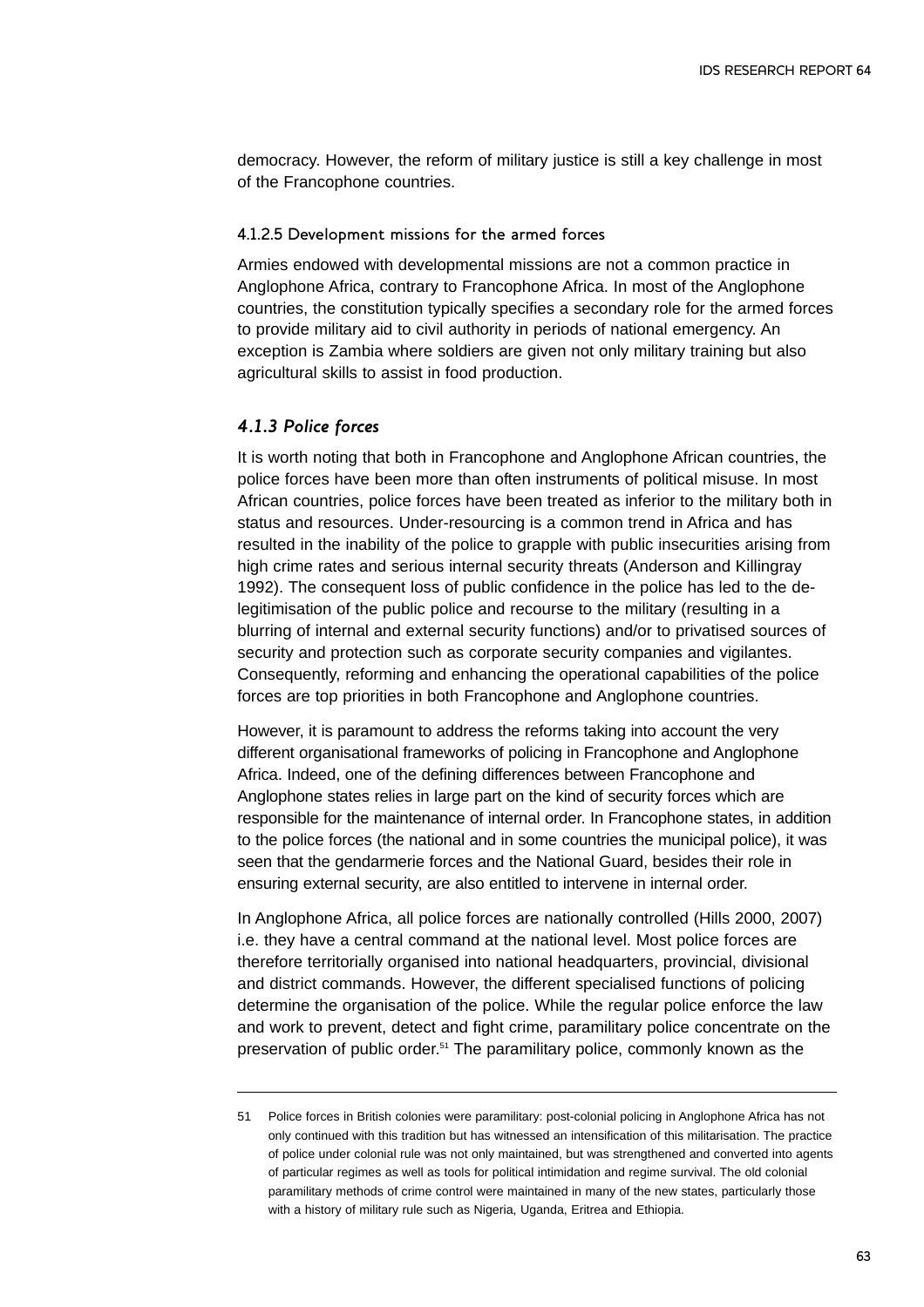democracy. However, the reform of military justice is still a key challenge in most of the Francophone countries.

#### 4.1.2.5 Development missions for the armed forces

Armies endowed with developmental missions are not a common practice in Anglophone Africa, contrary to Francophone Africa. In most of the Anglophone countries, the constitution typically specifies a secondary role for the armed forces to provide military aid to civil authority in periods of national emergency. An exception is Zambia where soldiers are given not only military training but also agricultural skills to assist in food production.

### *4.1.3 Police forces*

It is worth noting that both in Francophone and Anglophone African countries, the police forces have been more than often instruments of political misuse. In most African countries, police forces have been treated as inferior to the military both in status and resources. Under-resourcing is a common trend in Africa and has resulted in the inability of the police to grapple with public insecurities arising from high crime rates and serious internal security threats (Anderson and Killingray 1992). The consequent loss of public confidence in the police has led to the de-legitimisation of the public police and recourse to the military (resulting in a blurring of internal and external security functions) and/or to privatised sources of security and protection such as corporate security companies and vigilantes. Consequently, reforming and enhancing the operational capabilities of the police forces are top priorities in both Francophone and Anglophone countries.

However, it is paramount to address the reforms taking into account the very different organisational frameworks of policing in Francophone and Anglophone Africa. Indeed, one of the defining differences between Francophone and Anglophone states relies in large part on the kind of security forces which are responsible for the maintenance of internal order. In Francophone states, in addition to the police forces (the national and in some countries the municipal police), it was seen that the gendarmerie forces and the National Guard, besides their role in ensuring external security, are also entitled to intervene in internal order.

In Anglophone Africa, all police forces are nationally controlled (Hills 2000, 2007) i.e. they have a central command at the national level. Most police forces are therefore territorially organised into national headquarters, provincial, divisional and district commands. However, the different specialised functions of policing determine the organisation of the police. While the regular police enforce the law and work to prevent, detect and fight crime, paramilitary police concentrate on the preservation of public order.[51] The paramilitary police, commonly known as the

---

51 Police forces in British colonies were paramilitary: post-colonial policing in Anglophone Africa has not only continued with this tradition but has witnessed an intensification of this militarisation. The practice of police under colonial rule was not only maintained, but was strengthened and converted into agents of particular regimes as well as tools for political intimidation and regime survival. The old colonial paramilitary methods of crime control were maintained in many of the new states, particularly those with a history of military rule such as Nigeria, Uganda, Eritrea and Ethiopia.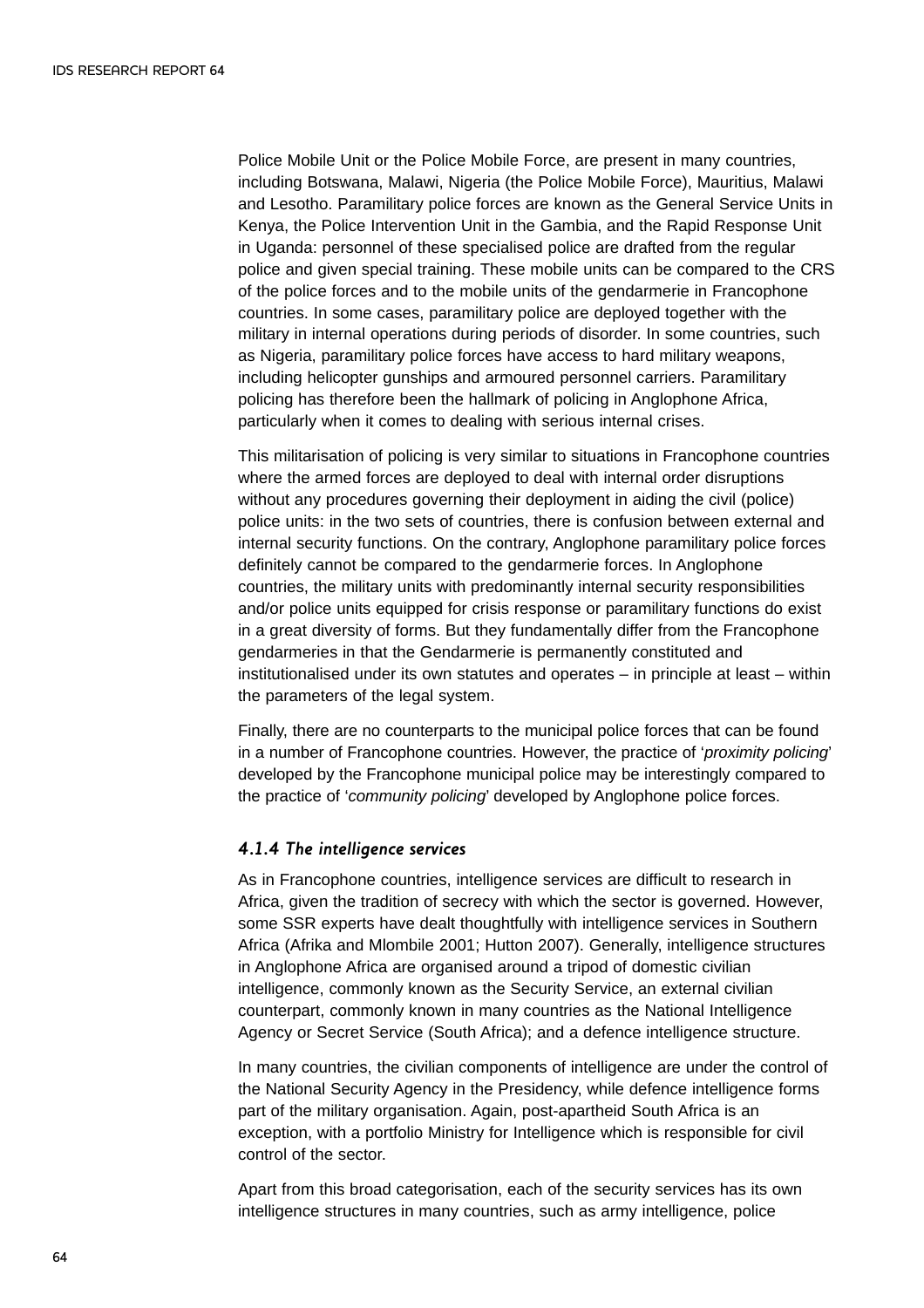Police Mobile Unit or the Police Mobile Force, are present in many countries, including Botswana, Malawi, Nigeria (the Police Mobile Force), Mauritius, Malawi and Lesotho. Paramilitary police forces are known as the General Service Units in Kenya, the Police Intervention Unit in the Gambia, and the Rapid Response Unit in Uganda: personnel of these specialised police are drafted from the regular police and given special training. These mobile units can be compared to the CRS of the police forces and to the mobile units of the gendarmerie in Francophone countries. In some cases, paramilitary police are deployed together with the military in internal operations during periods of disorder. In some countries, such as Nigeria, paramilitary police forces have access to hard military weapons, including helicopter gunships and armoured personnel carriers. Paramilitary policing has therefore been the hallmark of policing in Anglophone Africa, particularly when it comes to dealing with serious internal crises.

This militarisation of policing is very similar to situations in Francophone countries where the armed forces are deployed to deal with internal order disruptions without any procedures governing their deployment in aiding the civil (police) police units: in the two sets of countries, there is confusion between external and internal security functions. On the contrary, Anglophone paramilitary police forces definitely cannot be compared to the gendarmerie forces. In Anglophone countries, the military units with predominantly internal security responsibilities and/or police units equipped for crisis response or paramilitary functions do exist in a great diversity of forms. But they fundamentally differ from the Francophone gendarmeries in that the Gendarmerie is permanently constituted and institutionalised under its own statutes and operates – in principle at least – within the parameters of the legal system.

Finally, there are no counterparts to the municipal police forces that can be found in a number of Francophone countries. However, the practice of '*proximity policing*' developed by the Francophone municipal police may be interestingly compared to the practice of '*community policing*' developed by Anglophone police forces.

#### *4.1.4 The intelligence services*

As in Francophone countries, intelligence services are difficult to research in Africa, given the tradition of secrecy with which the sector is governed. However, some SSR experts have dealt thoughtfully with intelligence services in Southern Africa (Afrika and Mlombile 2001; Hutton 2007). Generally, intelligence structures in Anglophone Africa are organised around a tripod of domestic civilian intelligence, commonly known as the Security Service, an external civilian counterpart, commonly known in many countries as the National Intelligence Agency or Secret Service (South Africa); and a defence intelligence structure.

In many countries, the civilian components of intelligence are under the control of the National Security Agency in the Presidency, while defence intelligence forms part of the military organisation. Again, post-apartheid South Africa is an exception, with a portfolio Ministry for Intelligence which is responsible for civil control of the sector.

Apart from this broad categorisation, each of the security services has its own intelligence structures in many countries, such as army intelligence, police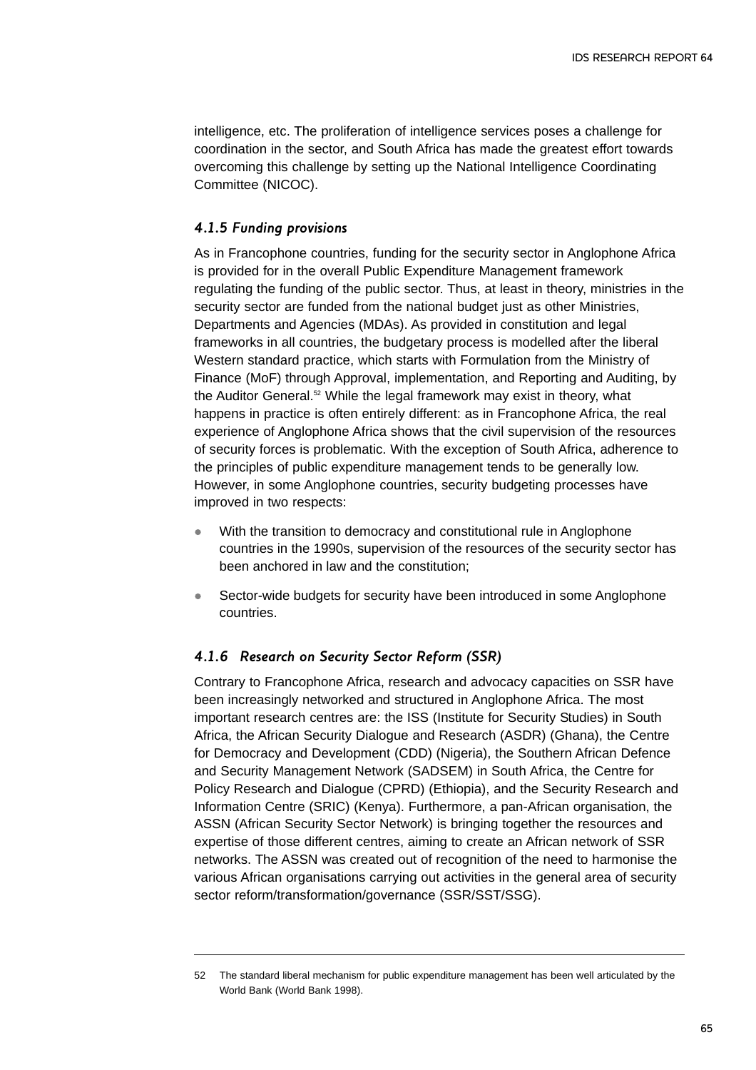intelligence, etc. The proliferation of intelligence services poses a challenge for coordination in the sector, and South Africa has made the greatest effort towards overcoming this challenge by setting up the National Intelligence Coordinating Committee (NICOC).

### *4.1.5 Funding provisions*

As in Francophone countries, funding for the security sector in Anglophone Africa is provided for in the overall Public Expenditure Management framework regulating the funding of the public sector. Thus, at least in theory, ministries in the security sector are funded from the national budget just as other Ministries, Departments and Agencies (MDAs). As provided in constitution and legal frameworks in all countries, the budgetary process is modelled after the liberal Western standard practice, which starts with Formulation from the Ministry of Finance (MoF) through Approval, implementation, and Reporting and Auditing, by the Auditor General.[52] While the legal framework may exist in theory, what happens in practice is often entirely different: as in Francophone Africa, the real experience of Anglophone Africa shows that the civil supervision of the resources of security forces is problematic. With the exception of South Africa, adherence to the principles of public expenditure management tends to be generally low. However, in some Anglophone countries, security budgeting processes have improved in two respects:

- With the transition to democracy and constitutional rule in Anglophone countries in the 1990s, supervision of the resources of the security sector has been anchored in law and the constitution;
- Sector-wide budgets for security have been introduced in some Anglophone countries.

### *4.1.6 Research on Security Sector Reform (SSR)*

Contrary to Francophone Africa, research and advocacy capacities on SSR have been increasingly networked and structured in Anglophone Africa. The most important research centres are: the ISS (Institute for Security Studies) in South Africa, the African Security Dialogue and Research (ASDR) (Ghana), the Centre for Democracy and Development (CDD) (Nigeria), the Southern African Defence and Security Management Network (SADSEM) in South Africa, the Centre for Policy Research and Dialogue (CPRD) (Ethiopia), and the Security Research and Information Centre (SRIC) (Kenya). Furthermore, a pan-African organisation, the ASSN (African Security Sector Network) is bringing together the resources and expertise of those different centres, aiming to create an African network of SSR networks. The ASSN was created out of recognition of the need to harmonise the various African organisations carrying out activities in the general area of security sector reform/transformation/governance (SSR/SST/SSG).

---

52 The standard liberal mechanism for public expenditure management has been well articulated by the World Bank (World Bank 1998).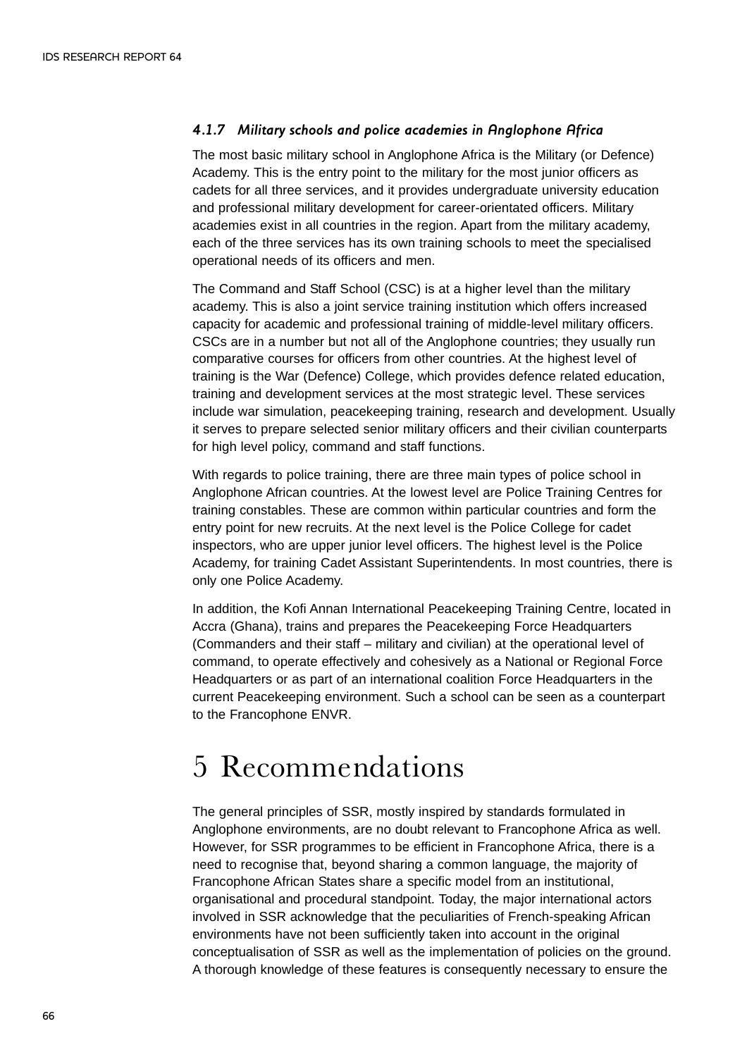### *4.1.7 Military schools and police academies in Anglophone Africa*

The most basic military school in Anglophone Africa is the Military (or Defence) Academy. This is the entry point to the military for the most junior officers as cadets for all three services, and it provides undergraduate university education and professional military development for career-orientated officers. Military academies exist in all countries in the region. Apart from the military academy, each of the three services has its own training schools to meet the specialised operational needs of its officers and men.

The Command and Staff School (CSC) is at a higher level than the military academy. This is also a joint service training institution which offers increased capacity for academic and professional training of middle-level military officers. CSCs are in a number but not all of the Anglophone countries; they usually run comparative courses for officers from other countries. At the highest level of training is the War (Defence) College, which provides defence related education, training and development services at the most strategic level. These services include war simulation, peacekeeping training, research and development. Usually it serves to prepare selected senior military officers and their civilian counterparts for high level policy, command and staff functions.

With regards to police training, there are three main types of police school in Anglophone African countries. At the lowest level are Police Training Centres for training constables. These are common within particular countries and form the entry point for new recruits. At the next level is the Police College for cadet inspectors, who are upper junior level officers. The highest level is the Police Academy, for training Cadet Assistant Superintendents. In most countries, there is only one Police Academy.

In addition, the Kofi Annan International Peacekeeping Training Centre, located in Accra (Ghana), trains and prepares the Peacekeeping Force Headquarters (Commanders and their staff – military and civilian) at the operational level of command, to operate effectively and cohesively as a National or Regional Force Headquarters or as part of an international coalition Force Headquarters in the current Peacekeeping environment. Such a school can be seen as a counterpart to the Francophone ENVR.

# 5 Recommendations

The general principles of SSR, mostly inspired by standards formulated in Anglophone environments, are no doubt relevant to Francophone Africa as well. However, for SSR programmes to be efficient in Francophone Africa, there is a need to recognise that, beyond sharing a common language, the majority of Francophone African States share a specific model from an institutional, organisational and procedural standpoint. Today, the major international actors involved in SSR acknowledge that the peculiarities of French-speaking African environments have not been sufficiently taken into account in the original conceptualisation of SSR as well as the implementation of policies on the ground. A thorough knowledge of these features is consequently necessary to ensure the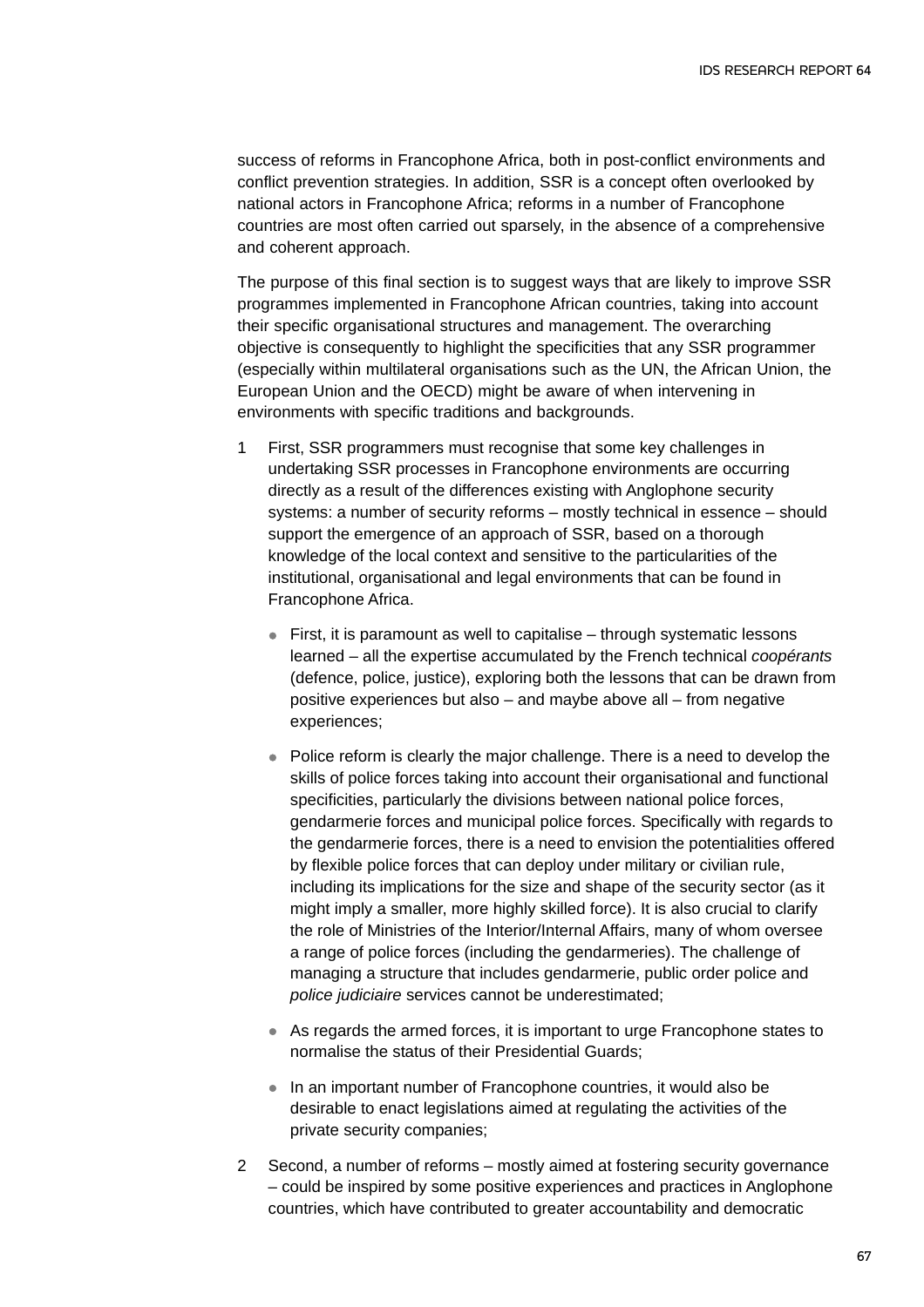success of reforms in Francophone Africa, both in post-conflict environments and conflict prevention strategies. In addition, SSR is a concept often overlooked by national actors in Francophone Africa; reforms in a number of Francophone countries are most often carried out sparsely, in the absence of a comprehensive and coherent approach.

The purpose of this final section is to suggest ways that are likely to improve SSR programmes implemented in Francophone African countries, taking into account their specific organisational structures and management. The overarching objective is consequently to highlight the specificities that any SSR programmer (especially within multilateral organisations such as the UN, the African Union, the European Union and the OECD) might be aware of when intervening in environments with specific traditions and backgrounds.

1. First, SSR programmers must recognise that some key challenges in undertaking SSR processes in Francophone environments are occurring directly as a result of the differences existing with Anglophone security systems: a number of security reforms – mostly technical in essence – should support the emergence of an approach of SSR, based on a thorough knowledge of the local context and sensitive to the particularities of the institutional, organisational and legal environments that can be found in Francophone Africa.

   - First, it is paramount as well to capitalise – through systematic lessons learned – all the expertise accumulated by the French technical *coopérants* (defence, police, justice), exploring both the lessons that can be drawn from positive experiences but also – and maybe above all – from negative experiences;

   - Police reform is clearly the major challenge. There is a need to develop the skills of police forces taking into account their organisational and functional specificities, particularly the divisions between national police forces, gendarmerie forces and municipal police forces. Specifically with regards to the gendarmerie forces, there is a need to envision the potentialities offered by flexible police forces that can deploy under military or civilian rule, including its implications for the size and shape of the security sector (as it might imply a smaller, more highly skilled force). It is also crucial to clarify the role of Ministries of the Interior/Internal Affairs, many of whom oversee a range of police forces (including the gendarmeries). The challenge of managing a structure that includes gendarmerie, public order police and *police judiciaire* services cannot be underestimated;

   - As regards the armed forces, it is important to urge Francophone states to normalise the status of their Presidential Guards;

   - In an important number of Francophone countries, it would also be desirable to enact legislations aimed at regulating the activities of the private security companies;

2. Second, a number of reforms – mostly aimed at fostering security governance – could be inspired by some positive experiences and practices in Anglophone countries, which have contributed to greater accountability and democratic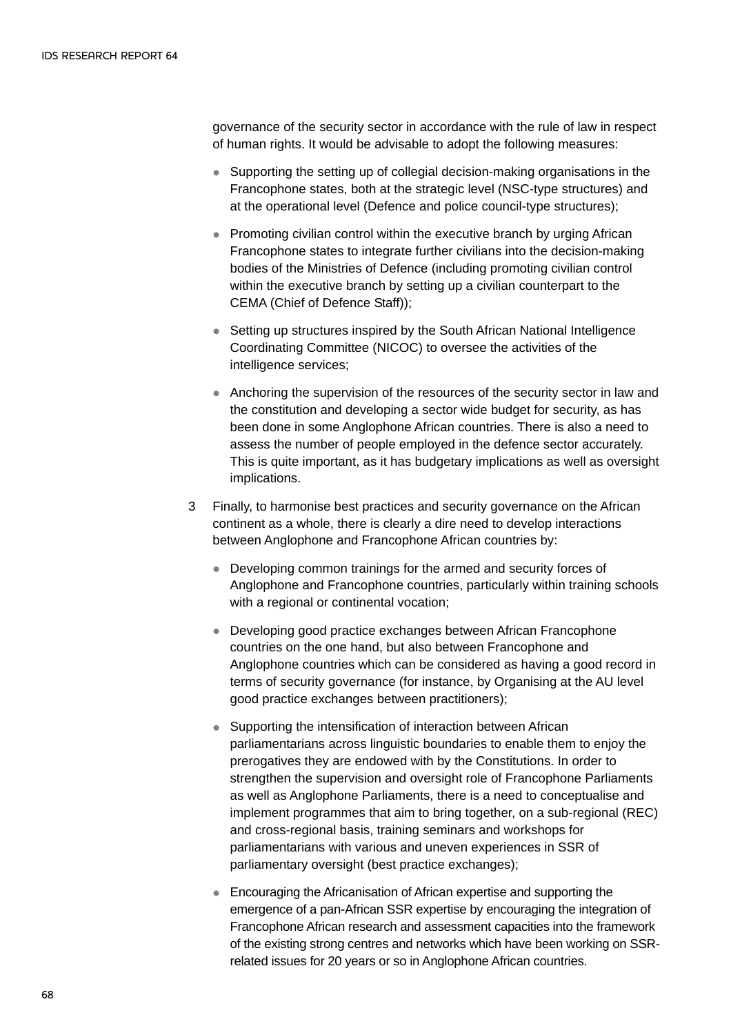governance of the security sector in accordance with the rule of law in respect of human rights. It would be advisable to adopt the following measures:

- Supporting the setting up of collegial decision-making organisations in the Francophone states, both at the strategic level (NSC-type structures) and at the operational level (Defence and police council-type structures);
- Promoting civilian control within the executive branch by urging African Francophone states to integrate further civilians into the decision-making bodies of the Ministries of Defence (including promoting civilian control within the executive branch by setting up a civilian counterpart to the CEMA (Chief of Defence Staff));
- Setting up structures inspired by the South African National Intelligence Coordinating Committee (NICOC) to oversee the activities of the intelligence services;
- Anchoring the supervision of the resources of the security sector in law and the constitution and developing a sector wide budget for security, as has been done in some Anglophone African countries. There is also a need to assess the number of people employed in the defence sector accurately. This is quite important, as it has budgetary implications as well as oversight implications.

3 Finally, to harmonise best practices and security governance on the African continent as a whole, there is clearly a dire need to develop interactions between Anglophone and Francophone African countries by:

- Developing common trainings for the armed and security forces of Anglophone and Francophone countries, particularly within training schools with a regional or continental vocation;
- Developing good practice exchanges between African Francophone countries on the one hand, but also between Francophone and Anglophone countries which can be considered as having a good record in terms of security governance (for instance, by Organising at the AU level good practice exchanges between practitioners);
- Supporting the intensification of interaction between African parliamentarians across linguistic boundaries to enable them to enjoy the prerogatives they are endowed with by the Constitutions. In order to strengthen the supervision and oversight role of Francophone Parliaments as well as Anglophone Parliaments, there is a need to conceptualise and implement programmes that aim to bring together, on a sub-regional (REC) and cross-regional basis, training seminars and workshops for parliamentarians with various and uneven experiences in SSR of parliamentary oversight (best practice exchanges);
- Encouraging the Africanisation of African expertise and supporting the emergence of a pan-African SSR expertise by encouraging the integration of Francophone African research and assessment capacities into the framework of the existing strong centres and networks which have been working on SSR-related issues for 20 years or so in Anglophone African countries.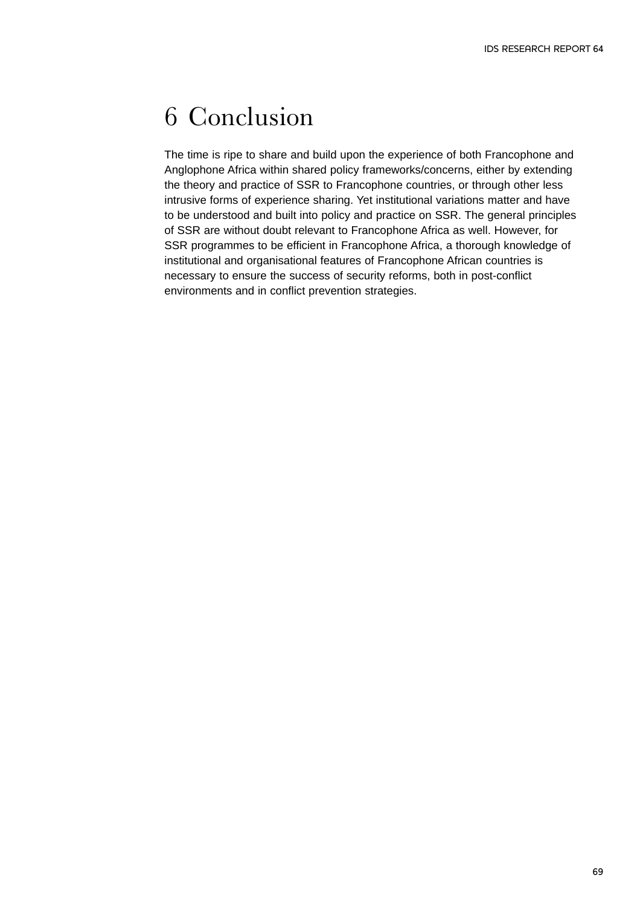# 6 Conclusion

The time is ripe to share and build upon the experience of both Francophone and Anglophone Africa within shared policy frameworks/concerns, either by extending the theory and practice of SSR to Francophone countries, or through other less intrusive forms of experience sharing. Yet institutional variations matter and have to be understood and built into policy and practice on SSR. The general principles of SSR are without doubt relevant to Francophone Africa as well. However, for SSR programmes to be efficient in Francophone Africa, a thorough knowledge of institutional and organisational features of Francophone African countries is necessary to ensure the success of security reforms, both in post-conflict environments and in conflict prevention strategies.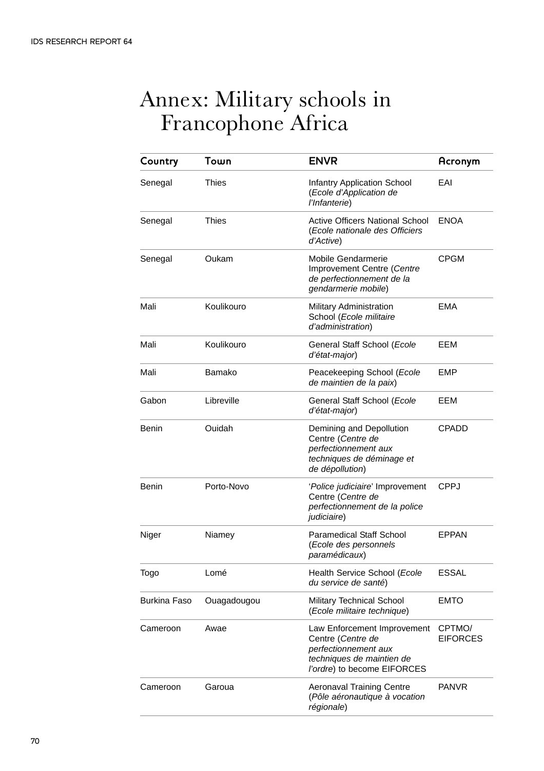# Annex: Military schools in Francophone Africa

| Country | Town | ENVR | Acronym |
|---|---|---|---|
| Senegal | Thies | Infantry Application School (*Ecole d'Application de l'Infanterie*) | EAI |
| Senegal | Thies | Active Officers National School (*Ecole nationale des Officiers d'Active*) | ENOA |
| Senegal | Oukam | Mobile Gendarmerie Improvement Centre (*Centre de perfectionnement de la gendarmerie mobile*) | CPGM |
| Mali | Koulikouro | Military Administration School (*Ecole militaire d'administration*) | EMA |
| Mali | Koulikouro | General Staff School (*Ecole d'état-major*) | EEM |
| Mali | Bamako | Peacekeeping School (*Ecole de maintien de la paix*) | EMP |
| Gabon | Libreville | General Staff School (*Ecole d'état-major*) | EEM |
| Benin | Ouidah | Demining and Depollution Centre (*Centre de perfectionnement aux techniques de déminage et de dépollution*) | CPADD |
| Benin | Porto-Novo | '*Police judiciaire*' Improvement Centre (*Centre de perfectionnement de la police judiciaire*) | CPPJ |
| Niger | Niamey | Paramedical Staff School (*Ecole des personnels paramédicaux*) | EPPAN |
| Togo | Lomé | Health Service School (*Ecole du service de santé*) | ESSAL |
| Burkina Faso | Ouagadougou | Military Technical School (*Ecole militaire technique*) | EMTO |
| Cameroon | Awae | Law Enforcement Improvement Centre (*Centre de perfectionnement aux techniques de maintien de l'ordre*) to become EIFORCES | CPTMO/ EIFORCES |
| Cameroon | Garoua | Aeronaval Training Centre (*Pôle aéronautique à vocation régionale*) | PANVR |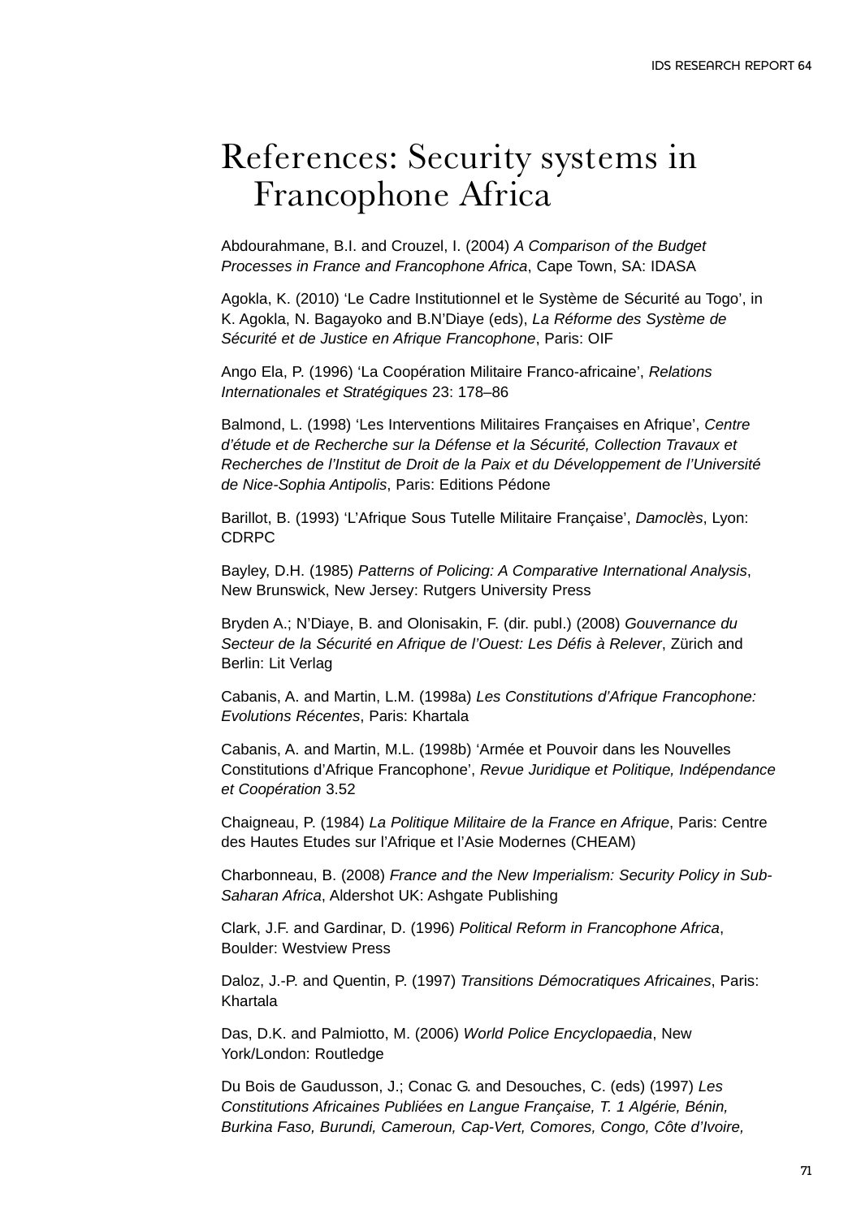# References: Security systems in Francophone Africa

Abdourahmane, B.I. and Crouzel, I. (2004) *A Comparison of the Budget Processes in France and Francophone Africa*, Cape Town, SA: IDASA

Agokla, K. (2010) 'Le Cadre Institutionnel et le Système de Sécurité au Togo', in K. Agokla, N. Bagayoko and B.N'Diaye (eds), *La Réforme des Système de Sécurité et de Justice en Afrique Francophone*, Paris: OIF

Ango Ela, P. (1996) 'La Coopération Militaire Franco-africaine', *Relations Internationales et Stratégiques* 23: 178–86

Balmond, L. (1998) 'Les Interventions Militaires Françaises en Afrique', *Centre d'étude et de Recherche sur la Défense et la Sécurité, Collection Travaux et Recherches de l'Institut de Droit de la Paix et du Développement de l'Université de Nice-Sophia Antipolis*, Paris: Editions Pédone

Barillot, B. (1993) 'L'Afrique Sous Tutelle Militaire Française', *Damoclès*, Lyon: CDRPC

Bayley, D.H. (1985) *Patterns of Policing: A Comparative International Analysis*, New Brunswick, New Jersey: Rutgers University Press

Bryden A.; N'Diaye, B. and Olonisakin, F. (dir. publ.) (2008) *Gouvernance du Secteur de la Sécurité en Afrique de l'Ouest: Les Défis à Relever*, Zürich and Berlin: Lit Verlag

Cabanis, A. and Martin, L.M. (1998a) *Les Constitutions d'Afrique Francophone: Evolutions Récentes*, Paris: Khartala

Cabanis, A. and Martin, M.L. (1998b) 'Armée et Pouvoir dans les Nouvelles Constitutions d'Afrique Francophone', *Revue Juridique et Politique, Indépendance et Coopération* 3.52

Chaigneau, P. (1984) *La Politique Militaire de la France en Afrique*, Paris: Centre des Hautes Etudes sur l'Afrique et l'Asie Modernes (CHEAM)

Charbonneau, B. (2008) *France and the New Imperialism: Security Policy in Sub-Saharan Africa*, Aldershot UK: Ashgate Publishing

Clark, J.F. and Gardinar, D. (1996) *Political Reform in Francophone Africa*, Boulder: Westview Press

Daloz, J.-P. and Quentin, P. (1997) *Transitions Démocratiques Africaines*, Paris: Khartala

Das, D.K. and Palmiotto, M. (2006) *World Police Encyclopaedia*, New York/London: Routledge

Du Bois de Gaudusson, J.; Conac G. and Desouches, C. (eds) (1997) *Les Constitutions Africaines Publiées en Langue Française, T. 1 Algérie, Bénin, Burkina Faso, Burundi, Cameroun, Cap-Vert, Comores, Congo, Côte d'Ivoire,*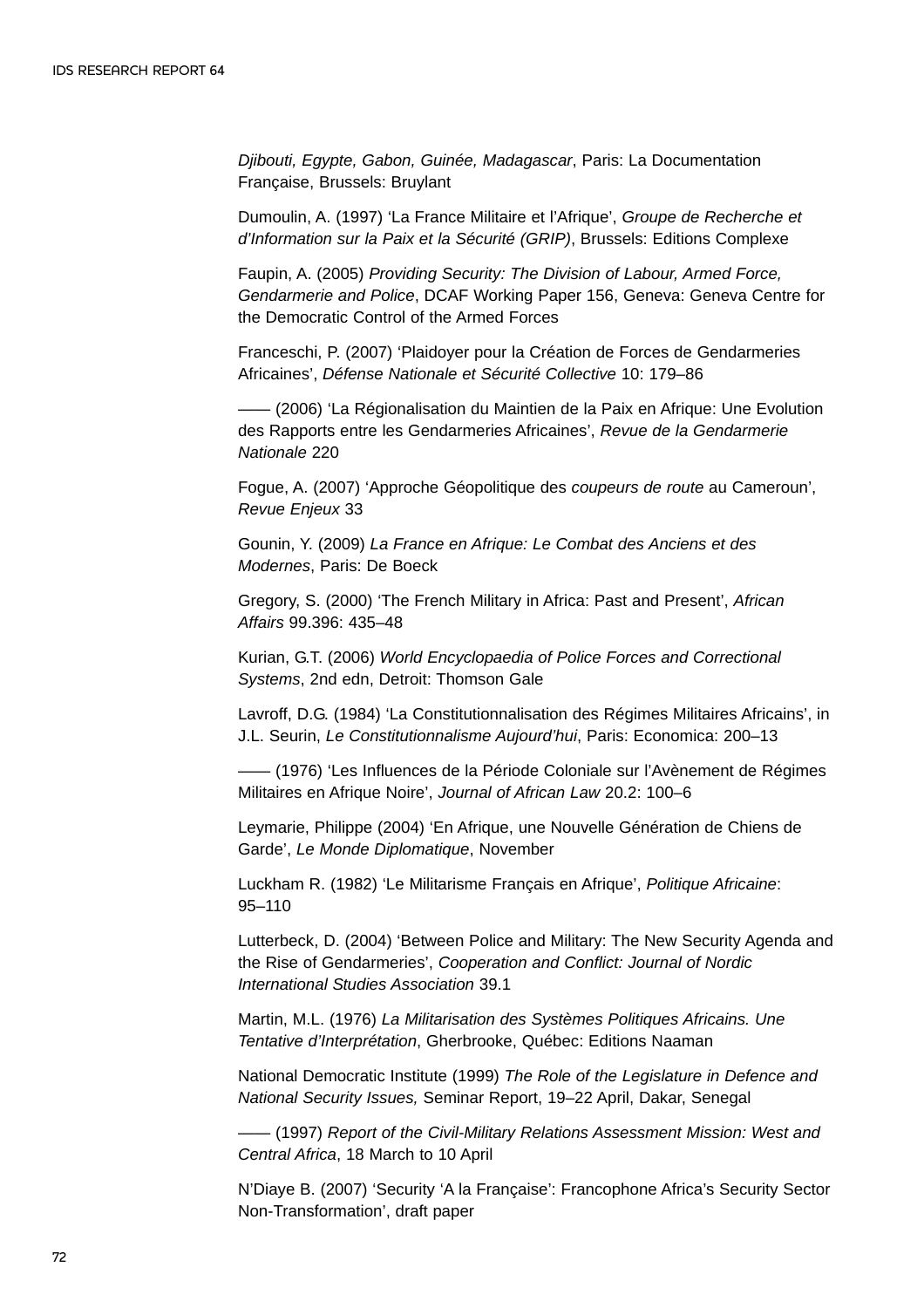*Djibouti, Egypte, Gabon, Guinée, Madagascar*, Paris: La Documentation Française, Brussels: Bruylant

Dumoulin, A. (1997) 'La France Militaire et l'Afrique', *Groupe de Recherche et d'Information sur la Paix et la Sécurité (GRIP)*, Brussels: Editions Complexe

Faupin, A. (2005) *Providing Security: The Division of Labour, Armed Force, Gendarmerie and Police*, DCAF Working Paper 156, Geneva: Geneva Centre for the Democratic Control of the Armed Forces

Franceschi, P. (2007) 'Plaidoyer pour la Création de Forces de Gendarmeries Africaines', *Défense Nationale et Sécurité Collective* 10: 179–86

—— (2006) 'La Régionalisation du Maintien de la Paix en Afrique: Une Evolution des Rapports entre les Gendarmeries Africaines', *Revue de la Gendarmerie Nationale* 220

Fogue, A. (2007) 'Approche Géopolitique des *coupeurs de route* au Cameroun', *Revue Enjeux* 33

Gounin, Y. (2009) *La France en Afrique: Le Combat des Anciens et des Modernes*, Paris: De Boeck

Gregory, S. (2000) 'The French Military in Africa: Past and Present', *African Affairs* 99.396: 435–48

Kurian, G.T. (2006) *World Encyclopaedia of Police Forces and Correctional Systems*, 2nd edn, Detroit: Thomson Gale

Lavroff, D.G. (1984) 'La Constitutionnalisation des Régimes Militaires Africains', in J.L. Seurin, *Le Constitutionnalisme Aujourd'hui*, Paris: Economica: 200–13

—— (1976) 'Les Influences de la Période Coloniale sur l'Avènement de Régimes Militaires en Afrique Noire', *Journal of African Law* 20.2: 100–6

Leymarie, Philippe (2004) 'En Afrique, une Nouvelle Génération de Chiens de Garde', *Le Monde Diplomatique*, November

Luckham R. (1982) 'Le Militarisme Français en Afrique', *Politique Africaine*: 95–110

Lutterbeck, D. (2004) 'Between Police and Military: The New Security Agenda and the Rise of Gendarmeries', *Cooperation and Conflict: Journal of Nordic International Studies Association* 39.1

Martin, M.L. (1976) *La Militarisation des Systèmes Politiques Africains. Une Tentative d'Interprétation*, Gherbrooke, Québec: Editions Naaman

National Democratic Institute (1999) *The Role of the Legislature in Defence and National Security Issues,* Seminar Report, 19–22 April, Dakar, Senegal

—— (1997) *Report of the Civil-Military Relations Assessment Mission: West and Central Africa*, 18 March to 10 April

N'Diaye B. (2007) 'Security 'A la Française': Francophone Africa's Security Sector Non-Transformation', draft paper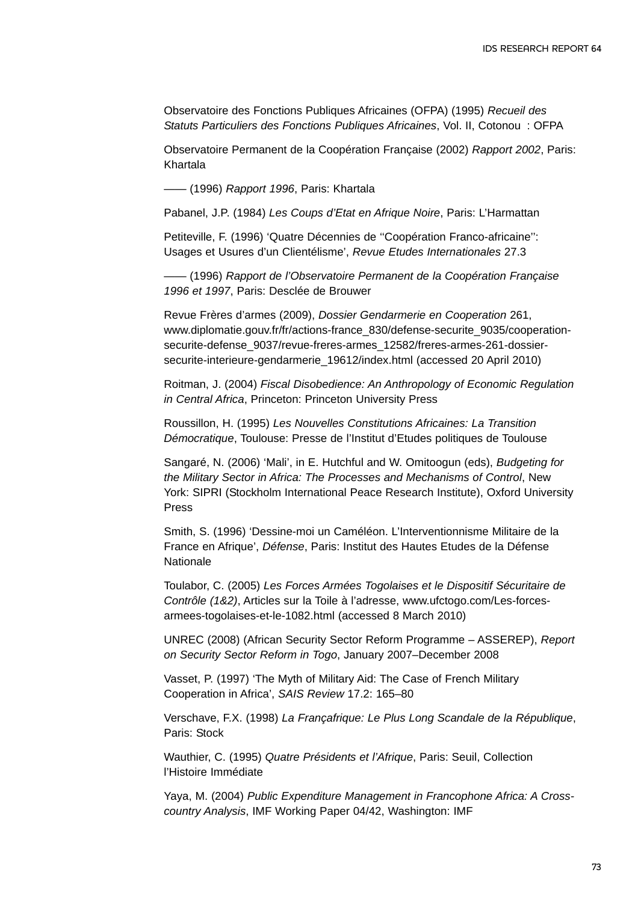Observatoire des Fonctions Publiques Africaines (OFPA) (1995) *Recueil des Statuts Particuliers des Fonctions Publiques Africaines*, Vol. II, Cotonou : OFPA

Observatoire Permanent de la Coopération Française (2002) *Rapport 2002*, Paris: Khartala

—— (1996) *Rapport 1996*, Paris: Khartala

Pabanel, J.P. (1984) *Les Coups d'Etat en Afrique Noire*, Paris: L'Harmattan

Petiteville, F. (1996) 'Quatre Décennies de ''Coopération Franco-africaine'': Usages et Usures d'un Clientélisme', *Revue Etudes Internationales* 27.3

—— (1996) *Rapport de l'Observatoire Permanent de la Coopération Française 1996 et 1997*, Paris: Desclée de Brouwer

Revue Frères d'armes (2009), *Dossier Gendarmerie en Cooperation* 261, www.diplomatie.gouv.fr/fr/actions-france_830/defense-securite_9035/cooperation-securite-defense_9037/revue-freres-armes_12582/freres-armes-261-dossier-securite-interieure-gendarmerie_19612/index.html (accessed 20 April 2010)

Roitman, J. (2004) *Fiscal Disobedience: An Anthropology of Economic Regulation in Central Africa*, Princeton: Princeton University Press

Roussillon, H. (1995) *Les Nouvelles Constitutions Africaines: La Transition Démocratique*, Toulouse: Presse de l'Institut d'Etudes politiques de Toulouse

Sangaré, N. (2006) 'Mali', in E. Hutchful and W. Omitoogun (eds), *Budgeting for the Military Sector in Africa: The Processes and Mechanisms of Control*, New York: SIPRI (Stockholm International Peace Research Institute), Oxford University Press

Smith, S. (1996) 'Dessine-moi un Caméléon. L'Interventionnisme Militaire de la France en Afrique', *Défense*, Paris: Institut des Hautes Etudes de la Défense Nationale

Toulabor, C. (2005) *Les Forces Armées Togolaises et le Dispositif Sécuritaire de Contrôle (1&2)*, Articles sur la Toile à l'adresse, www.ufctogo.com/Les-forces-armees-togolaises-et-le-1082.html (accessed 8 March 2010)

UNREC (2008) (African Security Sector Reform Programme – ASSEREP), *Report on Security Sector Reform in Togo*, January 2007–December 2008

Vasset, P. (1997) 'The Myth of Military Aid: The Case of French Military Cooperation in Africa', *SAIS Review* 17.2: 165–80

Verschave, F.X. (1998) *La Françafrique: Le Plus Long Scandale de la République*, Paris: Stock

Wauthier, C. (1995) *Quatre Présidents et l'Afrique*, Paris: Seuil, Collection l'Histoire Immédiate

Yaya, M. (2004) *Public Expenditure Management in Francophone Africa: A Cross-country Analysis*, IMF Working Paper 04/42, Washington: IMF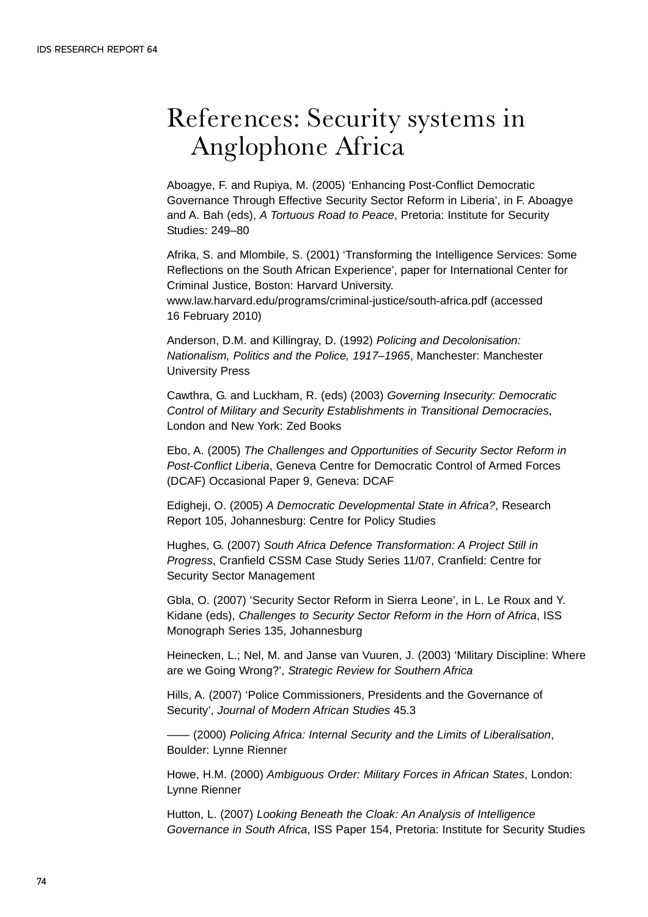# References: Security systems in Anglophone Africa

Aboagye, F. and Rupiya, M. (2005) 'Enhancing Post-Conflict Democratic Governance Through Effective Security Sector Reform in Liberia', in F. Aboagye and A. Bah (eds), *A Tortuous Road to Peace*, Pretoria: Institute for Security Studies: 249–80

Afrika, S. and Mlombile, S. (2001) 'Transforming the Intelligence Services: Some Reflections on the South African Experience', paper for International Center for Criminal Justice, Boston: Harvard University. www.law.harvard.edu/programs/criminal-justice/south-africa.pdf (accessed 16 February 2010)

Anderson, D.M. and Killingray, D. (1992) *Policing and Decolonisation: Nationalism, Politics and the Police, 1917–1965*, Manchester: Manchester University Press

Cawthra, G. and Luckham, R. (eds) (2003) *Governing Insecurity: Democratic Control of Military and Security Establishments in Transitional Democracies*, London and New York: Zed Books

Ebo, A. (2005) *The Challenges and Opportunities of Security Sector Reform in Post-Conflict Liberia*, Geneva Centre for Democratic Control of Armed Forces (DCAF) Occasional Paper 9, Geneva: DCAF

Edigheji, O. (2005) *A Democratic Developmental State in Africa?*, Research Report 105, Johannesburg: Centre for Policy Studies

Hughes, G. (2007) *South Africa Defence Transformation: A Project Still in Progress*, Cranfield CSSM Case Study Series 11/07, Cranfield: Centre for Security Sector Management

Gbla, O. (2007) 'Security Sector Reform in Sierra Leone', in L. Le Roux and Y. Kidane (eds), *Challenges to Security Sector Reform in the Horn of Africa*, ISS Monograph Series 135, Johannesburg

Heinecken, L.; Nel, M. and Janse van Vuuren, J. (2003) 'Military Discipline: Where are we Going Wrong?', *Strategic Review for Southern Africa*

Hills, A. (2007) 'Police Commissioners, Presidents and the Governance of Security', *Journal of Modern African Studies* 45.3

—— (2000) *Policing Africa: Internal Security and the Limits of Liberalisation*, Boulder: Lynne Rienner

Howe, H.M. (2000) *Ambiguous Order: Military Forces in African States*, London: Lynne Rienner

Hutton, L. (2007) *Looking Beneath the Cloak: An Analysis of Intelligence Governance in South Africa*, ISS Paper 154, Pretoria: Institute for Security Studies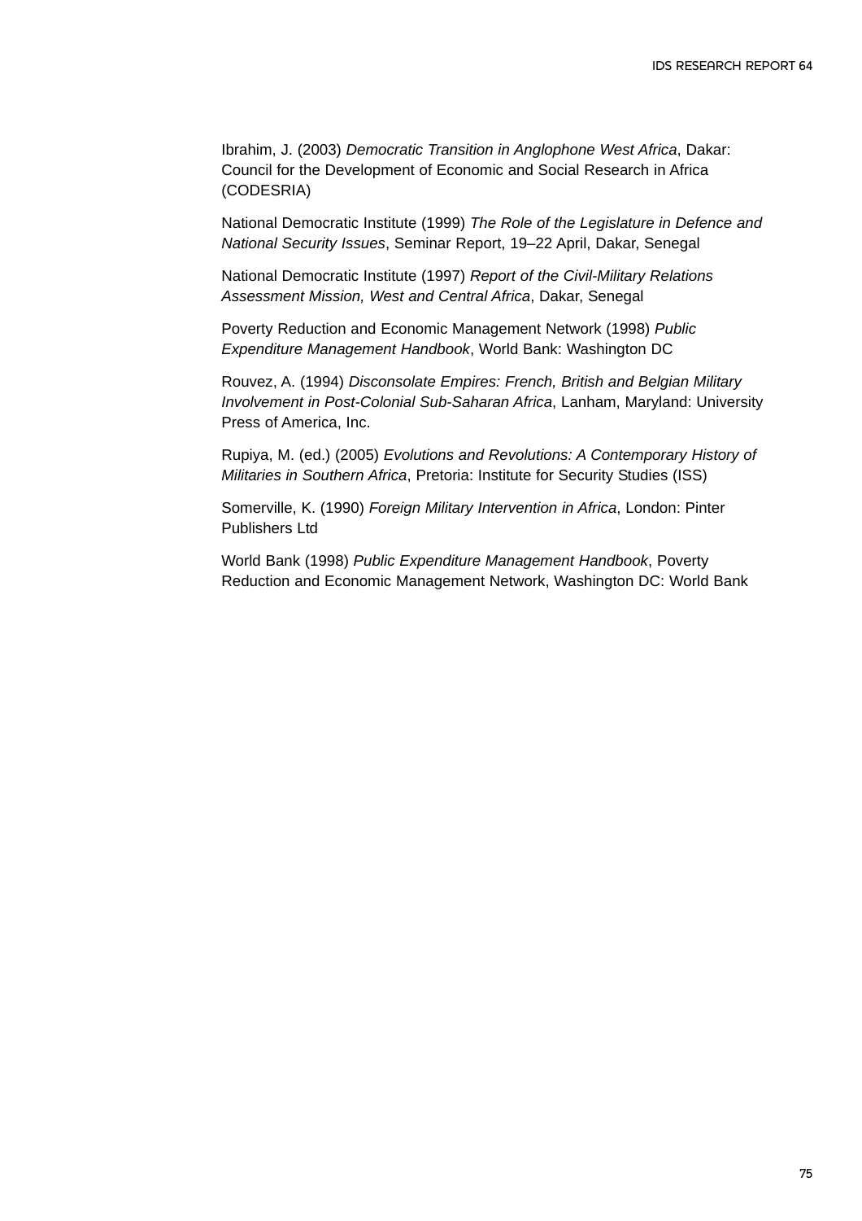Ibrahim, J. (2003) *Democratic Transition in Anglophone West Africa*, Dakar: Council for the Development of Economic and Social Research in Africa (CODESRIA)

National Democratic Institute (1999) *The Role of the Legislature in Defence and National Security Issues*, Seminar Report, 19–22 April, Dakar, Senegal

National Democratic Institute (1997) *Report of the Civil-Military Relations Assessment Mission, West and Central Africa*, Dakar, Senegal

Poverty Reduction and Economic Management Network (1998) *Public Expenditure Management Handbook*, World Bank: Washington DC

Rouvez, A. (1994) *Disconsolate Empires: French, British and Belgian Military Involvement in Post-Colonial Sub-Saharan Africa*, Lanham, Maryland: University Press of America, Inc.

Rupiya, M. (ed.) (2005) *Evolutions and Revolutions: A Contemporary History of Militaries in Southern Africa*, Pretoria: Institute for Security Studies (ISS)

Somerville, K. (1990) *Foreign Military Intervention in Africa*, London: Pinter Publishers Ltd

World Bank (1998) *Public Expenditure Management Handbook*, Poverty Reduction and Economic Management Network, Washington DC: World Bank